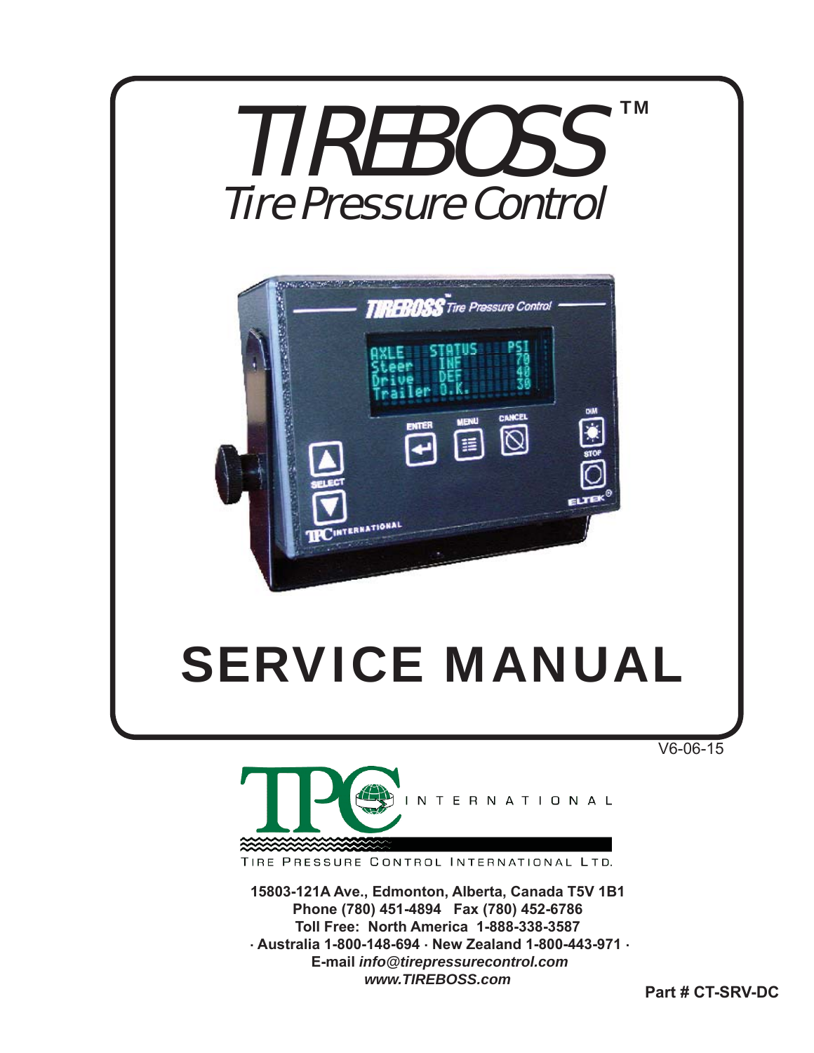# TIREBOSS™

## Tire Pressure Control

# SERVICE MANUAL

V6-06-15

TPC INTERNATIONAL

TIRE PRESSURE CONTROL INTERNATIONAL LTD.

**15803-121A Ave., Edmonton, Alberta, Canada T5V 1B1**
**Phone (780) 451-4894 Fax (780) 452-6786**
**Toll Free: North America 1-888-338-3587**
**· Australia 1-800-148-694 · New Zealand 1-800-443-971 ·**
**E-mail *info@tirepressurecontrol.com***
***www.TIREBOSS.com***

**Part # CT-SRV-DC**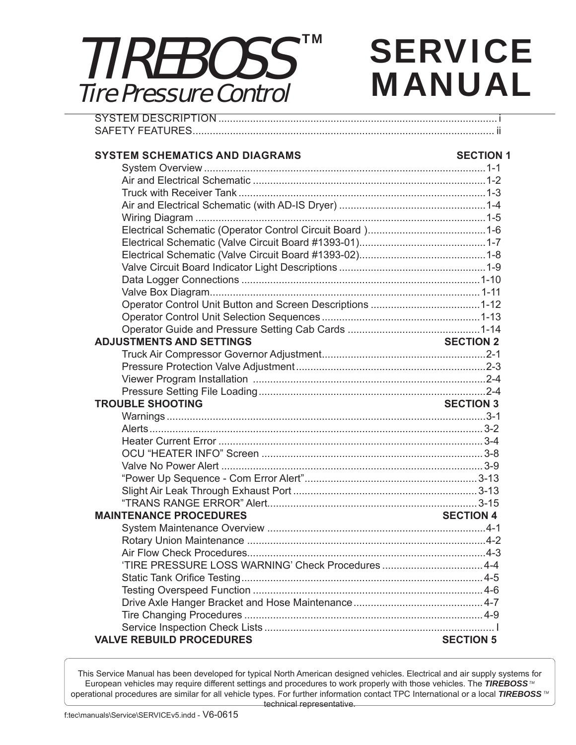# TIREBOSS™ Tire Pressure Control

# SERVICE MANUAL

SYSTEM DESCRIPTION ................................................................................................ i
SAFETY FEATURES........................................................................................................ ii

**SYSTEM SCHEMATICS AND DIAGRAMS** **SECTION 1**

- System Overview ..................................................................................................1-1
- Air and Electrical Schematic ..................................................................................1-2
- Truck with Receiver Tank ......................................................................................1-3
- Air and Electrical Schematic (with AD-IS Dryer) ...................................................1-4
- Wiring Diagram .....................................................................................................1-5
- Electrical Schematic (Operator Control Circuit Board ).........................................1-6
- Electrical Schematic (Valve Circuit Board #1393-01)............................................1-7
- Electrical Schematic (Valve Circuit Board #1393-02)............................................1-8
- Valve Circuit Board Indicator Light Descriptions ...................................................1-9
- Data Logger Connections ...................................................................................1-10
- Valve Box Diagram..............................................................................................1-11
- Operator Control Unit Button and Screen Descriptions ......................................1-12
- Operator Control Unit Selection Sequences .......................................................1-13
- Operator Guide and Pressure Setting Cab Cards ..............................................1-14

**ADJUSTMENTS AND SETTINGS** **SECTION 2**

- Truck Air Compressor Governor Adjustment.........................................................2-1
- Pressure Protection Valve Adjustment ..................................................................2-3
- Viewer Program Installation .................................................................................2-4
- Pressure Setting File Loading...............................................................................2-4

**TROUBLE SHOOTING** **SECTION 3**

- Warnings ...............................................................................................................3-1
- Alerts....................................................................................................................3-2
- Heater Current Error .............................................................................................3-4
- OCU "HEATER INFO" Screen .............................................................................3-8
- Valve No Power Alert ............................................................................................3-9
- "Power Up Sequence - Com Error Alert"............................................................3-13
- Slight Air Leak Through Exhaust Port .................................................................3-13
- "TRANS RANGE ERROR" Alert.........................................................................3-15

**MAINTENANCE PROCEDURES** **SECTION 4**

- System Maintenance Overview .............................................................................4-1
- Rotary Union Maintenance ....................................................................................4-2
- Air Flow Check Procedures...................................................................................4-3
- 'TIRE PRESSURE LOSS WARNING' Check Procedures ...................................4-4
- Static Tank Orifice Testing....................................................................................4-5
- Testing Overspeed Function .................................................................................4-6
- Drive Axle Hanger Bracket and Hose Maintenance.............................................4-7
- Tire Changing Procedures ....................................................................................4-9
- Service Inspection Check Lists ...............................................................................I

**VALVE REBUILD PROCEDURES** **SECTION 5**

This Service Manual has been developed for typical North American designed vehicles. Electrical and air supply systems for European vehicles may require different settings and procedures to work properly with those vehicles. The ***TIREBOSS***™ operational procedures are similar for all vehicle types. For further information contact TPC International or a local ***TIREBOSS***™ technical representative.

f:tec\manuals\Service\SERVICEv5.indd - V6-0615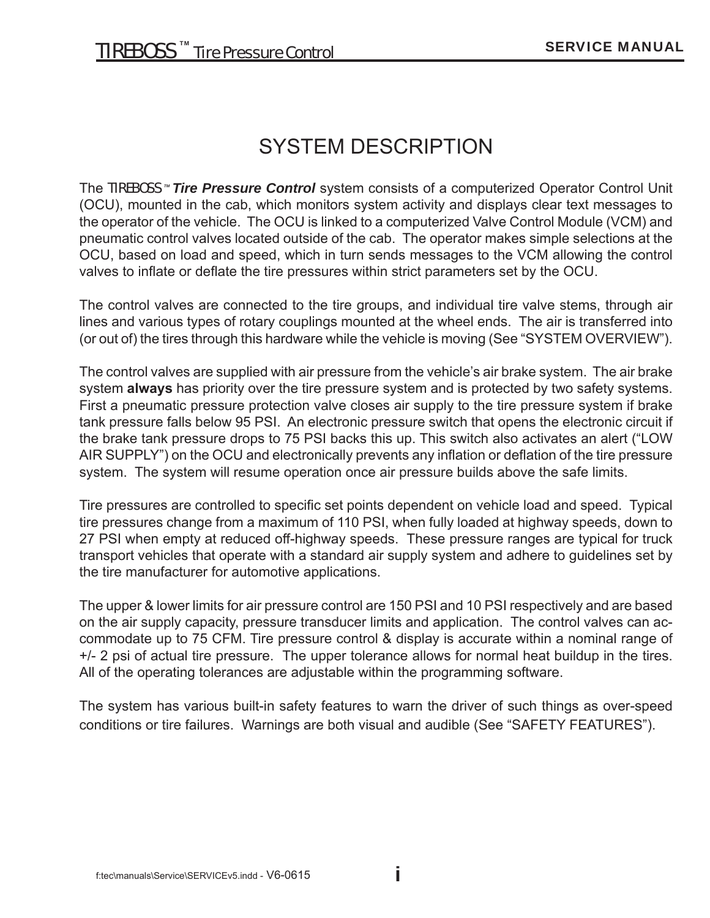# SYSTEM DESCRIPTION

The TIREBOSS™ ***Tire Pressure Control*** system consists of a computerized Operator Control Unit (OCU), mounted in the cab, which monitors system activity and displays clear text messages to the operator of the vehicle. The OCU is linked to a computerized Valve Control Module (VCM) and pneumatic control valves located outside of the cab. The operator makes simple selections at the OCU, based on load and speed, which in turn sends messages to the VCM allowing the control valves to inflate or deflate the tire pressures within strict parameters set by the OCU.

The control valves are connected to the tire groups, and individual tire valve stems, through air lines and various types of rotary couplings mounted at the wheel ends. The air is transferred into (or out of) the tires through this hardware while the vehicle is moving (See "SYSTEM OVERVIEW").

The control valves are supplied with air pressure from the vehicle's air brake system. The air brake system **always** has priority over the tire pressure system and is protected by two safety systems. First a pneumatic pressure protection valve closes air supply to the tire pressure system if brake tank pressure falls below 95 PSI. An electronic pressure switch that opens the electronic circuit if the brake tank pressure drops to 75 PSI backs this up. This switch also activates an alert ("LOW AIR SUPPLY") on the OCU and electronically prevents any inflation or deflation of the tire pressure system. The system will resume operation once air pressure builds above the safe limits.

Tire pressures are controlled to specific set points dependent on vehicle load and speed. Typical tire pressures change from a maximum of 110 PSI, when fully loaded at highway speeds, down to 27 PSI when empty at reduced off-highway speeds. These pressure ranges are typical for truck transport vehicles that operate with a standard air supply system and adhere to guidelines set by the tire manufacturer for automotive applications.

The upper & lower limits for air pressure control are 150 PSI and 10 PSI respectively and are based on the air supply capacity, pressure transducer limits and application. The control valves can accommodate up to 75 CFM. Tire pressure control & display is accurate within a nominal range of +/- 2 psi of actual tire pressure. The upper tolerance allows for normal heat buildup in the tires. All of the operating tolerances are adjustable within the programming software.

The system has various built-in safety features to warn the driver of such things as over-speed conditions or tire failures. Warnings are both visual and audible (See "SAFETY FEATURES").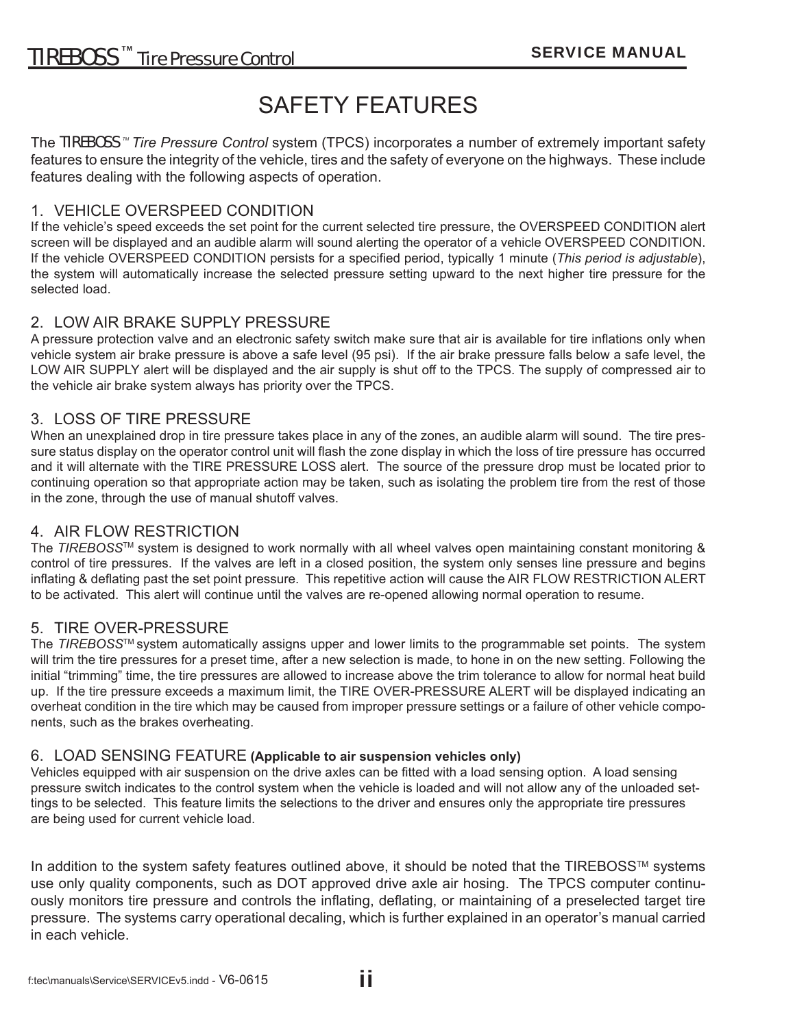# SAFETY FEATURES

The TIREBOSS™ *Tire Pressure Control* system (TPCS) incorporates a number of extremely important safety features to ensure the integrity of the vehicle, tires and the safety of everyone on the highways. These include features dealing with the following aspects of operation.

## 1. VEHICLE OVERSPEED CONDITION

If the vehicle's speed exceeds the set point for the current selected tire pressure, the OVERSPEED CONDITION alert screen will be displayed and an audible alarm will sound alerting the operator of a vehicle OVERSPEED CONDITION. If the vehicle OVERSPEED CONDITION persists for a specified period, typically 1 minute (*This period is adjustable*), the system will automatically increase the selected pressure setting upward to the next higher tire pressure for the selected load.

## 2. LOW AIR BRAKE SUPPLY PRESSURE

A pressure protection valve and an electronic safety switch make sure that air is available for tire inflations only when vehicle system air brake pressure is above a safe level (95 psi). If the air brake pressure falls below a safe level, the LOW AIR SUPPLY alert will be displayed and the air supply is shut off to the TPCS. The supply of compressed air to the vehicle air brake system always has priority over the TPCS.

## 3. LOSS OF TIRE PRESSURE

When an unexplained drop in tire pressure takes place in any of the zones, an audible alarm will sound. The tire pressure status display on the operator control unit will flash the zone display in which the loss of tire pressure has occurred and it will alternate with the TIRE PRESSURE LOSS alert. The source of the pressure drop must be located prior to continuing operation so that appropriate action may be taken, such as isolating the problem tire from the rest of those in the zone, through the use of manual shutoff valves.

## 4. AIR FLOW RESTRICTION

The *TIREBOSS*™ system is designed to work normally with all wheel valves open maintaining constant monitoring & control of tire pressures. If the valves are left in a closed position, the system only senses line pressure and begins inflating & deflating past the set point pressure. This repetitive action will cause the AIR FLOW RESTRICTION ALERT to be activated. This alert will continue until the valves are re-opened allowing normal operation to resume.

## 5. TIRE OVER-PRESSURE

The *TIREBOSS*™ system automatically assigns upper and lower limits to the programmable set points. The system will trim the tire pressures for a preset time, after a new selection is made, to hone in on the new setting. Following the initial "trimming" time, the tire pressures are allowed to increase above the trim tolerance to allow for normal heat build up. If the tire pressure exceeds a maximum limit, the TIRE OVER-PRESSURE ALERT will be displayed indicating an overheat condition in the tire which may be caused from improper pressure settings or a failure of other vehicle components, such as the brakes overheating.

## 6. LOAD SENSING FEATURE **(Applicable to air suspension vehicles only)**

Vehicles equipped with air suspension on the drive axles can be fitted with a load sensing option. A load sensing pressure switch indicates to the control system when the vehicle is loaded and will not allow any of the unloaded settings to be selected. This feature limits the selections to the driver and ensures only the appropriate tire pressures are being used for current vehicle load.

In addition to the system safety features outlined above, it should be noted that the TIREBOSS™ systems use only quality components, such as DOT approved drive axle air hosing. The TPCS computer continuously monitors tire pressure and controls the inflating, deflating, or maintaining of a preselected target tire pressure. The systems carry operational decaling, which is further explained in an operator's manual carried in each vehicle.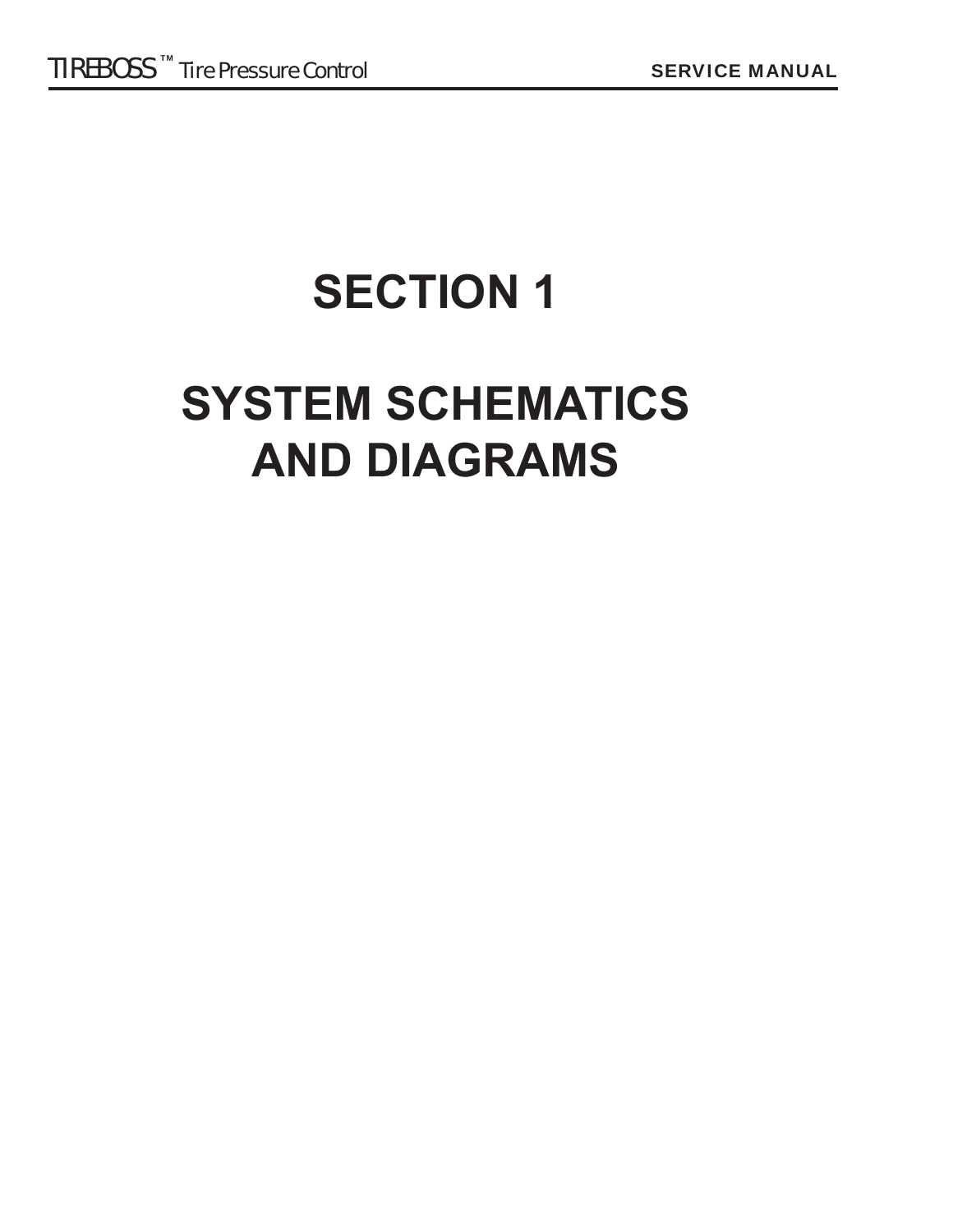# SECTION 1

# SYSTEM SCHEMATICS AND DIAGRAMS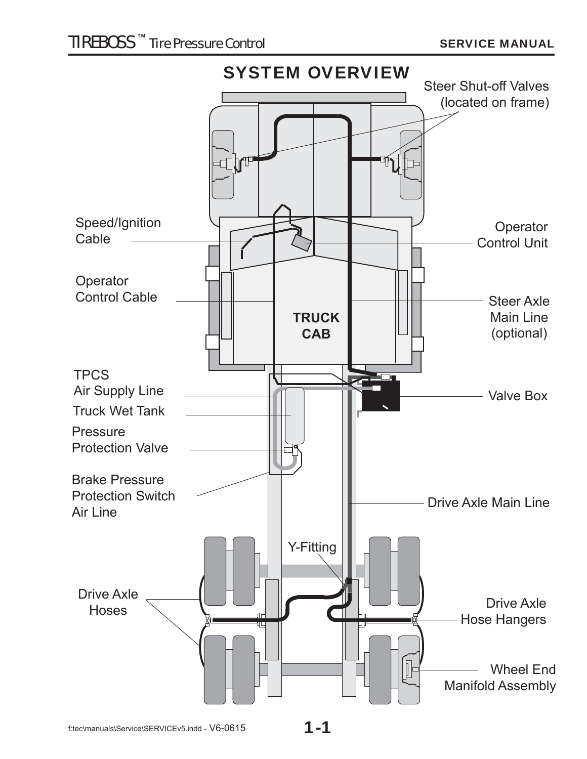# SYSTEM OVERVIEW

Steer Shut-off Valves (located on frame)

Speed/Ignition Cable

Operator Control Unit

Operator Control Cable

TRUCK CAB

Steer Axle Main Line (optional)

TPCS Air Supply Line

Valve Box

Truck Wet Tank

Pressure Protection Valve

Brake Pressure Protection Switch Air Line

Drive Axle Main Line

Y-Fitting

Drive Axle Hoses

Drive Axle Hose Hangers

Wheel End Manifold Assembly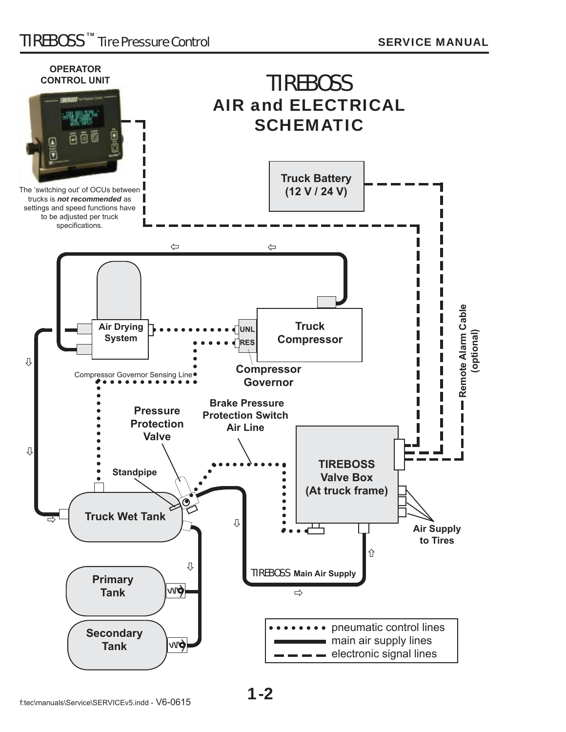# TIREBOSS AIR and ELECTRICAL SCHEMATIC

**OPERATOR CONTROL UNIT**

The 'switching out' of OCUs between trucks is ***not recommended*** as settings and speed functions have to be adjusted per truck specifications.

**Truck Battery (12 V / 24 V)**

**Remote Alarm Cable (optional)**

**Air Drying System**

**Truck Compressor**

UNL

RES

**Compressor Governor**

Compressor Governor Sensing Line

**Pressure Protection Valve**

**Brake Pressure Protection Switch Air Line**

**Standpipe**

**TIREBOSS Valve Box (At truck frame)**

**Truck Wet Tank**

**Air Supply to Tires**

TIREBOSS **Main Air Supply**

**Primary Tank**

**Secondary Tank**

- pneumatic control lines (dotted)
- main air supply lines (solid)
- electronic signal lines (dashed)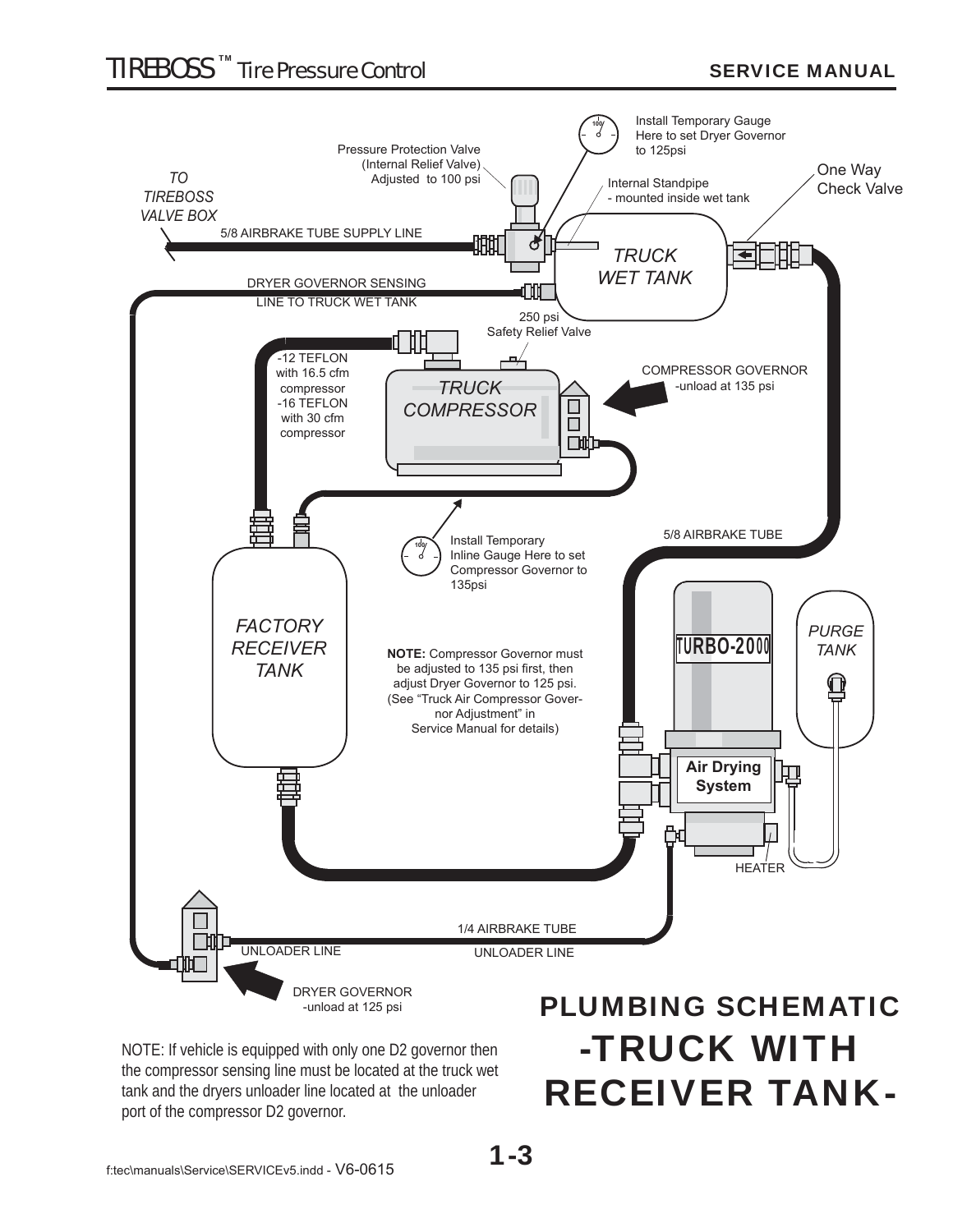TO TIREBOSS VALVE BOX

5/8 AIRBRAKE TUBE SUPPLY LINE

Pressure Protection Valve (Internal Relief Valve) Adjusted to 100 psi

Install Temporary Gauge Here to set Dryer Governor to 125psi

Internal Standpipe - mounted inside wet tank

One Way Check Valve

TRUCK WET TANK

DRYER GOVERNOR SENSING LINE TO TRUCK WET TANK

250 psi Safety Relief Valve

-12 TEFLON with 16.5 cfm compressor
-16 TEFLON with 30 cfm compressor

TRUCK COMPRESSOR

COMPRESSOR GOVERNOR -unload at 135 psi

Install Temporary Inline Gauge Here to set Compressor Governor to 135psi

5/8 AIRBRAKE TUBE

FACTORY RECEIVER TANK

**NOTE:** Compressor Governor must be adjusted to 135 psi first, then adjust Dryer Governor to 125 psi. (See "Truck Air Compressor Governor Adjustment" in Service Manual for details)

TURBO-2000

Air Drying System

PURGE TANK

HEATER

1/4 AIRBRAKE TUBE

UNLOADER LINE

UNLOADER LINE

DRYER GOVERNOR -unload at 125 psi

NOTE: If vehicle is equipped with only one D2 governor then the compressor sensing line must be located at the truck wet tank and the dryers unloader line located at the unloader port of the compressor D2 governor.

# PLUMBING SCHEMATIC -TRUCK WITH RECEIVER TANK-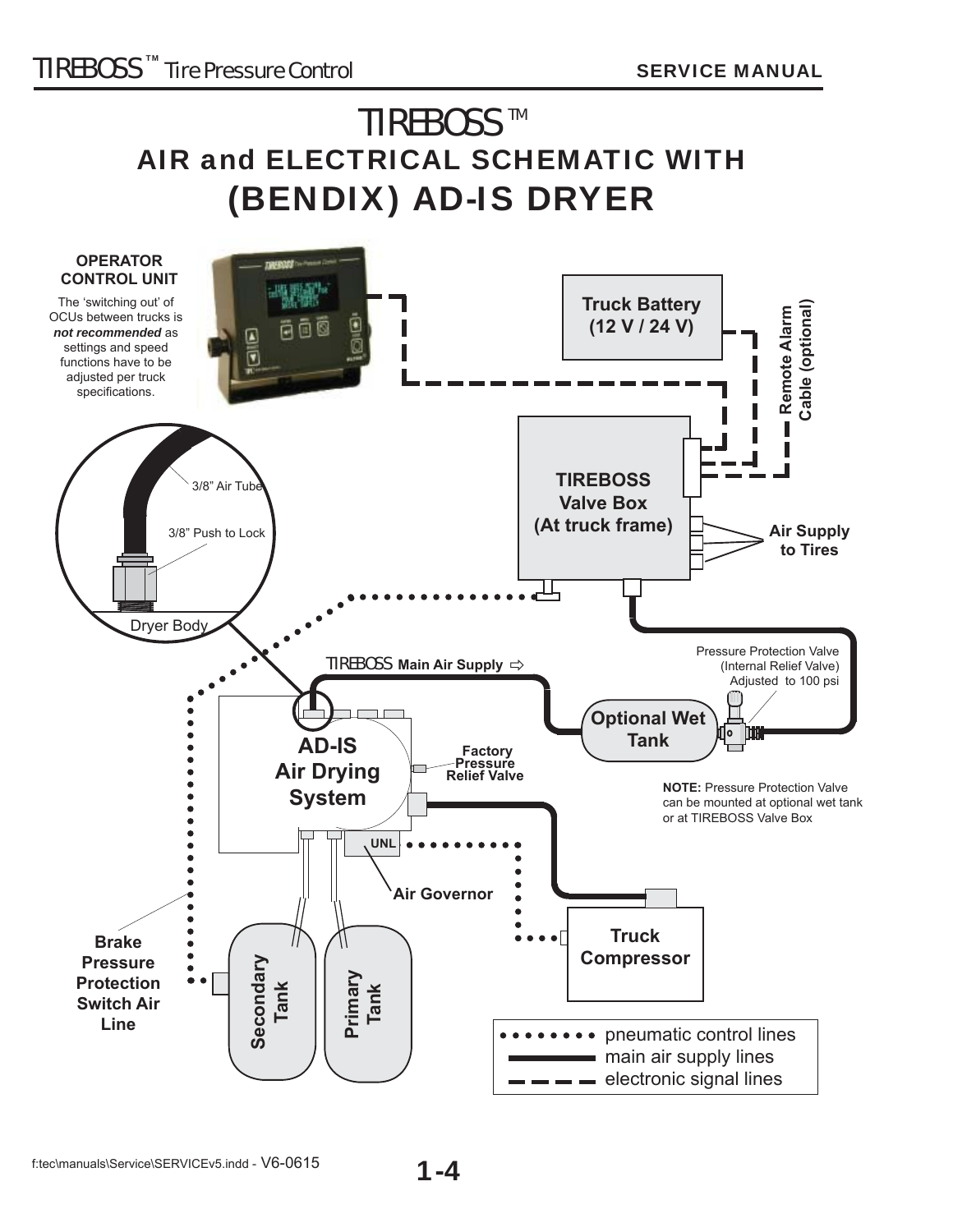# TIREBOSS™

## AIR and ELECTRICAL SCHEMATIC WITH (BENDIX) AD-IS DRYER

**OPERATOR CONTROL UNIT**

The 'switching out' of OCUs between trucks is ***not recommended*** as settings and speed functions have to be adjusted per truck specifications.

**Truck Battery (12 V / 24 V)**

**Remote Alarm Cable (optional)**

**TIREBOSS Valve Box (At truck frame)**

**Air Supply to Tires**

3/8" Air Tube

3/8" Push to Lock

Dryer Body

TIREBOSS **Main Air Supply** ⇨

Pressure Protection Valve (Internal Relief Valve) Adjusted to 100 psi

**Optional Wet Tank**

**AD-IS Air Drying System**

**Factory Pressure Relief Valve**

**NOTE:** Pressure Protection Valve can be mounted at optional wet tank or at TIREBOSS Valve Box

UNL

**Air Governor**

**Truck Compressor**

**Brake Pressure Protection Switch Air Line**

**Secondary Tank**

**Primary Tank**

- pneumatic control lines (dotted)
- main air supply lines (solid)
- electronic signal lines (dashed)

f:tec\manuals\Service\SERVICEv5.indd - V6-0615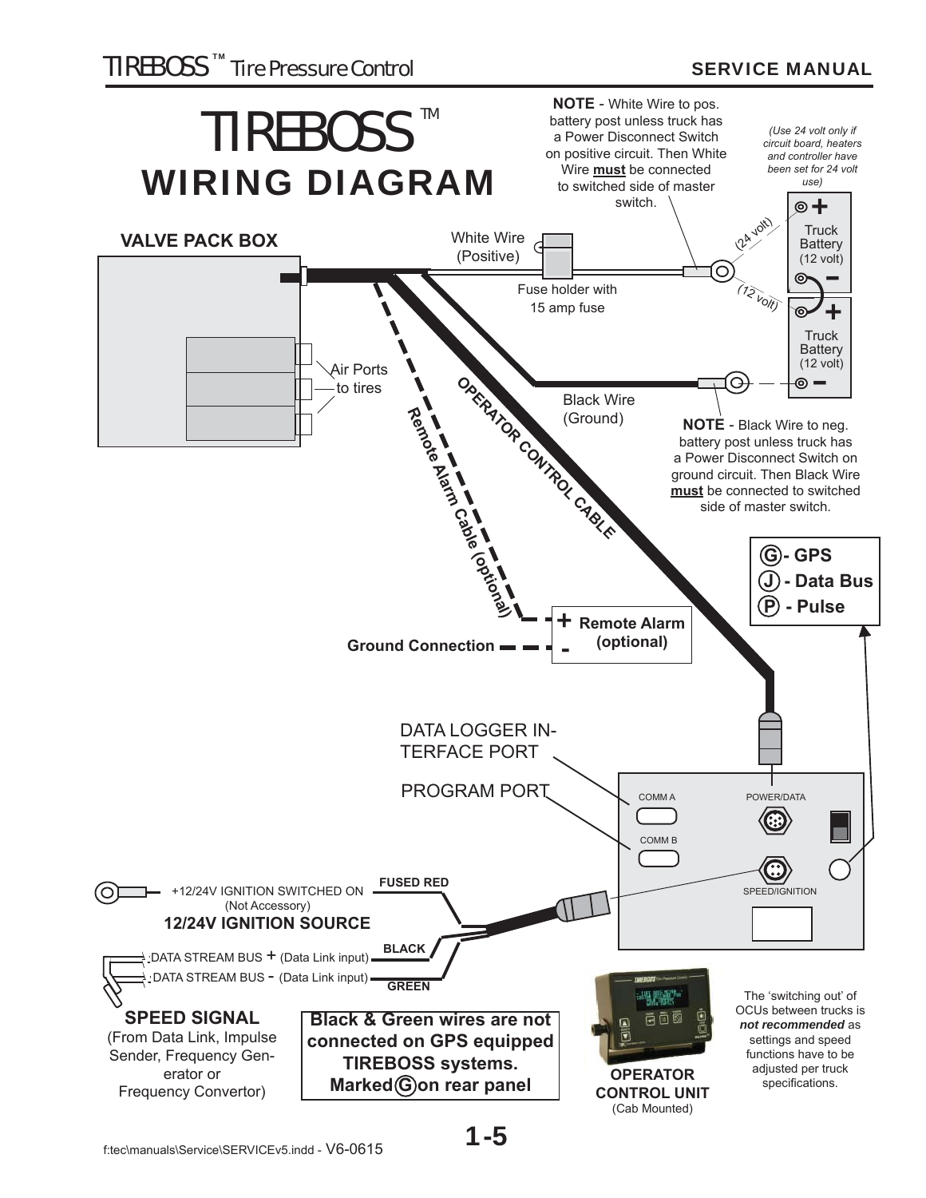# TIREBOSS™

## WIRING DIAGRAM

**NOTE** - White Wire to pos. battery post unless truck has a Power Disconnect Switch on positive circuit. Then White Wire **must** be connected to switched side of master switch.

*(Use 24 volt only if circuit board, heaters and controller have been set for 24 volt use)*

**VALVE PACK BOX**

White Wire (Positive)

Fuse holder with 15 amp fuse

(24 volt)

Truck Battery (12 volt)

(12 volt)

Truck Battery (12 volt)

Air Ports to tires

Black Wire (Ground)

OPERATOR CONTROL CABLE

Remote Alarm Cable (optional)

**NOTE** - Black Wire to neg. battery post unless truck has a Power Disconnect Switch on ground circuit. Then Black Wire **must** be connected to switched side of master switch.

**G - GPS**
**J - Data Bus**
**P - Pulse**

**+ Remote Alarm (optional)**
**-**

**Ground Connection**

DATA LOGGER INTERFACE PORT

PROGRAM PORT

COMM A

COMM B

POWER/DATA

SPEED/IGNITION

+12/24V IGNITION SWITCHED ON (Not Accessory)

**12/24V IGNITION SOURCE**

**FUSED RED**

DATA STREAM BUS + (Data Link input)

DATA STREAM BUS - (Data Link input)

**BLACK**

**GREEN**

**SPEED SIGNAL**
(From Data Link, Impulse Sender, Frequency Generator or Frequency Convertor)

**Black & Green wires are not connected on GPS equipped TIREBOSS systems. Marked G on rear panel**

**OPERATOR CONTROL UNIT**
(Cab Mounted)

The 'switching out' of OCUs between trucks is ***not recommended*** as settings and speed functions have to be adjusted per truck specifications.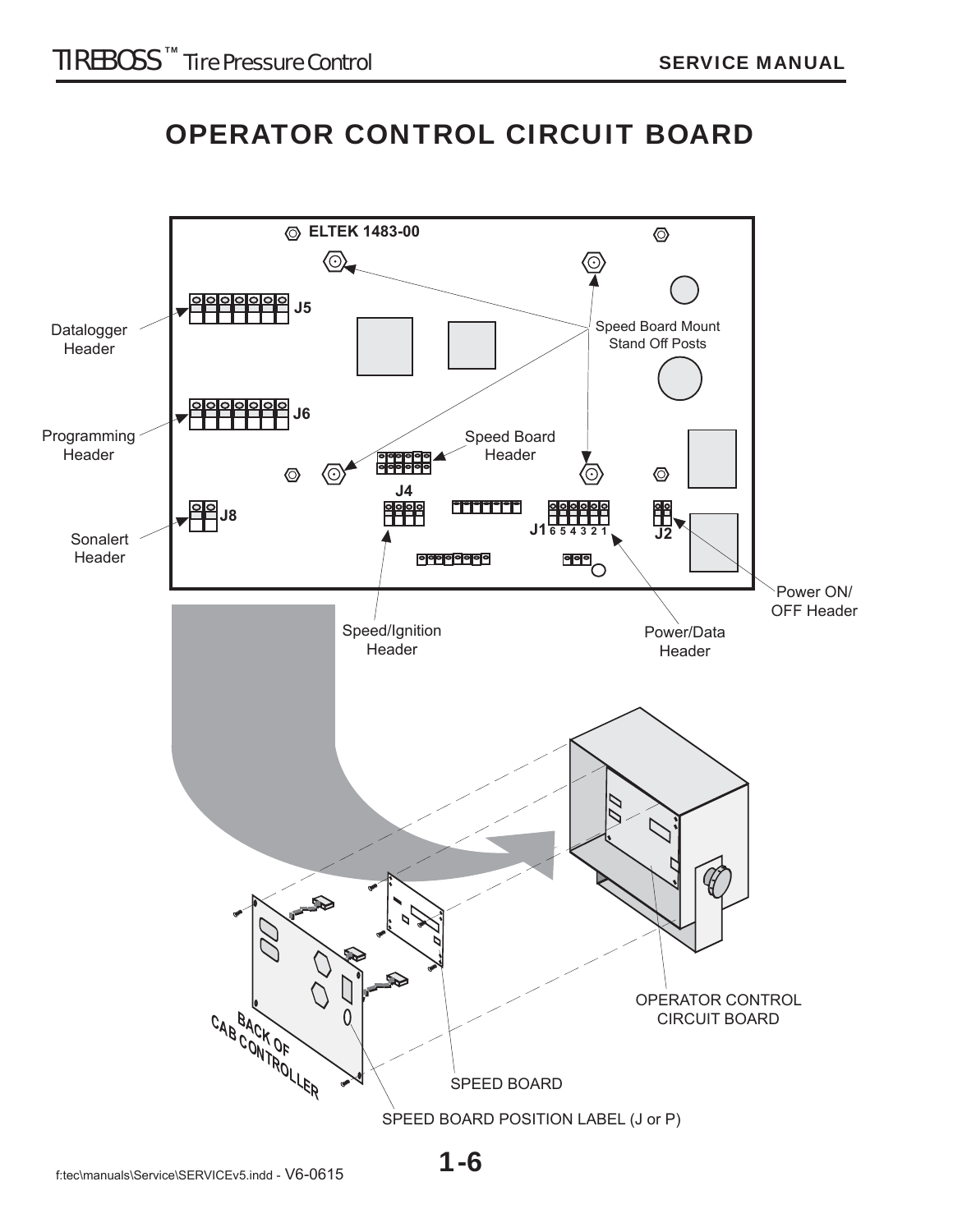# OPERATOR CONTROL CIRCUIT BOARD

ELTEK 1483-00

J5 — Datalogger Header

J6 — Programming Header

J8 — Sonalert Header

Speed Board Mount Stand Off Posts

Speed Board Header

J4 — Speed/Ignition Header

J1 6 5 4 3 2 1 — Power/Data Header

J2 — Power ON/OFF Header

BACK OF CAB CONTROLLER

OPERATOR CONTROL CIRCUIT BOARD

SPEED BOARD

SPEED BOARD POSITION LABEL (J or P)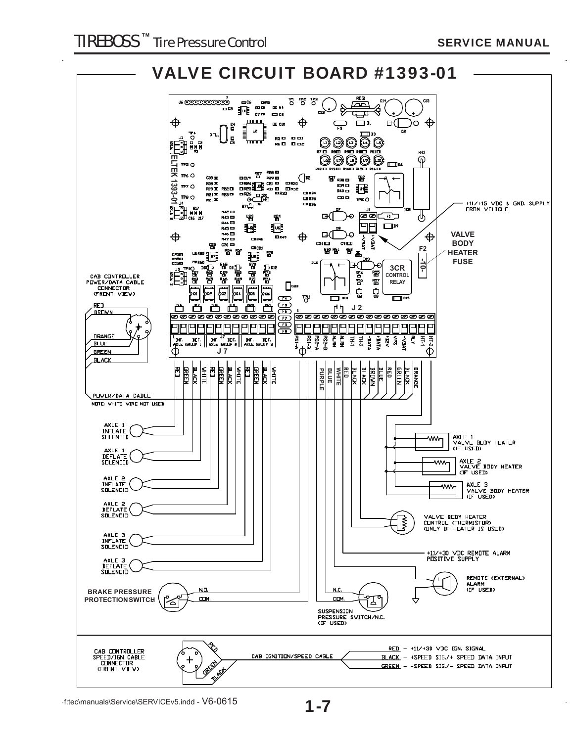# VALVE CIRCUIT BOARD #1393-01

ELTEK 1393-01

CAB CONTROLLER POWER/DATA CABLE CONNECTOR (FRONT VIEW)

RED
BROWN
ORANGE
BLUE
GREEN
BLACK

POWER/DATA CABLE

NOTE: WHITE WIRE NOT USED

J7: INF. DEF. AXLE GROUP 1 | INF. DEF. AXLE GROUP 2 | INF. DEF. AXLE GROUP 3

J2: PS1-A, PS1-B, PS2-A, PS2-B, ALRM, TH-1, TH-2, -DATA, +DATA, +12V, VPS, -VBAT, RLY, HT-1, HT-2

RED, GREEN, BLACK, WHITE, RED, GREEN, BLACK, WHITE, RED, GREEN, BLACK, WHITE

PURPLE, BLUE, WHITE, RED, BLACK, BROWN, BLUE, RED, GREEN, BLACK, ORANGE

+11/+15 VDC & GND. SUPPLY FROM VEHICLE

VALVE BODY HEATER FUSE

F2 -10-

3CR CONTROL RELAY

AXLE 1 INFLATE SOLENOID

AXLE 1 DEFLATE SOLENOID

AXLE 2 INFLATE SOLENOID

AXLE 2 DEFLATE SOLENOID

AXLE 3 INFLATE SOLENOID

AXLE 3 DEFLATE SOLENOID

AXLE 1 VALVE BODY HEATER (IF USED)

AXLE 2 VALVE BODY HEATER (IF USED)

AXLE 3 VALVE BODY HEATER (IF USED)

VALVE BODY HEATER CONTROL (THERMISTOR) (ONLY IF HEATER IS USED)

+11/+30 VDC REMOTE ALARM POSITIVE SUPPLY

REMOTE (EXTERNAL) ALARM (IF USED)

BRAKE PRESSURE PROTECTION SWITCH — N.O., COM.

SUSPENSION PRESSURE SWITCH/N.C. (IF USED) — N.C., COM.

CAB CONTROLLER SPEED/IGN CABLE CONNECTOR (FRONT VIEW)

CAB IGNITION/SPEED CABLE

RED – +11/+30 VDC IGN. SIGNAL

BLACK – +SPEED SIG./+ SPEED DATA INPUT

GREEN – -SPEED SIG./- SPEED DATA INPUT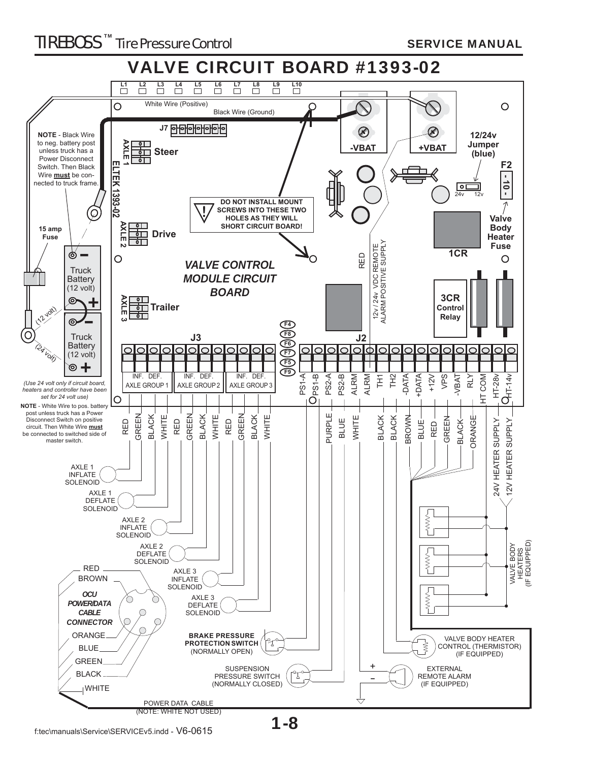# VALVE CIRCUIT BOARD #1393-02

L1 L2 L3 L4 L5 L6 L7 L8 L9 L10

White Wire (Positive)

Black Wire (Ground)

J7

-VBAT

+VBAT

12/24v Jumper (blue)

F2

- 10 -

24v 12v

**NOTE** - Black Wire to neg. battery post unless truck has a Power Disconnect Switch. Then Black Wire **must** be connected to truck frame.

AXLE 1 Steer

ELTEK 1393-02

DO NOT INSTALL MOUNT SCREWS INTO THESE TWO HOLES AS THEY WILL SHORT CIRCUIT BOARD!

Valve Body Heater Fuse

15 amp Fuse

AXLE 2 Drive

1CR

RED

12v / 24v VDC REMOTE ALARM POSITIVE SUPPLY

Truck Battery (12 volt)

VALVE CONTROL MODULE CIRCUIT BOARD

3CR Control Relay

AXLE 3 Trailer

(12 volt)

(24 volt)

Truck Battery (12 volt)

F4 F8 F6 F7 F5 F9

J3

J2

| INF. DEF. AXLE GROUP 1 | INF. DEF. AXLE GROUP 2 | INF. DEF. AXLE GROUP 3 |
|---|---|---|

PS1-A PS1-B PS2-A PS2-B ALRM ALRM TH1 TH2 -DATA +DATA +12V VPS -VBAT RLY HT COM HT-28v HT-14v

*(Use 24 volt only if circuit board, heaters and controller have been set for 24 volt use)*

**NOTE** - White Wire to pos. battery post unless truck has a Power Disconnect Switch on positive circuit. Then White Wire **must** be connected to switched side of master switch.

RED GREEN BLACK WHITE RED GREEN BLACK WHITE RED GREEN BLACK WHITE

PURPLE BLUE WHITE BLACK BLACK BROWN BLUE RED GREEN BLACK ORANGE

24V HEATER SUPPLY

12V HEATER SUPPLY

AXLE 1 INFLATE SOLENOID

AXLE 1 DEFLATE SOLENOID

AXLE 2 INFLATE SOLENOID

AXLE 2 DEFLATE SOLENOID

AXLE 3 INFLATE SOLENOID

AXLE 3 DEFLATE SOLENOID

VALVE BODY HEATERS (IF EQUIPPED)

RED

BROWN

*OCU POWER/DATA CABLE CONNECTOR*

ORANGE

BLUE

GREEN

BLACK

WHITE

**BRAKE PRESSURE PROTECTION SWITCH** (NORMALLY OPEN)

VALVE BODY HEATER CONTROL (THERMISTOR) (IF EQUIPPED)

SUSPENSION PRESSURE SWITCH (NORMALLY CLOSED)

EXTERNAL REMOTE ALARM (IF EQUIPPED)

POWER DATA CABLE (NOTE: WHITE NOT USED)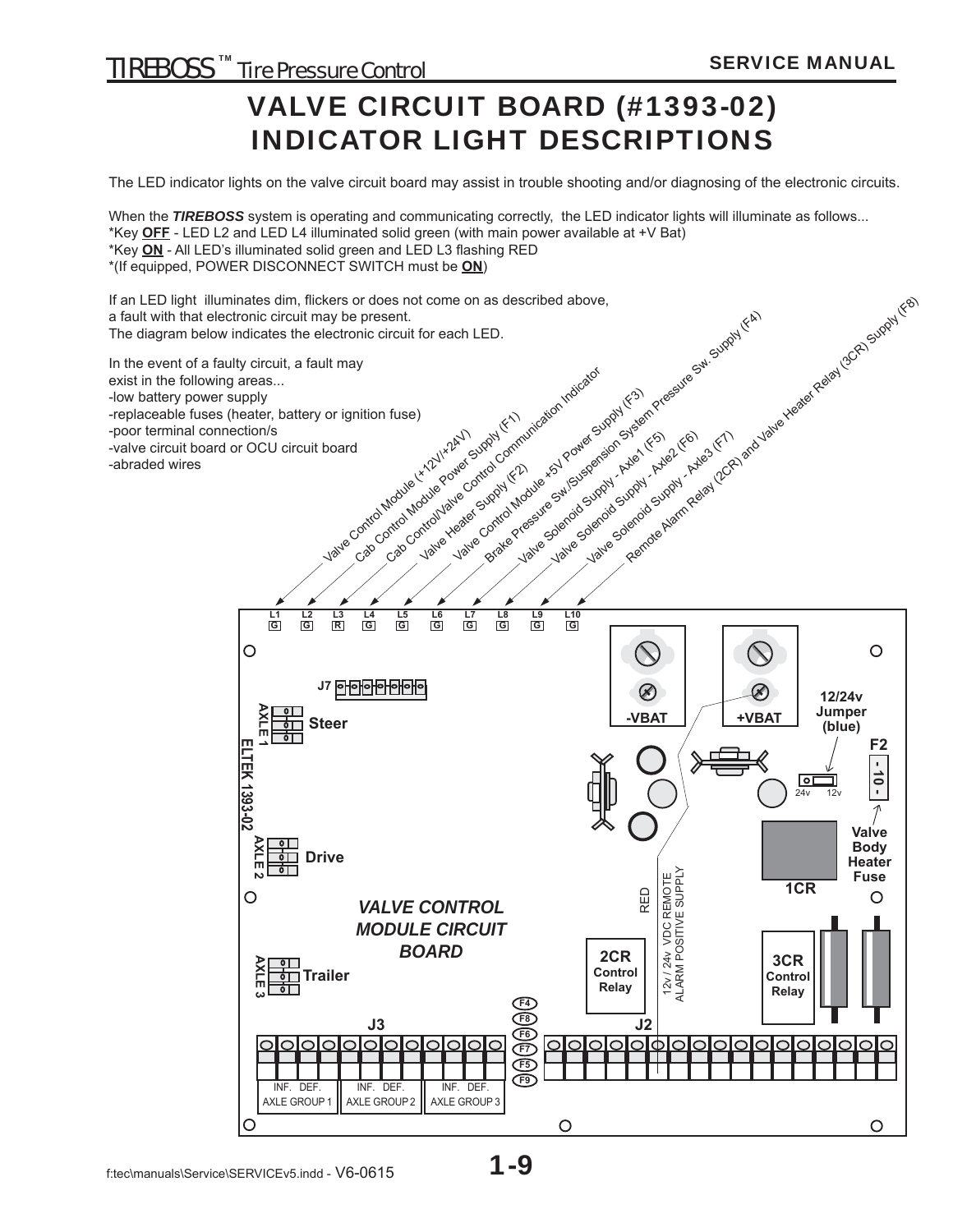# VALVE CIRCUIT BOARD (#1393-02) INDICATOR LIGHT DESCRIPTIONS

The LED indicator lights on the valve circuit board may assist in trouble shooting and/or diagnosing of the electronic circuits.

When the ***TIREBOSS*** system is operating and communicating correctly, the LED indicator lights will illuminate as follows...
*Key **OFF** - LED L2 and LED L4 illuminated solid green (with main power available at +V Bat)
*Key **ON** - All LED's illuminated solid green and LED L3 flashing RED
*(If equipped, POWER DISCONNECT SWITCH must be **ON**)

If an LED light illuminates dim, flickers or does not come on as described above, a fault with that electronic circuit may be present.
The diagram below indicates the electronic circuit for each LED.

In the event of a faulty circuit, a fault may exist in the following areas...
- low battery power supply
- replaceable fuses (heater, battery or ignition fuse)
- poor terminal connection/s
- valve circuit board or OCU circuit board
- abraded wires

| LED | Color | Circuit |
|---|---|---|
| L1 | G | Valve Control Module (+12V/+24V) |
| L2 | G | Cab Control Module Power Supply (F1) |
| L3 | R | Cab Control/Valve Control Communication Indicator |
| L4 | G | Valve Heater Supply (F2) |
| L5 | G | Valve Control Module +5V Power Supply (F3) |
| L6 | G | Brake Pressure Sw./Suspension System Pressure Sw. Supply (F4) |
| L7 | G | Valve Solenoid Supply - Axle1 (F5) |
| L8 | G | Valve Solenoid Supply - Axle2 (F6) |
| L9 | G | Valve Solenoid Supply - Axle3 (F7) |
| L10 | G | Remote Alarm Relay (2CR) and Valve Heater Relay (3CR) Supply (F8) |

VALVE CONTROL MODULE CIRCUIT BOARD

ELTEK 1393-02

J7, AXLE 1 Steer, AXLE 2 Drive, AXLE 3 Trailer, -VBAT, +VBAT, 12/24v Jumper (blue) 24v 12v, F2 - 10 - Valve Body Heater Fuse, 1CR, RED, 12v / 24v VDC REMOTE ALARM POSITIVE SUPPLY, 2CR Control Relay, 3CR Control Relay, F4, F8, F6, F7, F5, F9, J3, J2

INF. DEF. AXLE GROUP 1 | INF. DEF. AXLE GROUP 2 | INF. DEF. AXLE GROUP 3

f:tec\manuals\Service\SERVICEv5.indd - V6-0615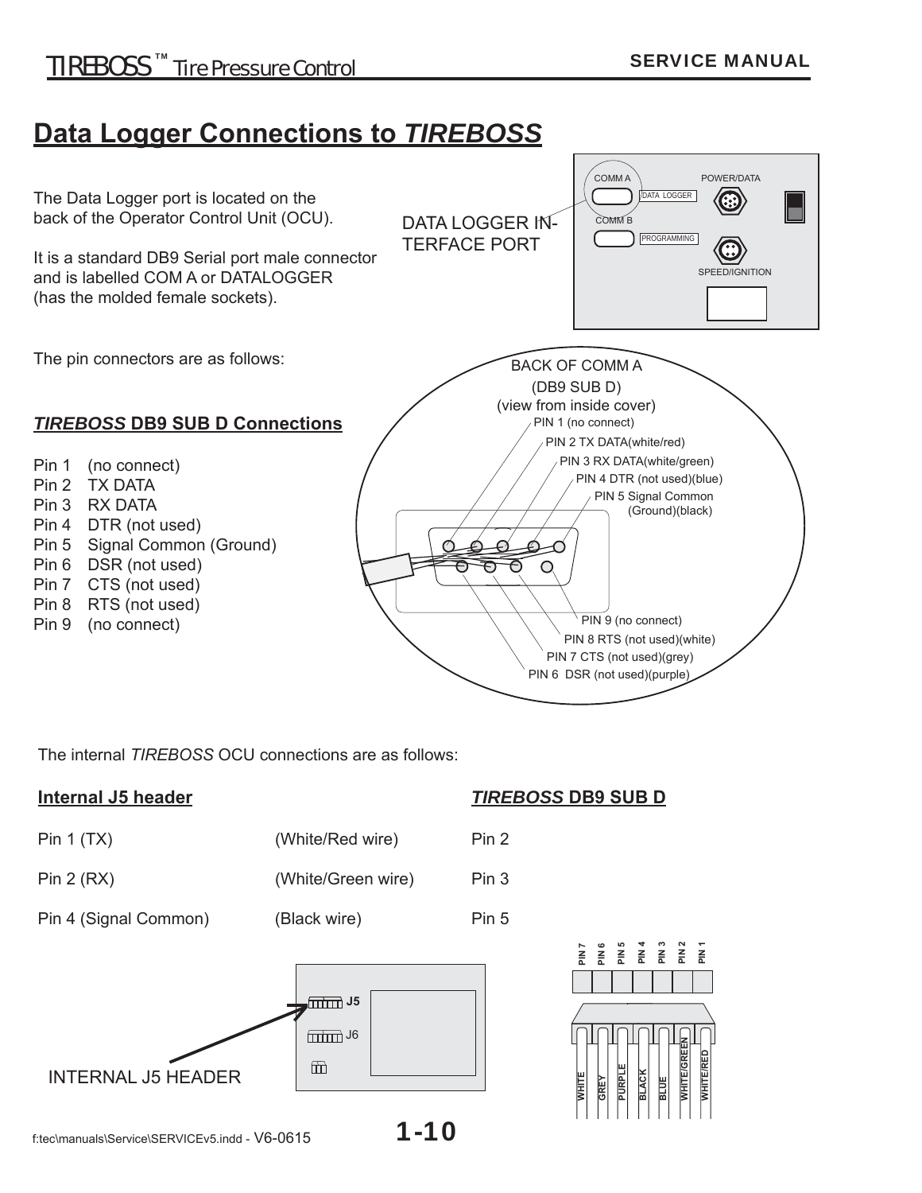# Data Logger Connections to *TIREBOSS*

The Data Logger port is located on the back of the Operator Control Unit (OCU).

It is a standard DB9 Serial port male connector and is labelled COM A or DATALOGGER (has the molded female sockets).

DATA LOGGER INTERFACE PORT

COMM A DATA LOGGER POWER/DATA
COMM B PROGRAMMING SPEED/IGNITION

The pin connectors are as follows:

### *TIREBOSS* DB9 SUB D Connections

Pin 1 (no connect)
Pin 2 TX DATA
Pin 3 RX DATA
Pin 4 DTR (not used)
Pin 5 Signal Common (Ground)
Pin 6 DSR (not used)
Pin 7 CTS (not used)
Pin 8 RTS (not used)
Pin 9 (no connect)

BACK OF COMM A
(DB9 SUB D)
(view from inside cover)

PIN 1 (no connect)
PIN 2 TX DATA(white/red)
PIN 3 RX DATA(white/green)
PIN 4 DTR (not used)(blue)
PIN 5 Signal Common (Ground)(black)
PIN 9 (no connect)
PIN 8 RTS (not used)(white)
PIN 7 CTS (not used)(grey)
PIN 6 DSR (not used)(purple)

The internal *TIREBOSS* OCU connections are as follows:

| Internal J5 header | | *TIREBOSS* DB9 SUB D |
|---|---|---|
| Pin 1 (TX) | (White/Red wire) | Pin 2 |
| Pin 2 (RX) | (White/Green wire) | Pin 3 |
| Pin 4 (Signal Common) | (Black wire) | Pin 5 |

INTERNAL J5 HEADER

J5
J6

| PIN 7 | PIN 6 | PIN 5 | PIN 4 | PIN 3 | PIN 2 | PIN 1 |
|---|---|---|---|---|---|---|
| WHITE | GREY | PURPLE | BLACK | BLUE | WHITE/GREEN | WHITE/RED |

f:tec\manuals\Service\SERVICEv5.indd - V6-0615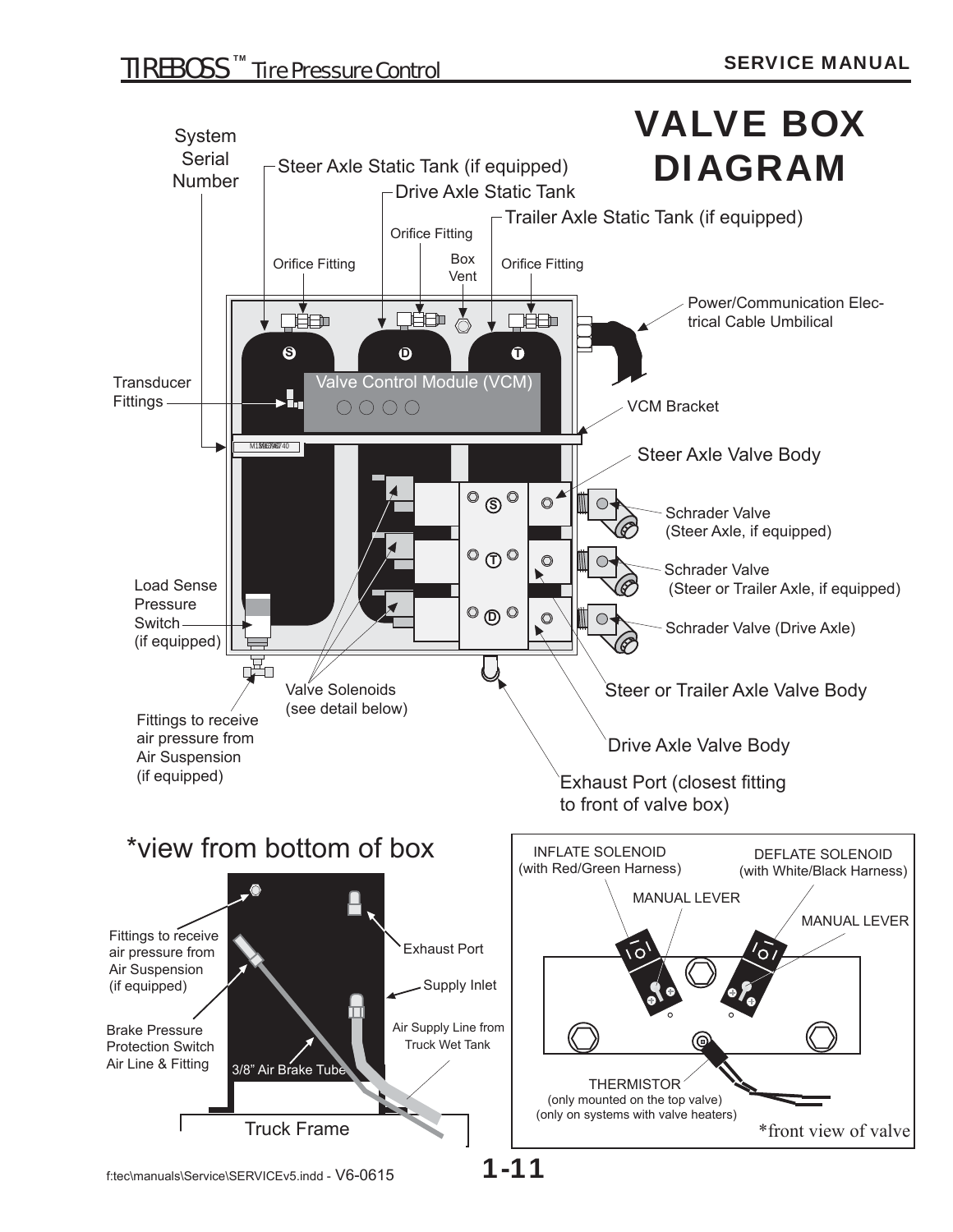# VALVE BOX DIAGRAM

System Serial Number

Steer Axle Static Tank (if equipped)

Drive Axle Static Tank

Trailer Axle Static Tank (if equipped)

Orifice Fitting

Box Vent

Orifice Fitting

Orifice Fitting

Power/Communication Electrical Cable Umbilical

Transducer Fittings

Valve Control Module (VCM)

VCM Bracket

Steer Axle Valve Body

Schrader Valve (Steer Axle, if equipped)

Schrader Valve (Steer or Trailer Axle, if equipped)

Schrader Valve (Drive Axle)

Load Sense Pressure Switch (if equipped)

Valve Solenoids (see detail below)

Steer or Trailer Axle Valve Body

Fittings to receive air pressure from Air Suspension (if equipped)

Drive Axle Valve Body

Exhaust Port (closest fitting to front of valve box)

## *view from bottom of box

Fittings to receive air pressure from Air Suspension (if equipped)

Exhaust Port

Supply Inlet

Air Supply Line from Truck Wet Tank

Brake Pressure Protection Switch Air Line & Fitting

3/8" Air Brake Tube

Truck Frame

INFLATE SOLENOID (with Red/Green Harness)

DEFLATE SOLENOID (with White/Black Harness)

MANUAL LEVER

MANUAL LEVER

THERMISTOR (only mounted on the top valve) (only on systems with valve heaters)

*front view of valve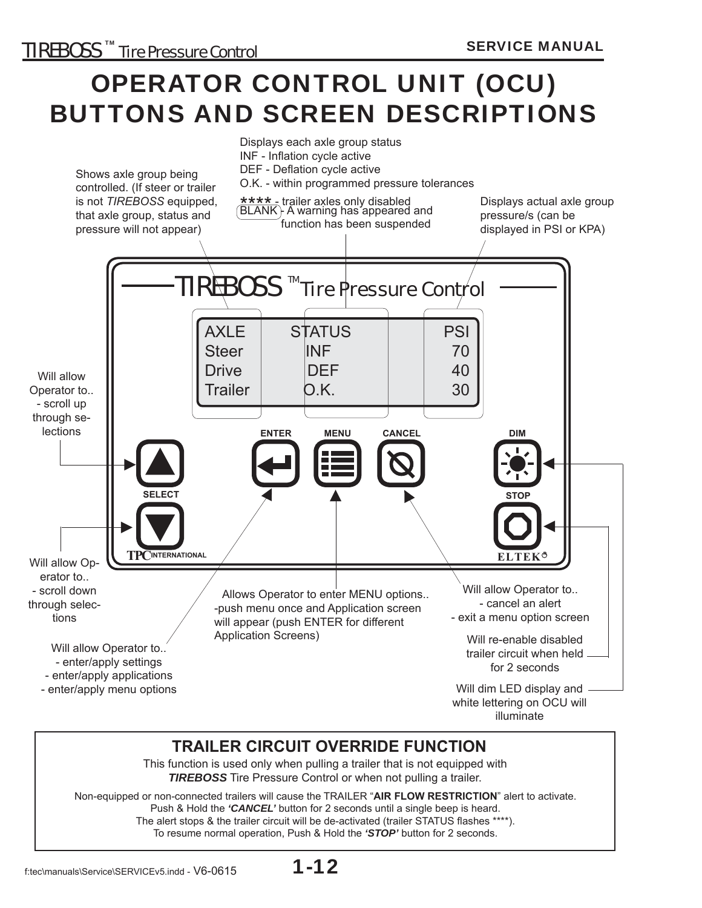# OPERATOR CONTROL UNIT (OCU) BUTTONS AND SCREEN DESCRIPTIONS

Shows axle group being controlled. (If steer or trailer is not *TIREBOSS* equipped, that axle group, status and pressure will not appear)

Displays each axle group status
INF - Inflation cycle active
DEF - Deflation cycle active
O.K. - within programmed pressure tolerances
**** - trailer axles only disabled
BLANK - A warning has appeared and function has been suspended

Displays actual axle group pressure/s (can be displayed in PSI or KPA)

TIREBOSS ™ Tire Pressure Control

| AXLE | STATUS | PSI |
|---|---|---|
| Steer | INF | 70 |
| Drive | DEF | 40 |
| Trailer | O.K. | 30 |

Buttons: SELECT (up / down), ENTER, MENU, CANCEL, DIM, STOP

TPC INTERNATIONAL    ELTEK

**SELECT (up):** Will allow Operator to..
- scroll up through selections

**SELECT (down):** Will allow Operator to..
- scroll down through selections

**ENTER:** Will allow Operator to..
- enter/apply settings
- enter/apply applications
- enter/apply menu options

**MENU:** Allows Operator to enter MENU options..
-push menu once and Application screen will appear (push ENTER for different Application Screens)

**CANCEL:** Will allow Operator to..
- cancel an alert
- exit a menu option screen

**STOP:** Will re-enable disabled trailer circuit when held for 2 seconds

**DIM:** Will dim LED display and white lettering on OCU will illuminate

## TRAILER CIRCUIT OVERRIDE FUNCTION

This function is used only when pulling a trailer that is not equipped with ***TIREBOSS*** Tire Pressure Control or when not pulling a trailer.

Non-equipped or non-connected trailers will cause the TRAILER "**AIR FLOW RESTRICTION**" alert to activate.
Push & Hold the ***'CANCEL'*** button for 2 seconds until a single beep is heard.
The alert stops & the trailer circuit will be de-activated (trailer STATUS flashes ****).
To resume normal operation, Push & Hold the ***'STOP'*** button for 2 seconds.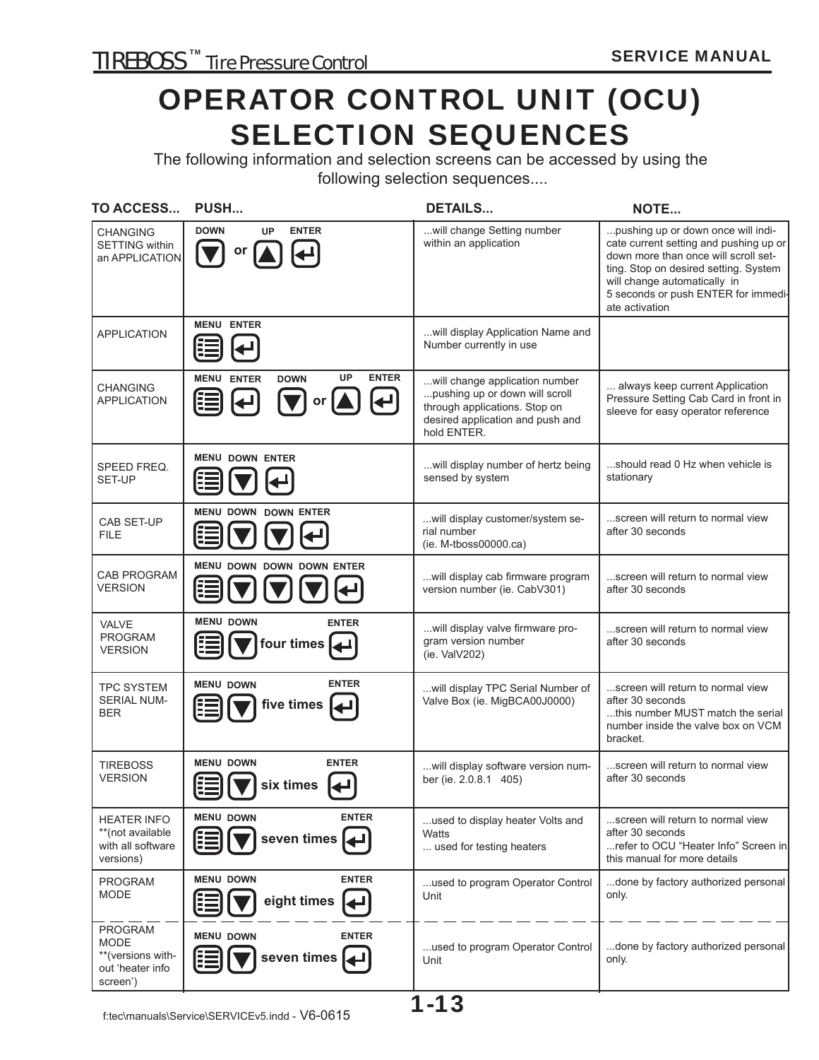# OPERATOR CONTROL UNIT (OCU) SELECTION SEQUENCES

The following information and selection screens can be accessed by using the following selection sequences....

| TO ACCESS... | PUSH... | DETAILS... | NOTE... |
|---|---|---|---|
| CHANGING SETTING within an APPLICATION | DOWN or UP, ENTER | ...will change Setting number within an application | ...pushing up or down once will indicate current setting and pushing up or down more than once will scroll setting. Stop on desired setting. System will change automatically in 5 seconds or push ENTER for immediate activation |
| APPLICATION | MENU, ENTER | ...will display Application Name and Number currently in use | |
| CHANGING APPLICATION | MENU, ENTER, DOWN or UP, ENTER | ...will change application number ...pushing up or down will scroll through applications. Stop on desired application and push and hold ENTER. | ... always keep current Application Pressure Setting Cab Card in front in sleeve for easy operator reference |
| SPEED FREQ. SET-UP | MENU, DOWN, ENTER | ...will display number of hertz being sensed by system | ...should read 0 Hz when vehicle is stationary |
| CAB SET-UP FILE | MENU, DOWN, DOWN, ENTER | ...will display customer/system serial number (ie. M-tboss00000.ca) | ...screen will return to normal view after 30 seconds |
| CAB PROGRAM VERSION | MENU, DOWN, DOWN, DOWN, ENTER | ...will display cab firmware program version number (ie. CabV301) | ...screen will return to normal view after 30 seconds |
| VALVE PROGRAM VERSION | MENU, DOWN four times, ENTER | ...will display valve firmware program version number (ie. ValV202) | ...screen will return to normal view after 30 seconds |
| TPC SYSTEM SERIAL NUMBER | MENU, DOWN five times, ENTER | ...will display TPC Serial Number of Valve Box (ie. MigBCA00J0000) | ...screen will return to normal view after 30 seconds ...this number MUST match the serial number inside the valve box on VCM bracket. |
| TIREBOSS VERSION | MENU, DOWN six times, ENTER | ...will display software version number (ie. 2.0.8.1 405) | ...screen will return to normal view after 30 seconds |
| HEATER INFO **(not available with all software versions) | MENU, DOWN seven times, ENTER | ...used to display heater Volts and Watts ... used for testing heaters | ...screen will return to normal view after 30 seconds ...refer to OCU "Heater Info" Screen in this manual for more details |
| PROGRAM MODE | MENU, DOWN eight times, ENTER | ...used to program Operator Control Unit | ...done by factory authorized personal only. |
| PROGRAM MODE **(versions without 'heater info screen') | MENU, DOWN seven times, ENTER | ...used to program Operator Control Unit | ...done by factory authorized personal only. |

f:tec\manuals\Service\SERVICEv5.indd - V6-0615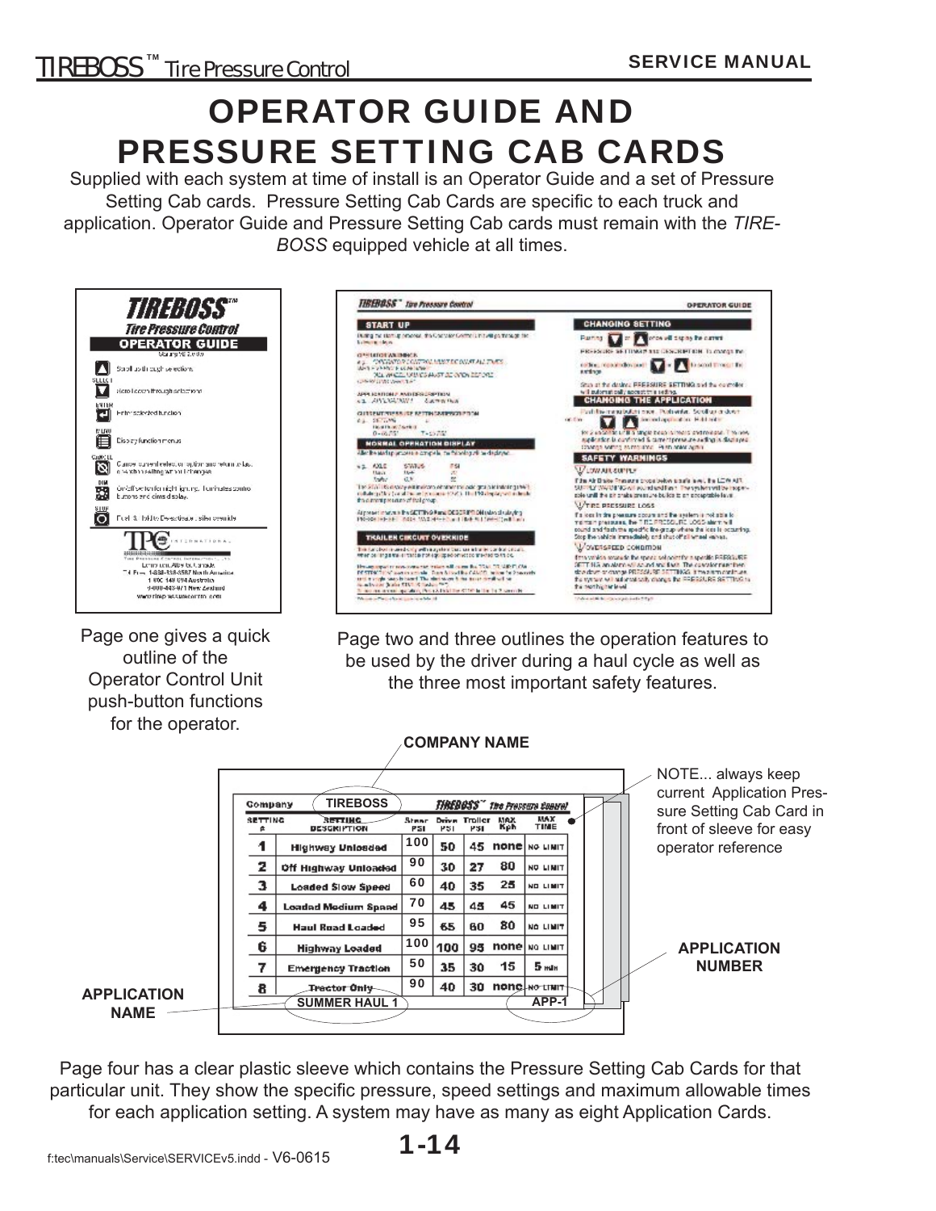# OPERATOR GUIDE AND PRESSURE SETTING CAB CARDS

Supplied with each system at time of install is an Operator Guide and a set of Pressure Setting Cab cards. Pressure Setting Cab Cards are specific to each truck and application. Operator Guide and Pressure Setting Cab cards must remain with the *TIRE-BOSS* equipped vehicle at all times.

Page one gives a quick outline of the Operator Control Unit push-button functions for the operator.

Page two and three outlines the operation features to be used by the driver during a haul cycle as well as the three most important safety features.

COMPANY NAME

NOTE... always keep current Application Pressure Setting Cab Card in front of sleeve for easy operator reference

Company: TIREBOSS — TIREBOSS™ Tire Pressure Control

| SETTING # | SETTING DESCRIPTION | Steer PSI | Drive PSI | Trailer PSI | MAX Kph | MAX TIME |
|---|---|---|---|---|---|---|
| 1 | Highway Unloaded | 100 | 50 | 45 | none | NO LIMIT |
| 2 | Off Highway Unloaded | 90 | 30 | 27 | 80 | NO LIMIT |
| 3 | Loaded Slow Speed | 60 | 40 | 35 | 25 | NO LIMIT |
| 4 | Loaded Medium Speed | 70 | 45 | 45 | 45 | NO LIMIT |
| 5 | Haul Road Loaded | 95 | 65 | 60 | 80 | NO LIMIT |
| 6 | Highway Loaded | 100 | 100 | 95 | none | NO LIMIT |
| 7 | Emergency Traction | 50 | 35 | 30 | 15 | 5 min |
| 8 | ~~Tractor Only~~ | 90 | 40 | 30 | none | ~~NO LIMIT~~ |

APPLICATION NAME: SUMMER HAUL 1

APPLICATION NUMBER: APP-1

Page four has a clear plastic sleeve which contains the Pressure Setting Cab Cards for that particular unit. They show the specific pressure, speed settings and maximum allowable times for each application setting. A system may have as many as eight Application Cards.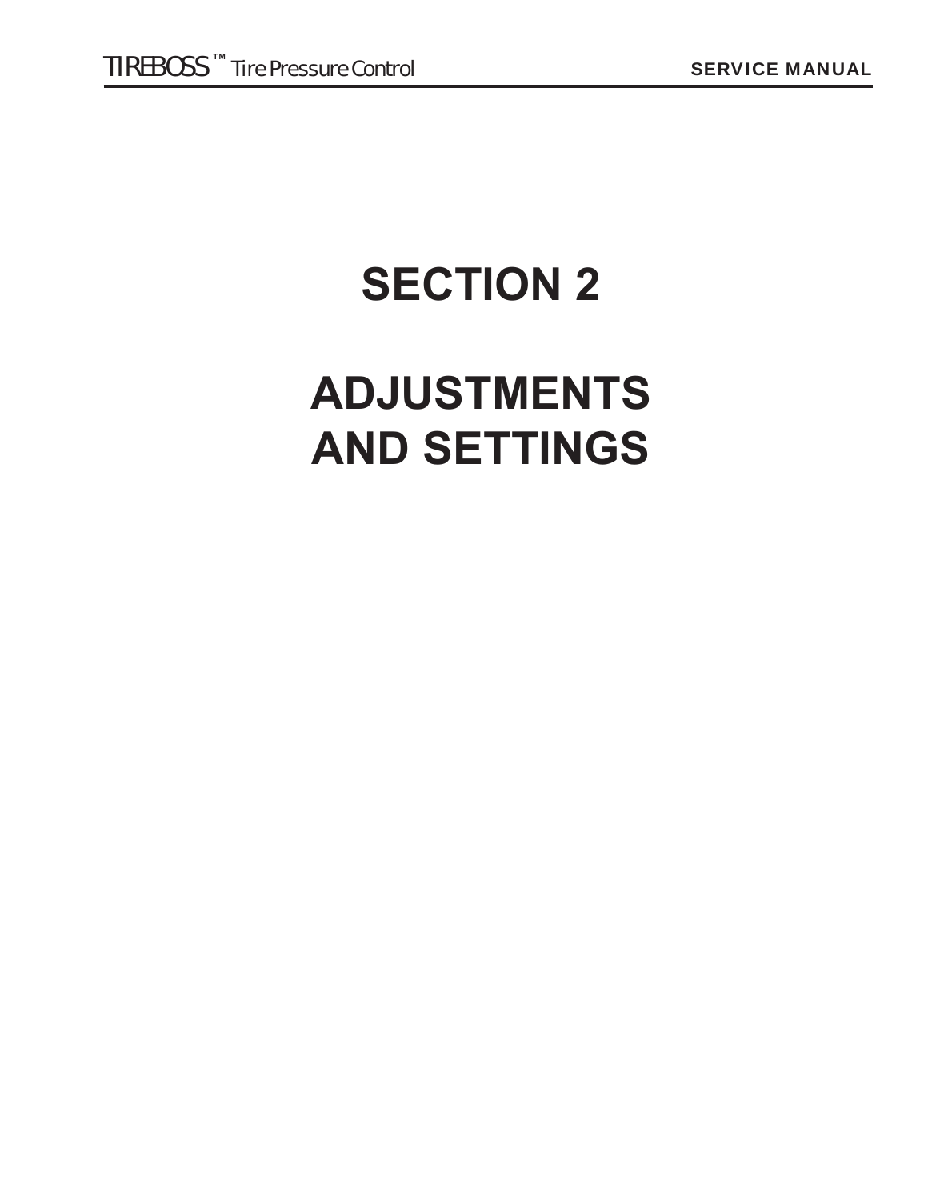# SECTION 2

# ADJUSTMENTS AND SETTINGS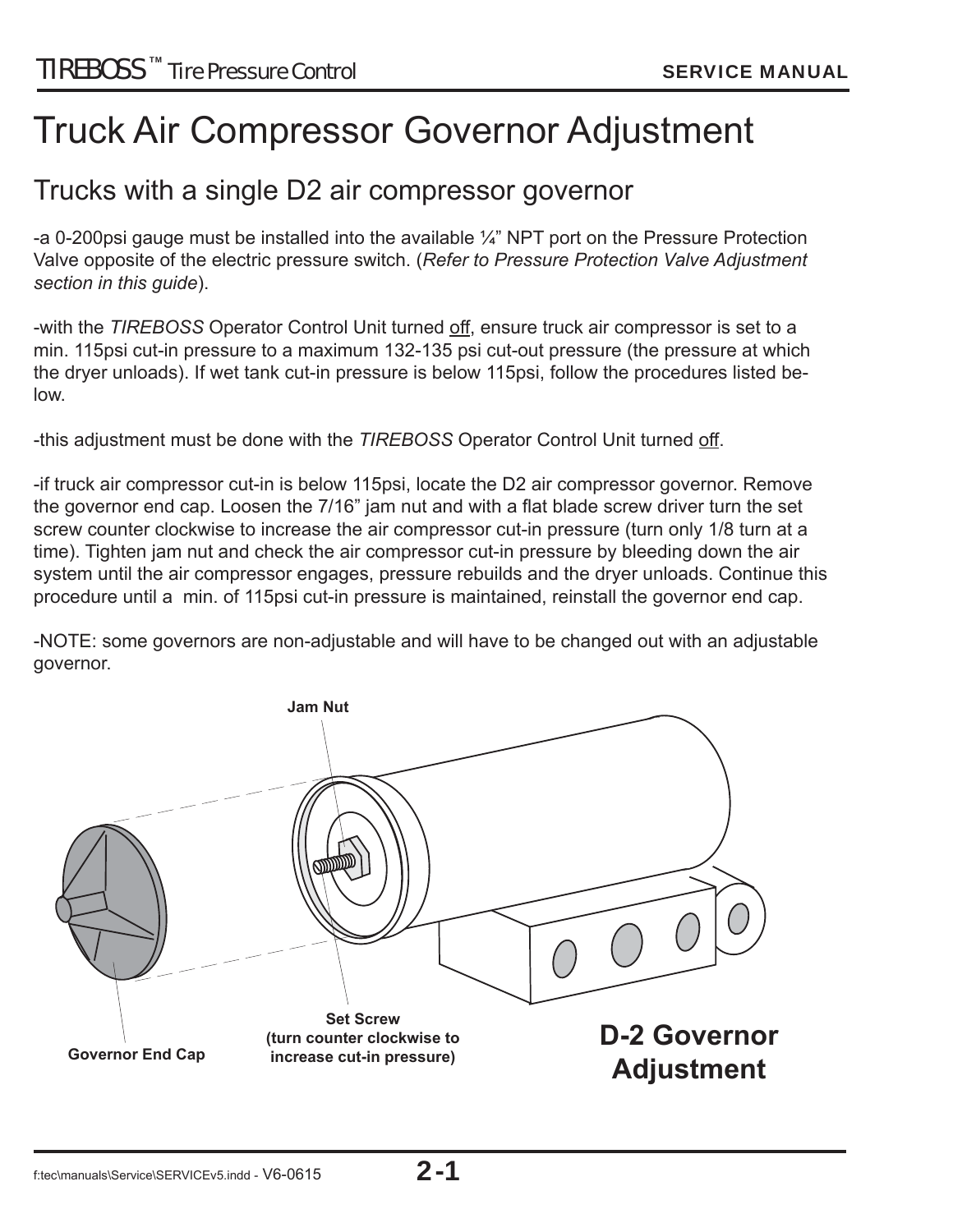# Truck Air Compressor Governor Adjustment

## Trucks with a single D2 air compressor governor

-a 0-200psi gauge must be installed into the available ¼" NPT port on the Pressure Protection Valve opposite of the electric pressure switch. (*Refer to Pressure Protection Valve Adjustment section in this guide*).

-with the *TIREBOSS* Operator Control Unit turned off, ensure truck air compressor is set to a min. 115psi cut-in pressure to a maximum 132-135 psi cut-out pressure (the pressure at which the dryer unloads). If wet tank cut-in pressure is below 115psi, follow the procedures listed below.

-this adjustment must be done with the *TIREBOSS* Operator Control Unit turned off.

-if truck air compressor cut-in is below 115psi, locate the D2 air compressor governor. Remove the governor end cap. Loosen the 7/16" jam nut and with a flat blade screw driver turn the set screw counter clockwise to increase the air compressor cut-in pressure (turn only 1/8 turn at a time). Tighten jam nut and check the air compressor cut-in pressure by bleeding down the air system until the air compressor engages, pressure rebuilds and the dryer unloads. Continue this procedure until a min. of 115psi cut-in pressure is maintained, reinstall the governor end cap.

-NOTE: some governors are non-adjustable and will have to be changed out with an adjustable governor.

**Jam Nut**

**Governor End Cap**

**Set Screw (turn counter clockwise to increase cut-in pressure)**

**D-2 Governor Adjustment**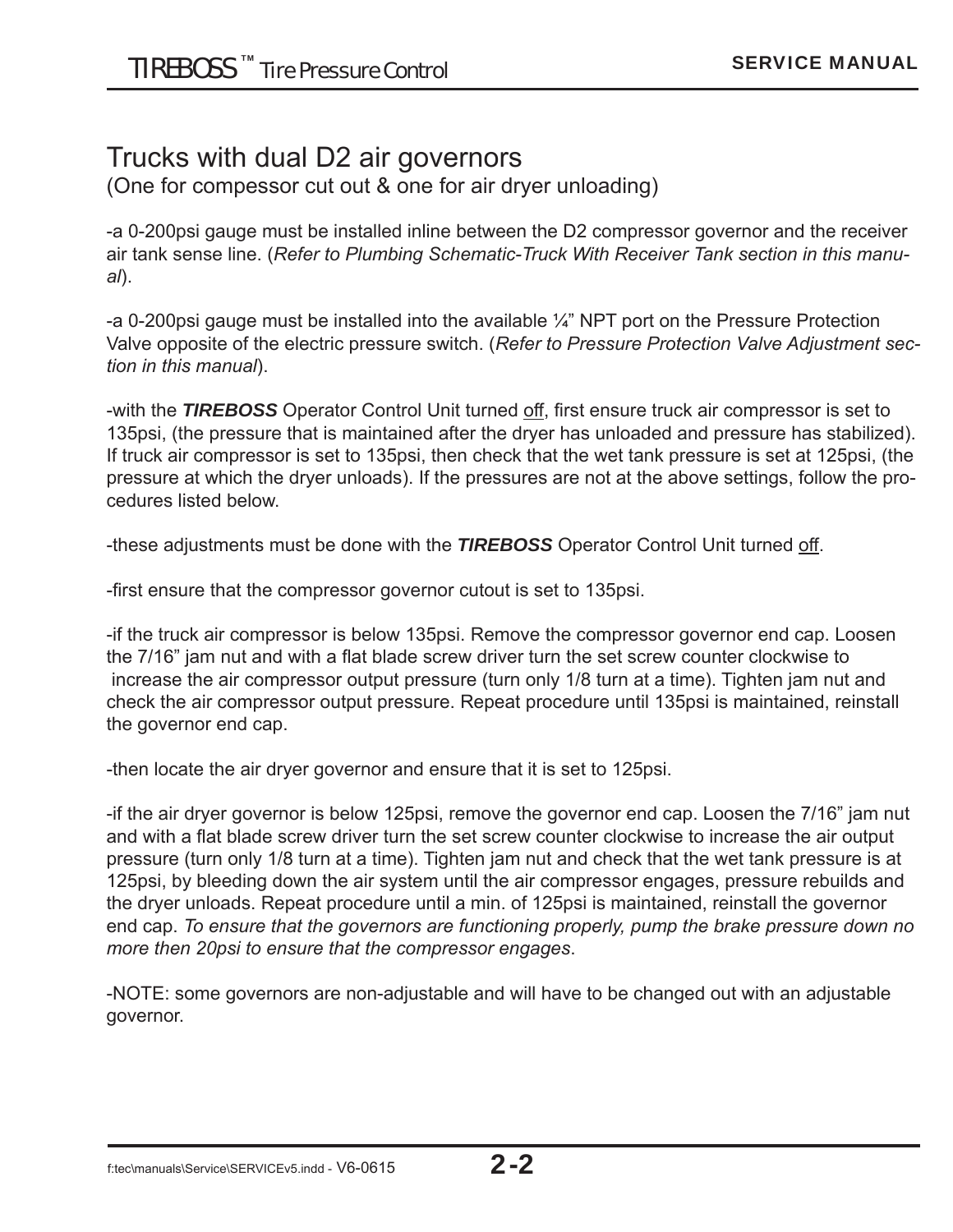## Trucks with dual D2 air governors

(One for compessor cut out & one for air dryer unloading)

-a 0-200psi gauge must be installed inline between the D2 compressor governor and the receiver air tank sense line. (*Refer to Plumbing Schematic-Truck With Receiver Tank section in this manual*).

-a 0-200psi gauge must be installed into the available ¼" NPT port on the Pressure Protection Valve opposite of the electric pressure switch. (*Refer to Pressure Protection Valve Adjustment section in this manual*).

-with the ***TIREBOSS*** Operator Control Unit turned <u>off</u>, first ensure truck air compressor is set to 135psi, (the pressure that is maintained after the dryer has unloaded and pressure has stabilized). If truck air compressor is set to 135psi, then check that the wet tank pressure is set at 125psi, (the pressure at which the dryer unloads). If the pressures are not at the above settings, follow the procedures listed below.

-these adjustments must be done with the ***TIREBOSS*** Operator Control Unit turned <u>off</u>.

-first ensure that the compressor governor cutout is set to 135psi.

-if the truck air compressor is below 135psi. Remove the compressor governor end cap. Loosen the 7/16" jam nut and with a flat blade screw driver turn the set screw counter clockwise to increase the air compressor output pressure (turn only 1/8 turn at a time). Tighten jam nut and check the air compressor output pressure. Repeat procedure until 135psi is maintained, reinstall the governor end cap.

-then locate the air dryer governor and ensure that it is set to 125psi.

-if the air dryer governor is below 125psi, remove the governor end cap. Loosen the 7/16" jam nut and with a flat blade screw driver turn the set screw counter clockwise to increase the air output pressure (turn only 1/8 turn at a time). Tighten jam nut and check that the wet tank pressure is at 125psi, by bleeding down the air system until the air compressor engages, pressure rebuilds and the dryer unloads. Repeat procedure until a min. of 125psi is maintained, reinstall the governor end cap. *To ensure that the governors are functioning properly, pump the brake pressure down no more then 20psi to ensure that the compressor engages*.

-NOTE: some governors are non-adjustable and will have to be changed out with an adjustable governor.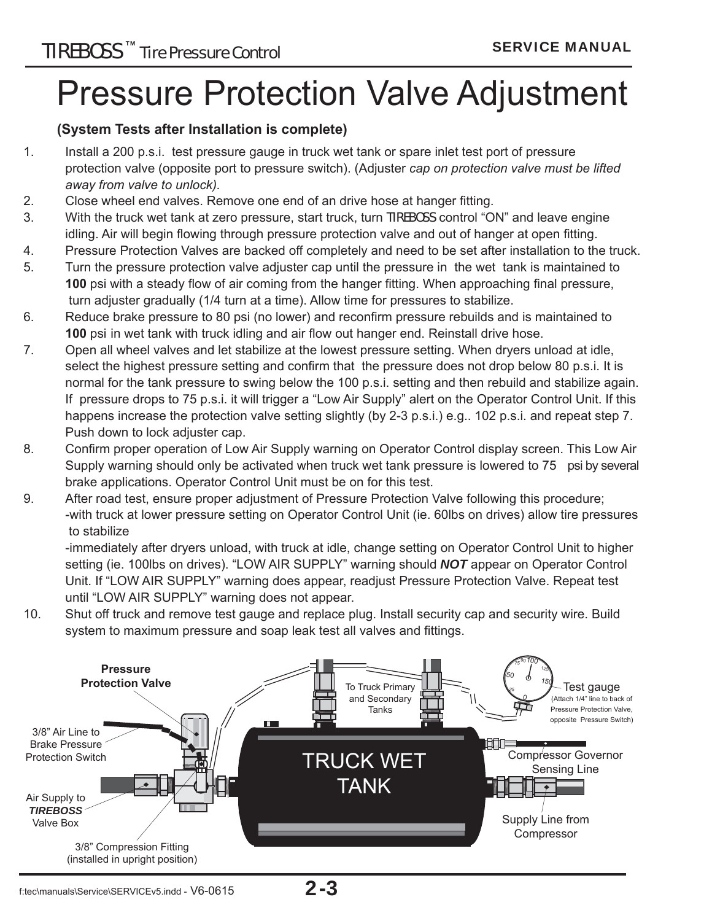# Pressure Protection Valve Adjustment

**(System Tests after Installation is complete)**

1. Install a 200 p.s.i. test pressure gauge in truck wet tank or spare inlet test port of pressure protection valve (opposite port to pressure switch). (Adjuster *cap on protection valve must be lifted away from valve to unlock)*.
2. Close wheel end valves. Remove one end of an drive hose at hanger fitting.
3. With the truck wet tank at zero pressure, start truck, turn TIREBOSS control "ON" and leave engine idling. Air will begin flowing through pressure protection valve and out of hanger at open fitting.
4. Pressure Protection Valves are backed off completely and need to be set after installation to the truck.
5. Turn the pressure protection valve adjuster cap until the pressure in the wet tank is maintained to **100** psi with a steady flow of air coming from the hanger fitting. When approaching final pressure, turn adjuster gradually (1/4 turn at a time). Allow time for pressures to stabilize.
6. Reduce brake pressure to 80 psi (no lower) and reconfirm pressure rebuilds and is maintained to **100** psi in wet tank with truck idling and air flow out hanger end. Reinstall drive hose.
7. Open all wheel valves and let stabilize at the lowest pressure setting. When dryers unload at idle, select the highest pressure setting and confirm that the pressure does not drop below 80 p.s.i. It is normal for the tank pressure to swing below the 100 p.s.i. setting and then rebuild and stabilize again. If pressure drops to 75 p.s.i. it will trigger a "Low Air Supply" alert on the Operator Control Unit. If this happens increase the protection valve setting slightly (by 2-3 p.s.i.) e.g.. 102 p.s.i. and repeat step 7. Push down to lock adjuster cap.
8. Confirm proper operation of Low Air Supply warning on Operator Control display screen. This Low Air Supply warning should only be activated when truck wet tank pressure is lowered to 75 psi by several brake applications. Operator Control Unit must be on for this test.
9. After road test, ensure proper adjustment of Pressure Protection Valve following this procedure;
   -with truck at lower pressure setting on Operator Control Unit (ie. 60lbs on drives) allow tire pressures to stabilize
   -immediately after dryers unload, with truck at idle, change setting on Operator Control Unit to higher setting (ie. 100lbs on drives). "LOW AIR SUPPLY" warning should ***NOT*** appear on Operator Control Unit. If "LOW AIR SUPPLY" warning does appear, readjust Pressure Protection Valve. Repeat test until "LOW AIR SUPPLY" warning does not appear.
10. Shut off truck and remove test gauge and replace plug. Install security cap and security wire. Build system to maximum pressure and soap leak test all valves and fittings.

**Pressure Protection Valve**

3/8" Air Line to Brake Pressure Protection Switch

Air Supply to ***TIREBOSS*** Valve Box

3/8" Compression Fitting (installed in upright position)

To Truck Primary and Secondary Tanks

TRUCK WET TANK

Test gauge (Attach 1/4" line to back of Pressure Protection Valve, opposite Pressure Switch)

Compressor Governor Sensing Line

Supply Line from Compressor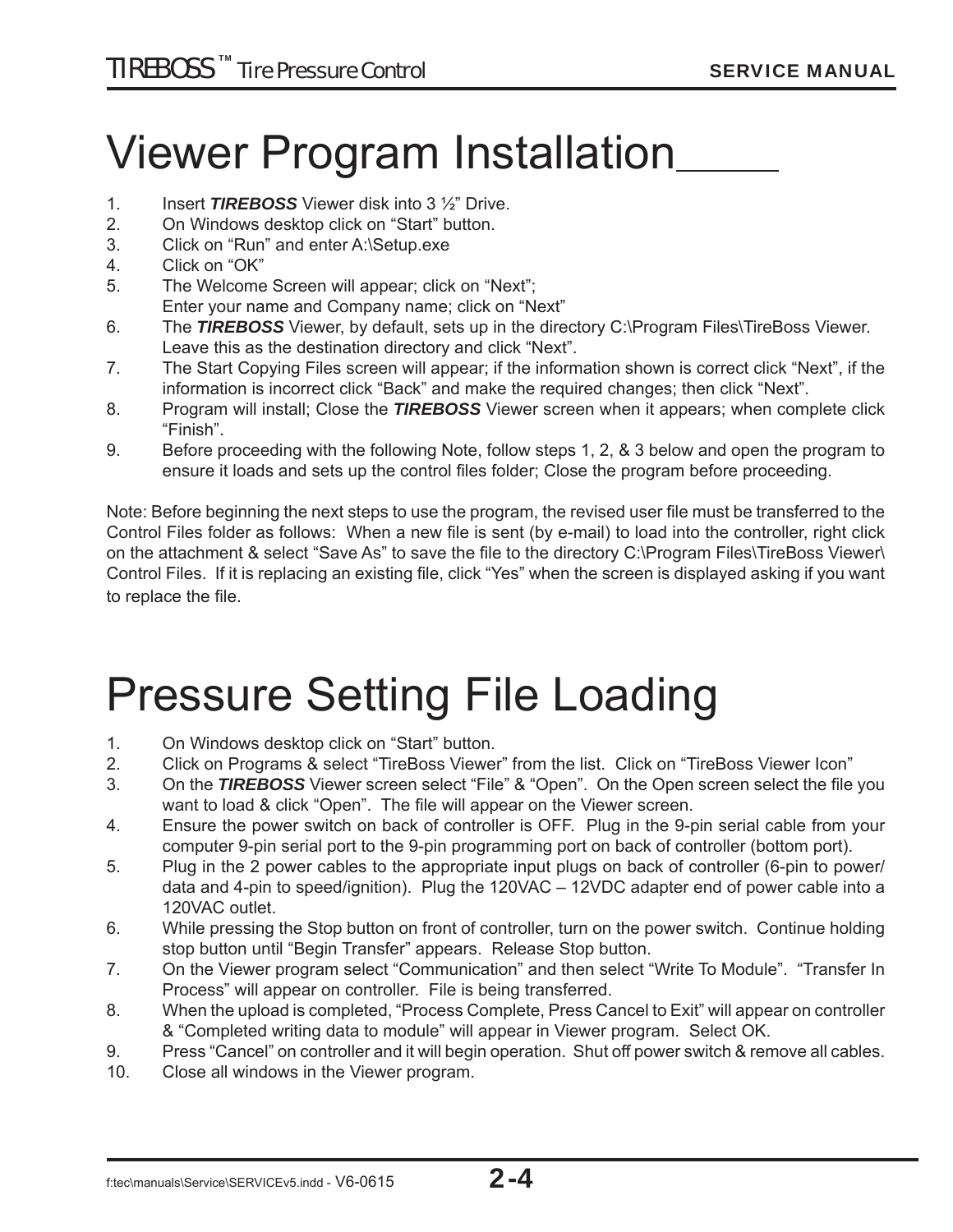# Viewer Program Installation

1. Insert ***TIREBOSS*** Viewer disk into 3 ½" Drive.
2. On Windows desktop click on "Start" button.
3. Click on "Run" and enter A:\Setup.exe
4. Click on "OK"
5. The Welcome Screen will appear; click on "Next";
   Enter your name and Company name; click on "Next"
6. The ***TIREBOSS*** Viewer, by default, sets up in the directory C:\Program Files\TireBoss Viewer. Leave this as the destination directory and click "Next".
7. The Start Copying Files screen will appear; if the information shown is correct click "Next", if the information is incorrect click "Back" and make the required changes; then click "Next".
8. Program will install; Close the ***TIREBOSS*** Viewer screen when it appears; when complete click "Finish".
9. Before proceeding with the following Note, follow steps 1, 2, & 3 below and open the program to ensure it loads and sets up the control files folder; Close the program before proceeding.

Note: Before beginning the next steps to use the program, the revised user file must be transferred to the Control Files folder as follows: When a new file is sent (by e-mail) to load into the controller, right click on the attachment & select "Save As" to save the file to the directory C:\Program Files\TireBoss Viewer\Control Files. If it is replacing an existing file, click "Yes" when the screen is displayed asking if you want to replace the file.

# Pressure Setting File Loading

1. On Windows desktop click on "Start" button.
2. Click on Programs & select "TireBoss Viewer" from the list. Click on "TireBoss Viewer Icon"
3. On the ***TIREBOSS*** Viewer screen select "File" & "Open". On the Open screen select the file you want to load & click "Open". The file will appear on the Viewer screen.
4. Ensure the power switch on back of controller is OFF. Plug in the 9-pin serial cable from your computer 9-pin serial port to the 9-pin programming port on back of controller (bottom port).
5. Plug in the 2 power cables to the appropriate input plugs on back of controller (6-pin to power/data and 4-pin to speed/ignition). Plug the 120VAC – 12VDC adapter end of power cable into a 120VAC outlet.
6. While pressing the Stop button on front of controller, turn on the power switch. Continue holding stop button until "Begin Transfer" appears. Release Stop button.
7. On the Viewer program select "Communication" and then select "Write To Module". "Transfer In Process" will appear on controller. File is being transferred.
8. When the upload is completed, "Process Complete, Press Cancel to Exit" will appear on controller & "Completed writing data to module" will appear in Viewer program. Select OK.
9. Press "Cancel" on controller and it will begin operation. Shut off power switch & remove all cables.
10. Close all windows in the Viewer program.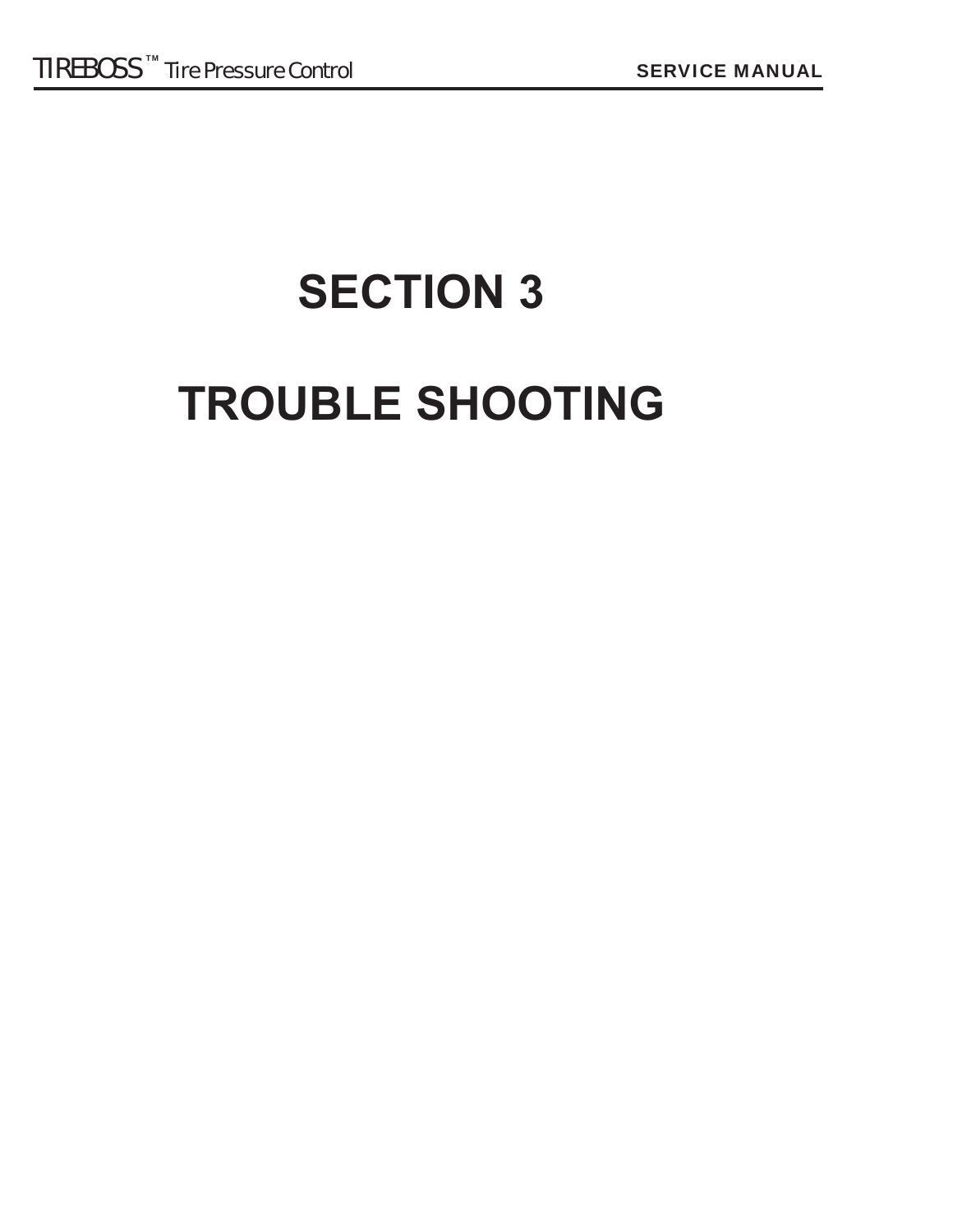# SECTION 3

# TROUBLE SHOOTING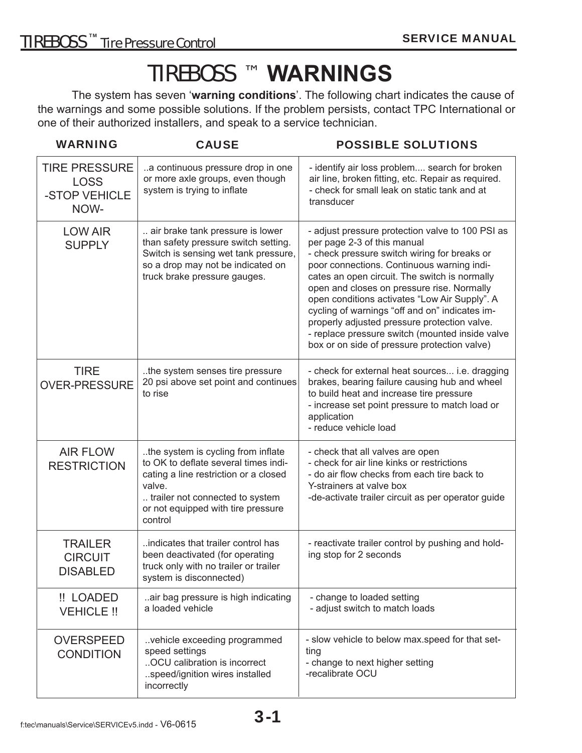# TIREBOSS ™ WARNINGS

The system has seven '**warning conditions**'. The following chart indicates the cause of the warnings and some possible solutions. If the problem persists, contact TPC International or one of their authorized installers, and speak to a service technician.

| WARNING | CAUSE | POSSIBLE SOLUTIONS |
|---|---|---|
| TIRE PRESSURE LOSS -STOP VEHICLE NOW- | ..a continuous pressure drop in one or more axle groups, even though system is trying to inflate | - identify air loss problem.... search for broken air line, broken fitting, etc. Repair as required.<br>- check for small leak on static tank and at transducer |
| LOW AIR SUPPLY | .. air brake tank pressure is lower than safety pressure switch setting. Switch is sensing wet tank pressure, so a drop may not be indicated on truck brake pressure gauges. | - adjust pressure protection valve to 100 PSI as per page 2-3 of this manual<br>- check pressure switch wiring for breaks or poor connections. Continuous warning indicates an open circuit. The switch is normally open and closes on pressure rise. Normally open conditions activates "Low Air Supply". A cycling of warnings "off and on" indicates improperly adjusted pressure protection valve.<br>- replace pressure switch (mounted inside valve box or on side of pressure protection valve) |
| TIRE OVER-PRESSURE | ..the system senses tire pressure 20 psi above set point and continues to rise | - check for external heat sources... i.e. dragging brakes, bearing failure causing hub and wheel to build heat and increase tire pressure<br>- increase set point pressure to match load or application<br>- reduce vehicle load |
| AIR FLOW RESTRICTION | ..the system is cycling from inflate to OK to deflate several times indicating a line restriction or a closed valve.<br>.. trailer not connected to system or not equipped with tire pressure control | - check that all valves are open<br>- check for air line kinks or restrictions<br>- do air flow checks from each tire back to Y-strainers at valve box<br>-de-activate trailer circuit as per operator guide |
| TRAILER CIRCUIT DISABLED | ..indicates that trailer control has been deactivated (for operating truck only with no trailer or trailer system is disconnected) | - reactivate trailer control by pushing and holding stop for 2 seconds |
| !! LOADED VEHICLE !! | ..air bag pressure is high indicating a loaded vehicle | - change to loaded setting<br>- adjust switch to match loads |
| OVERSPEED CONDITION | ..vehicle exceeding programmed speed settings<br>..OCU calibration is incorrect<br>..speed/ignition wires installed incorrectly | - slow vehicle to below max.speed for that setting<br>- change to next higher setting<br>-recalibrate OCU |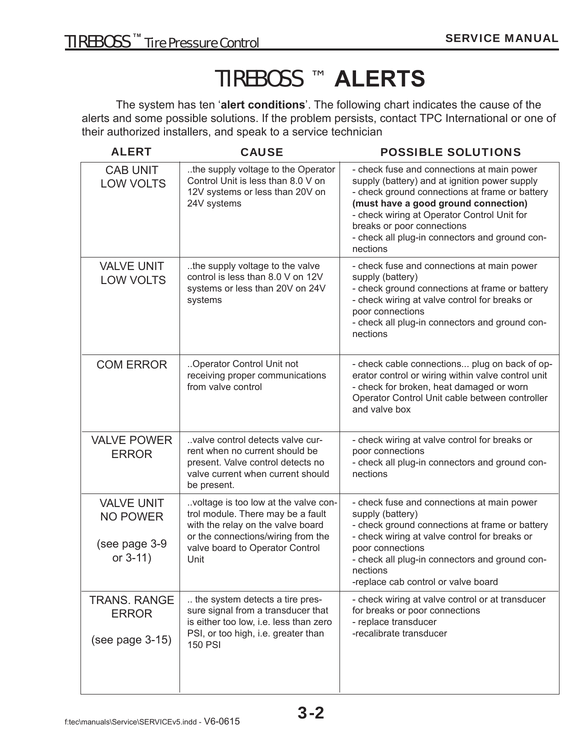# TIREBOSS ™ ALERTS

The system has ten '**alert conditions**'. The following chart indicates the cause of the alerts and some possible solutions. If the problem persists, contact TPC International or one of their authorized installers, and speak to a service technician

| ALERT | CAUSE | POSSIBLE SOLUTIONS |
|---|---|---|
| CAB UNIT LOW VOLTS | ..the supply voltage to the Operator Control Unit is less than 8.0 V on 12V systems or less than 20V on 24V systems | - check fuse and connections at main power supply (battery) and at ignition power supply<br>- check ground connections at frame or battery **(must have a good ground connection)**<br>- check wiring at Operator Control Unit for breaks or poor connections<br>- check all plug-in connectors and ground connections |
| VALVE UNIT LOW VOLTS | ..the supply voltage to the valve control is less than 8.0 V on 12V systems or less than 20V on 24V systems | - check fuse and connections at main power supply (battery)<br>- check ground connections at frame or battery<br>- check wiring at valve control for breaks or poor connections<br>- check all plug-in connectors and ground connections |
| COM ERROR | ..Operator Control Unit not receiving proper communications from valve control | - check cable connections... plug on back of operator control or wiring within valve control unit<br>- check for broken, heat damaged or worn Operator Control Unit cable between controller and valve box |
| VALVE POWER ERROR | ..valve control detects valve current when no current should be present. Valve control detects no valve current when current should be present. | - check wiring at valve control for breaks or poor connections<br>- check all plug-in connectors and ground connections |
| VALVE UNIT NO POWER<br><br>(see page 3-9 or 3-11) | ..voltage is too low at the valve control module. There may be a fault with the relay on the valve board or the connections/wiring from the valve board to Operator Control Unit | - check fuse and connections at main power supply (battery)<br>- check ground connections at frame or battery<br>- check wiring at valve control for breaks or poor connections<br>- check all plug-in connectors and ground connections<br>-replace cab control or valve board |
| TRANS. RANGE ERROR<br><br>(see page 3-15) | .. the system detects a tire pressure signal from a transducer that is either too low, i.e. less than zero PSI, or too high, i.e. greater than 150 PSI | - check wiring at valve control or at transducer for breaks or poor connections<br>- replace transducer<br>-recalibrate transducer |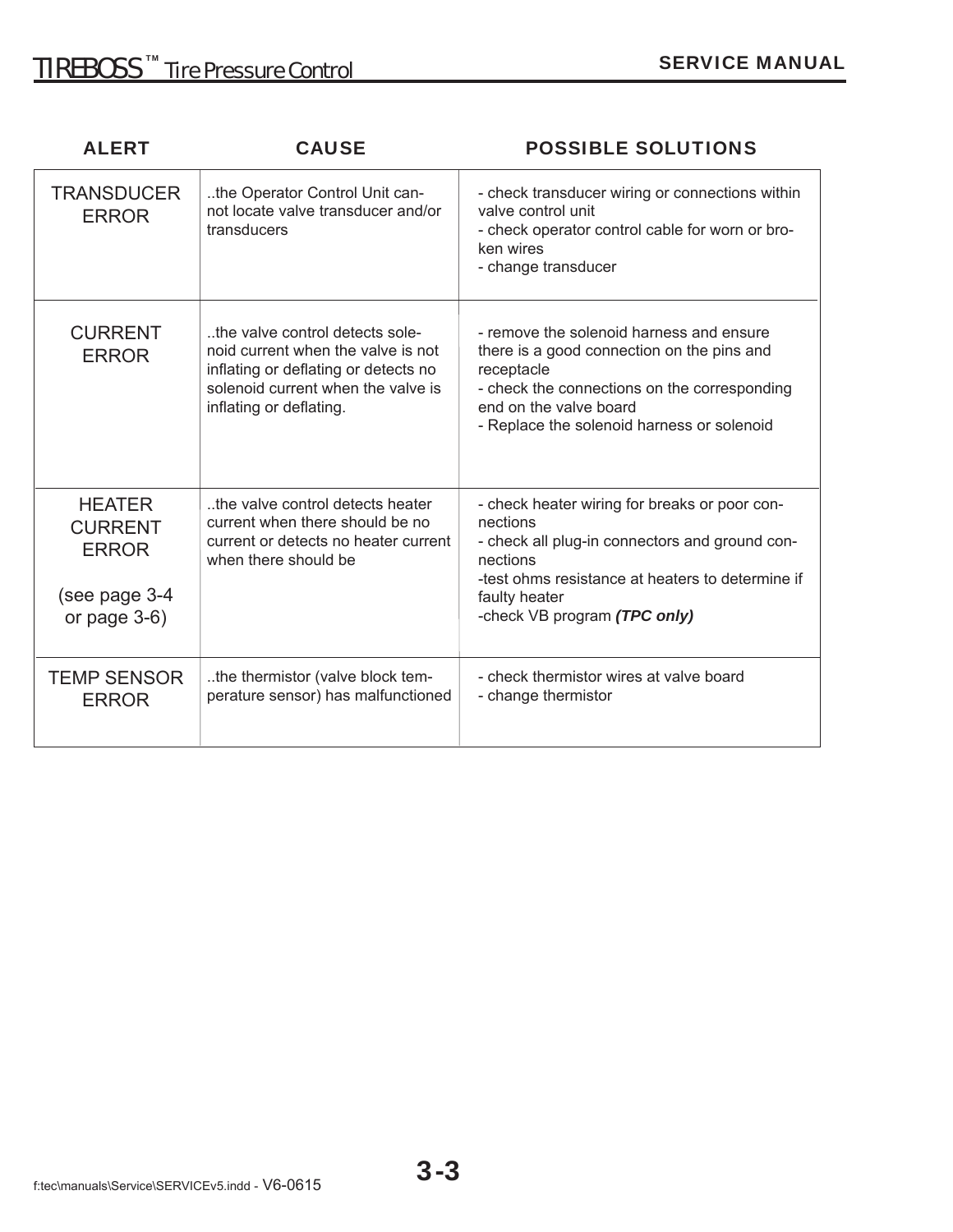| ALERT | CAUSE | POSSIBLE SOLUTIONS |
| --- | --- | --- |
| TRANSDUCER ERROR | ..the Operator Control Unit cannot locate valve transducer and/or transducers | - check transducer wiring or connections within valve control unit<br>- check operator control cable for worn or broken wires<br>- change transducer |
| CURRENT ERROR | ..the valve control detects solenoid current when the valve is not inflating or deflating or detects no solenoid current when the valve is inflating or deflating. | - remove the solenoid harness and ensure there is a good connection on the pins and receptacle<br>- check the connections on the corresponding end on the valve board<br>- Replace the solenoid harness or solenoid |
| HEATER CURRENT ERROR<br><br>(see page 3-4 or page 3-6) | ..the valve control detects heater current when there should be no current or detects no heater current when there should be | - check heater wiring for breaks or poor connections<br>- check all plug-in connectors and ground connections<br>-test ohms resistance at heaters to determine if faulty heater<br>-check VB program ***(TPC only)*** |
| TEMP SENSOR ERROR | ..the thermistor (valve block temperature sensor) has malfunctioned | - check thermistor wires at valve board<br>- change thermistor |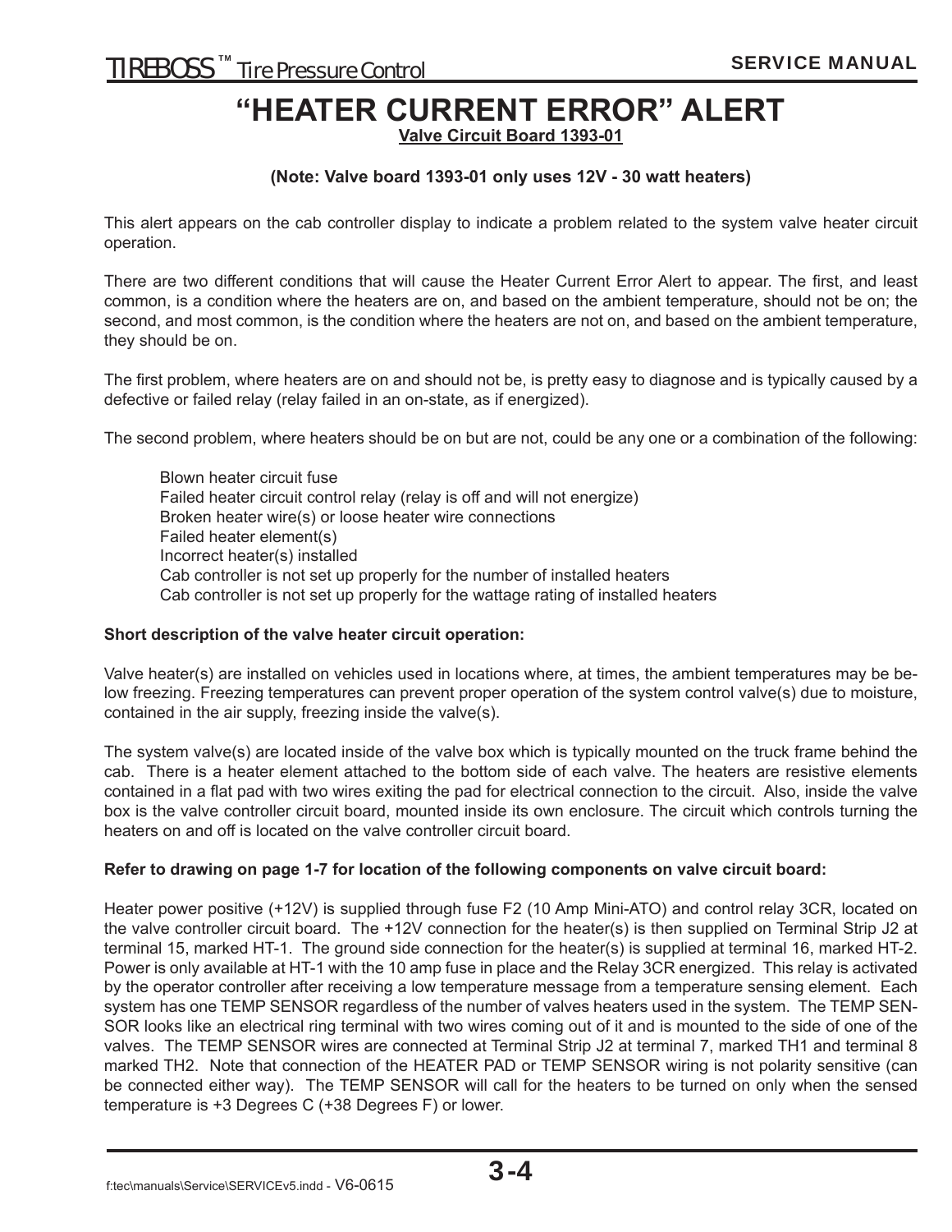# "HEATER CURRENT ERROR" ALERT

**Valve Circuit Board 1393-01**

**(Note: Valve board 1393-01 only uses 12V - 30 watt heaters)**

This alert appears on the cab controller display to indicate a problem related to the system valve heater circuit operation.

There are two different conditions that will cause the Heater Current Error Alert to appear. The first, and least common, is a condition where the heaters are on, and based on the ambient temperature, should not be on; the second, and most common, is the condition where the heaters are not on, and based on the ambient temperature, they should be on.

The first problem, where heaters are on and should not be, is pretty easy to diagnose and is typically caused by a defective or failed relay (relay failed in an on-state, as if energized).

The second problem, where heaters should be on but are not, could be any one or a combination of the following:

- Blown heater circuit fuse
- Failed heater circuit control relay (relay is off and will not energize)
- Broken heater wire(s) or loose heater wire connections
- Failed heater element(s)
- Incorrect heater(s) installed
- Cab controller is not set up properly for the number of installed heaters
- Cab controller is not set up properly for the wattage rating of installed heaters

**Short description of the valve heater circuit operation:**

Valve heater(s) are installed on vehicles used in locations where, at times, the ambient temperatures may be below freezing. Freezing temperatures can prevent proper operation of the system control valve(s) due to moisture, contained in the air supply, freezing inside the valve(s).

The system valve(s) are located inside of the valve box which is typically mounted on the truck frame behind the cab. There is a heater element attached to the bottom side of each valve. The heaters are resistive elements contained in a flat pad with two wires exiting the pad for electrical connection to the circuit. Also, inside the valve box is the valve controller circuit board, mounted inside its own enclosure. The circuit which controls turning the heaters on and off is located on the valve controller circuit board.

**Refer to drawing on page 1-7 for location of the following components on valve circuit board:**

Heater power positive (+12V) is supplied through fuse F2 (10 Amp Mini-ATO) and control relay 3CR, located on the valve controller circuit board. The +12V connection for the heater(s) is then supplied on Terminal Strip J2 at terminal 15, marked HT-1. The ground side connection for the heater(s) is supplied at terminal 16, marked HT-2. Power is only available at HT-1 with the 10 amp fuse in place and the Relay 3CR energized. This relay is activated by the operator controller after receiving a low temperature message from a temperature sensing element. Each system has one TEMP SENSOR regardless of the number of valves heaters used in the system. The TEMP SENSOR looks like an electrical ring terminal with two wires coming out of it and is mounted to the side of one of the valves. The TEMP SENSOR wires are connected at Terminal Strip J2 at terminal 7, marked TH1 and terminal 8 marked TH2. Note that connection of the HEATER PAD or TEMP SENSOR wiring is not polarity sensitive (can be connected either way). The TEMP SENSOR will call for the heaters to be turned on only when the sensed temperature is +3 Degrees C (+38 Degrees F) or lower.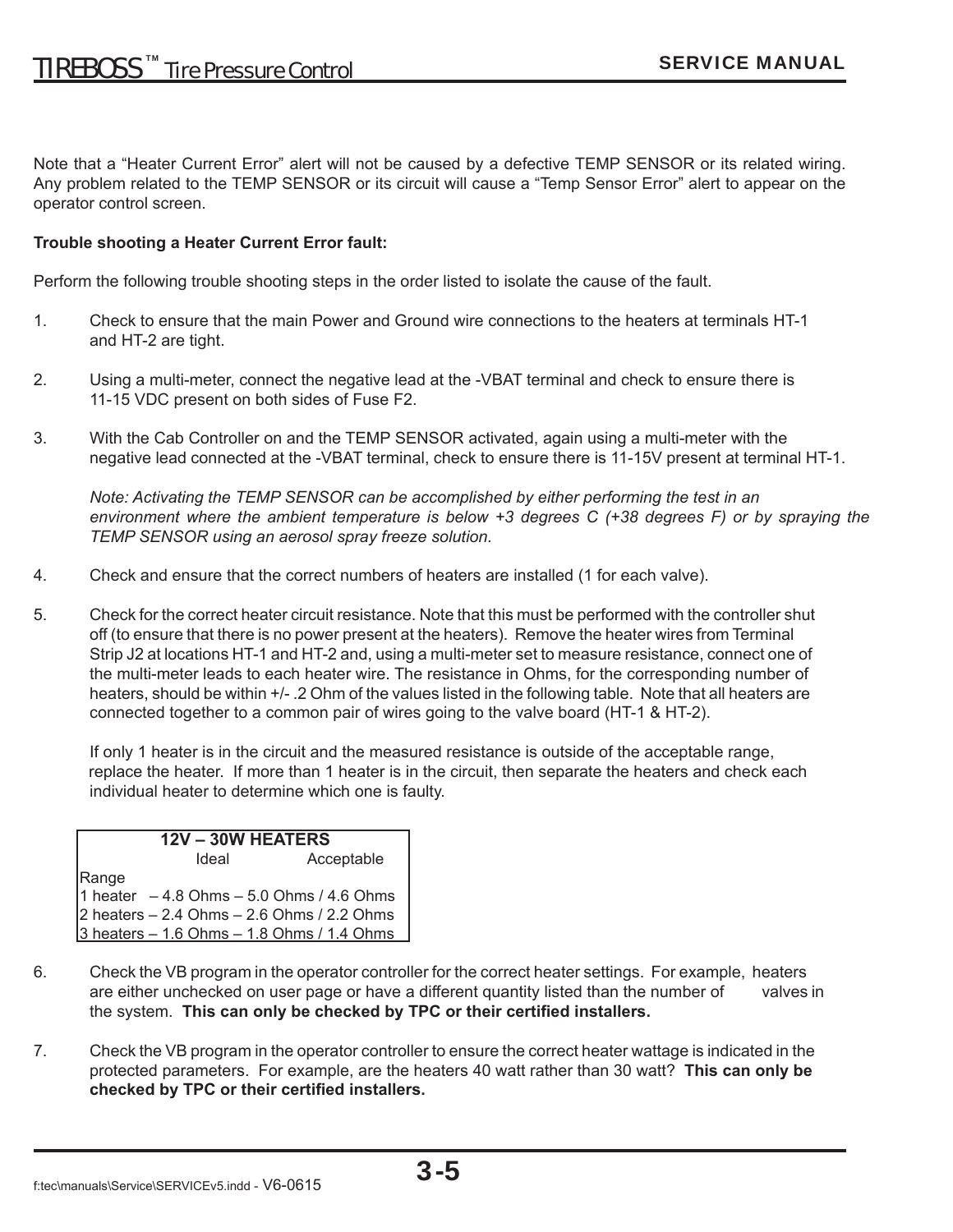Note that a "Heater Current Error" alert will not be caused by a defective TEMP SENSOR or its related wiring. Any problem related to the TEMP SENSOR or its circuit will cause a "Temp Sensor Error" alert to appear on the operator control screen.

**Trouble shooting a Heater Current Error fault:**

Perform the following trouble shooting steps in the order listed to isolate the cause of the fault.

1. Check to ensure that the main Power and Ground wire connections to the heaters at terminals HT-1 and HT-2 are tight.

2. Using a multi-meter, connect the negative lead at the -VBAT terminal and check to ensure there is 11-15 VDC present on both sides of Fuse F2.

3. With the Cab Controller on and the TEMP SENSOR activated, again using a multi-meter with the negative lead connected at the -VBAT terminal, check to ensure there is 11-15V present at terminal HT-1.

   *Note: Activating the TEMP SENSOR can be accomplished by either performing the test in an environment where the ambient temperature is below +3 degrees C (+38 degrees F) or by spraying the TEMP SENSOR using an aerosol spray freeze solution.*

4. Check and ensure that the correct numbers of heaters are installed (1 for each valve).

5. Check for the correct heater circuit resistance. Note that this must be performed with the controller shut off (to ensure that there is no power present at the heaters). Remove the heater wires from Terminal Strip J2 at locations HT-1 and HT-2 and, using a multi-meter set to measure resistance, connect one of the multi-meter leads to each heater wire. The resistance in Ohms, for the corresponding number of heaters, should be within +/- .2 Ohm of the values listed in the following table. Note that all heaters are connected together to a common pair of wires going to the valve board (HT-1 & HT-2).

   If only 1 heater is in the circuit and the measured resistance is outside of the acceptable range, replace the heater. If more than 1 heater is in the circuit, then separate the heaters and check each individual heater to determine which one is faulty.

| 12V – 30W HEATERS | Ideal | Acceptable Range |
|---|---|---|
| 1 heater | 4.8 Ohms | 5.0 Ohms / 4.6 Ohms |
| 2 heaters | 2.4 Ohms | 2.6 Ohms / 2.2 Ohms |
| 3 heaters | 1.6 Ohms | 1.8 Ohms / 1.4 Ohms |

6. Check the VB program in the operator controller for the correct heater settings. For example, heaters are either unchecked on user page or have a different quantity listed than the number of valves in the system. **This can only be checked by TPC or their certified installers.**

7. Check the VB program in the operator controller to ensure the correct heater wattage is indicated in the protected parameters. For example, are the heaters 40 watt rather than 30 watt? **This can only be checked by TPC or their certified installers.**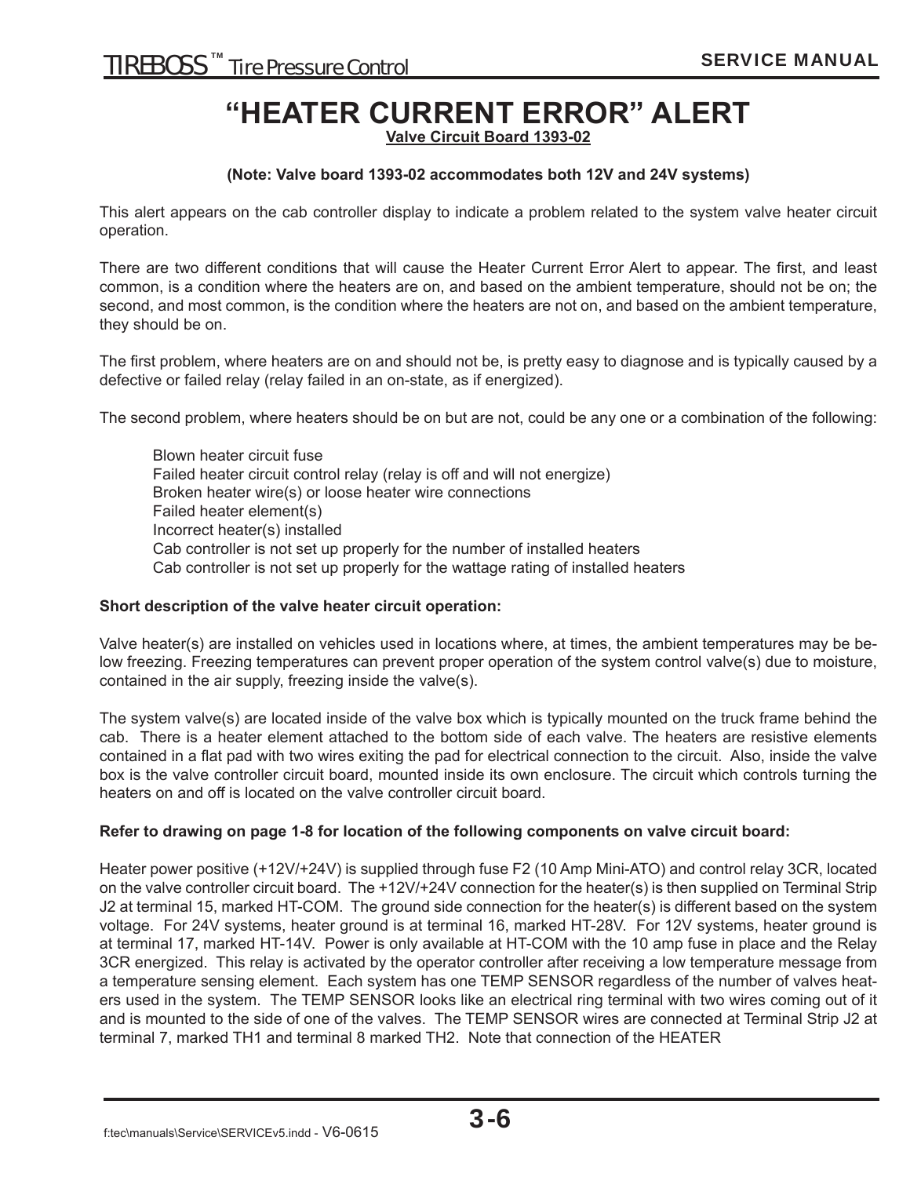# "HEATER CURRENT ERROR" ALERT

**Valve Circuit Board 1393-02**

**(Note: Valve board 1393-02 accommodates both 12V and 24V systems)**

This alert appears on the cab controller display to indicate a problem related to the system valve heater circuit operation.

There are two different conditions that will cause the Heater Current Error Alert to appear. The first, and least common, is a condition where the heaters are on, and based on the ambient temperature, should not be on; the second, and most common, is the condition where the heaters are not on, and based on the ambient temperature, they should be on.

The first problem, where heaters are on and should not be, is pretty easy to diagnose and is typically caused by a defective or failed relay (relay failed in an on-state, as if energized).

The second problem, where heaters should be on but are not, could be any one or a combination of the following:

- Blown heater circuit fuse
- Failed heater circuit control relay (relay is off and will not energize)
- Broken heater wire(s) or loose heater wire connections
- Failed heater element(s)
- Incorrect heater(s) installed
- Cab controller is not set up properly for the number of installed heaters
- Cab controller is not set up properly for the wattage rating of installed heaters

**Short description of the valve heater circuit operation:**

Valve heater(s) are installed on vehicles used in locations where, at times, the ambient temperatures may be below freezing. Freezing temperatures can prevent proper operation of the system control valve(s) due to moisture, contained in the air supply, freezing inside the valve(s).

The system valve(s) are located inside of the valve box which is typically mounted on the truck frame behind the cab. There is a heater element attached to the bottom side of each valve. The heaters are resistive elements contained in a flat pad with two wires exiting the pad for electrical connection to the circuit. Also, inside the valve box is the valve controller circuit board, mounted inside its own enclosure. The circuit which controls turning the heaters on and off is located on the valve controller circuit board.

**Refer to drawing on page 1-8 for location of the following components on valve circuit board:**

Heater power positive (+12V/+24V) is supplied through fuse F2 (10 Amp Mini-ATO) and control relay 3CR, located on the valve controller circuit board. The +12V/+24V connection for the heater(s) is then supplied on Terminal Strip J2 at terminal 15, marked HT-COM. The ground side connection for the heater(s) is different based on the system voltage. For 24V systems, heater ground is at terminal 16, marked HT-28V. For 12V systems, heater ground is at terminal 17, marked HT-14V. Power is only available at HT-COM with the 10 amp fuse in place and the Relay 3CR energized. This relay is activated by the operator controller after receiving a low temperature message from a temperature sensing element. Each system has one TEMP SENSOR regardless of the number of valves heaters used in the system. The TEMP SENSOR looks like an electrical ring terminal with two wires coming out of it and is mounted to the side of one of the valves. The TEMP SENSOR wires are connected at Terminal Strip J2 at terminal 7, marked TH1 and terminal 8 marked TH2. Note that connection of the HEATER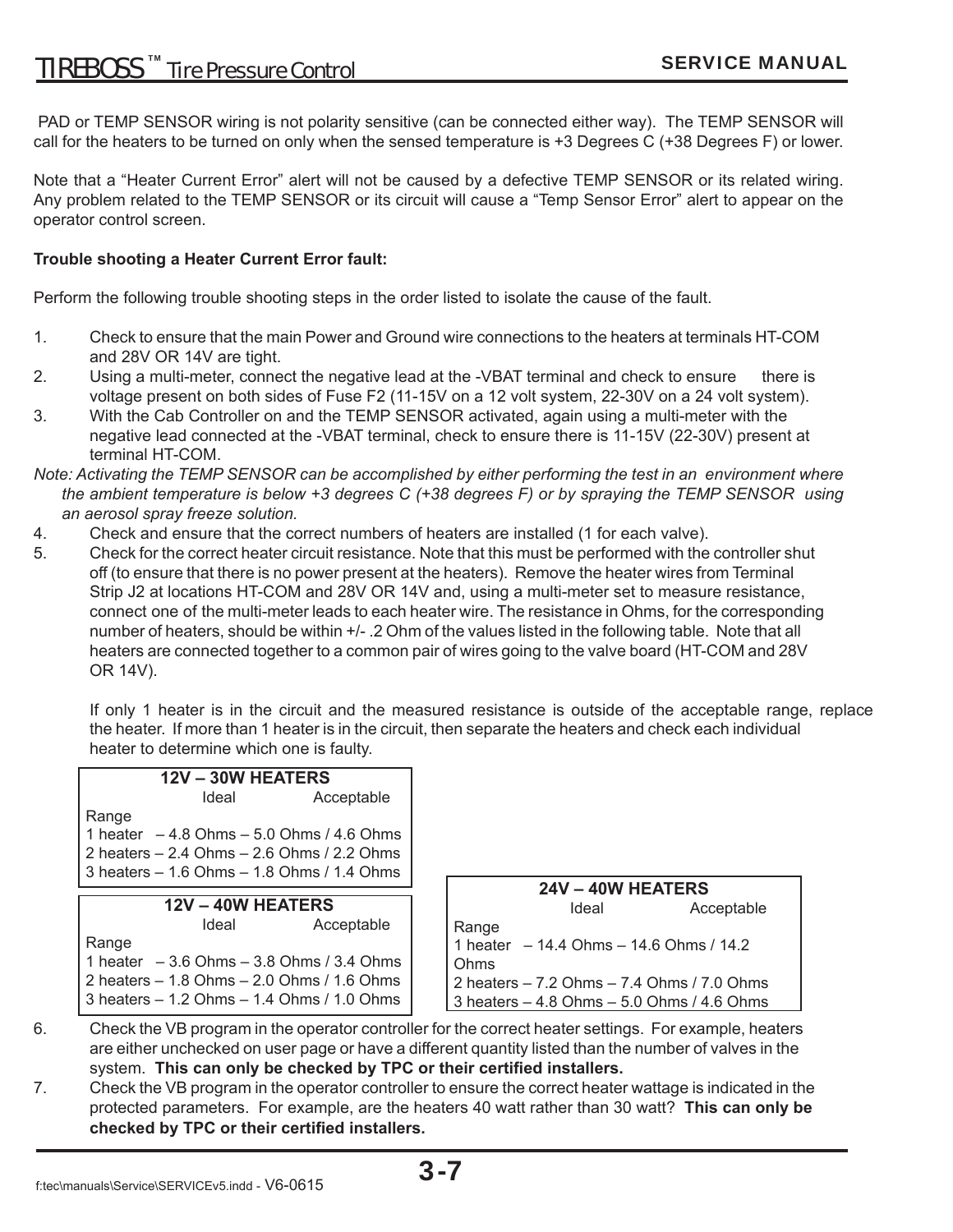PAD or TEMP SENSOR wiring is not polarity sensitive (can be connected either way). The TEMP SENSOR will call for the heaters to be turned on only when the sensed temperature is +3 Degrees C (+38 Degrees F) or lower.

Note that a "Heater Current Error" alert will not be caused by a defective TEMP SENSOR or its related wiring. Any problem related to the TEMP SENSOR or its circuit will cause a "Temp Sensor Error" alert to appear on the operator control screen.

**Trouble shooting a Heater Current Error fault:**

Perform the following trouble shooting steps in the order listed to isolate the cause of the fault.

1. Check to ensure that the main Power and Ground wire connections to the heaters at terminals HT-COM and 28V OR 14V are tight.
2. Using a multi-meter, connect the negative lead at the -VBAT terminal and check to ensure there is voltage present on both sides of Fuse F2 (11-15V on a 12 volt system, 22-30V on a 24 volt system).
3. With the Cab Controller on and the TEMP SENSOR activated, again using a multi-meter with the negative lead connected at the -VBAT terminal, check to ensure there is 11-15V (22-30V) present at terminal HT-COM.

*Note: Activating the TEMP SENSOR can be accomplished by either performing the test in an environment where the ambient temperature is below +3 degrees C (+38 degrees F) or by spraying the TEMP SENSOR using an aerosol spray freeze solution.*

4. Check and ensure that the correct numbers of heaters are installed (1 for each valve).
5. Check for the correct heater circuit resistance. Note that this must be performed with the controller shut off (to ensure that there is no power present at the heaters). Remove the heater wires from Terminal Strip J2 at locations HT-COM and 28V OR 14V and, using a multi-meter set to measure resistance, connect one of the multi-meter leads to each heater wire. The resistance in Ohms, for the corresponding number of heaters, should be within +/- .2 Ohm of the values listed in the following table. Note that all heaters are connected together to a common pair of wires going to the valve board (HT-COM and 28V OR 14V).

   If only 1 heater is in the circuit and the measured resistance is outside of the acceptable range, replace the heater. If more than 1 heater is in the circuit, then separate the heaters and check each individual heater to determine which one is faulty.

**12V – 30W HEATERS**

| | Ideal | Acceptable Range |
|---|---|---|
| 1 heater | 4.8 Ohms | 5.0 Ohms / 4.6 Ohms |
| 2 heaters | 2.4 Ohms | 2.6 Ohms / 2.2 Ohms |
| 3 heaters | 1.6 Ohms | 1.8 Ohms / 1.4 Ohms |

**12V – 40W HEATERS**

| | Ideal | Acceptable Range |
|---|---|---|
| 1 heater | 3.6 Ohms | 3.8 Ohms / 3.4 Ohms |
| 2 heaters | 1.8 Ohms | 2.0 Ohms / 1.6 Ohms |
| 3 heaters | 1.2 Ohms | 1.4 Ohms / 1.0 Ohms |

**24V – 40W HEATERS**

| | Ideal | Acceptable Range |
|---|---|---|
| 1 heater | 14.4 Ohms | 14.6 Ohms / 14.2 Ohms |
| 2 heaters | 7.2 Ohms | 7.4 Ohms / 7.0 Ohms |
| 3 heaters | 4.8 Ohms | 5.0 Ohms / 4.6 Ohms |

6. Check the VB program in the operator controller for the correct heater settings. For example, heaters are either unchecked on user page or have a different quantity listed than the number of valves in the system. **This can only be checked by TPC or their certified installers.**
7. Check the VB program in the operator controller to ensure the correct heater wattage is indicated in the protected parameters. For example, are the heaters 40 watt rather than 30 watt? **This can only be checked by TPC or their certified installers.**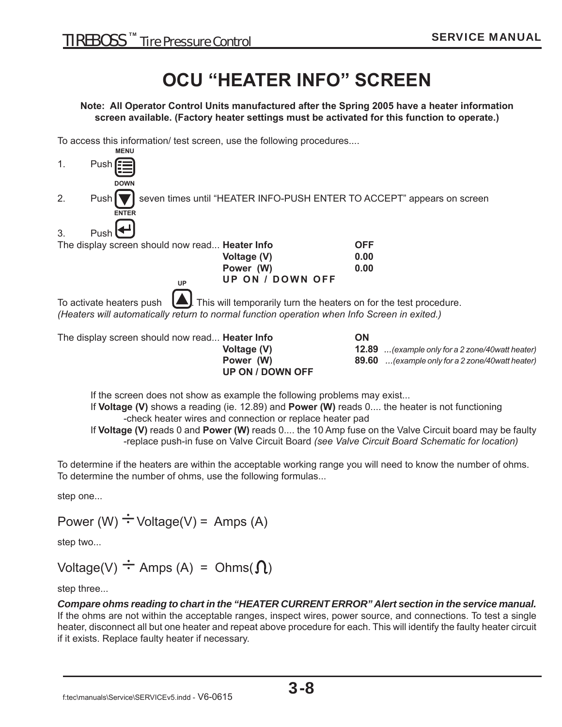# OCU "HEATER INFO" SCREEN

**Note: All Operator Control Units manufactured after the Spring 2005 have a heater information screen available. (Factory heater settings must be activated for this function to operate.)**

To access this information/ test screen, use the following procedures....

1. Push MENU
2. Push DOWN seven times until "HEATER INFO-PUSH ENTER TO ACCEPT" appears on screen
3. Push ENTER

The display screen should now read...

| | |
|---|---|
| **Heater Info** | **OFF** |
| **Voltage (V)** | **0.00** |
| **Power (W)** | **0.00** |
| **UP ON / DOWN OFF** | |

To activate heaters push UP. This will temporarily turn the heaters on for the test procedure.
*(Heaters will automatically return to normal function operation when Info Screen in exited.)*

The display screen should now read...

| | |
|---|---|
| **Heater Info** | **ON** |
| **Voltage (V)** | **12.89** ...*(example only for a 2 zone/40watt heater)* |
| **Power (W)** | **89.60** ...*(example only for a 2 zone/40watt heater)* |
| **UP ON / DOWN OFF** | |

If the screen does not show as example the following problems may exist...

If **Voltage (V)** shows a reading (ie. 12.89) and **Power (W)** reads 0.... the heater is not functioning
 -check heater wires and connection or replace heater pad

If **Voltage (V)** reads 0 and **Power (W)** reads 0.... the 10 Amp fuse on the Valve Circuit board may be faulty
 -replace push-in fuse on Valve Circuit Board *(see Valve Circuit Board Schematic for location)*

To determine if the heaters are within the acceptable working range you will need to know the number of ohms. To determine the number of ohms, use the following formulas...

step one...

$$\text{Power (W)} \div \text{Voltage(V)} = \text{Amps (A)}$$

step two...

$$\text{Voltage(V)} \div \text{Amps (A)} = \text{Ohms}(\Omega)$$

step three...

***Compare ohms reading to chart in the "HEATER CURRENT ERROR" Alert section in the service manual.***
If the ohms are not within the acceptable ranges, inspect wires, power source, and connections. To test a single heater, disconnect all but one heater and repeat above procedure for each. This will identify the faulty heater circuit if it exists. Replace faulty heater if necessary.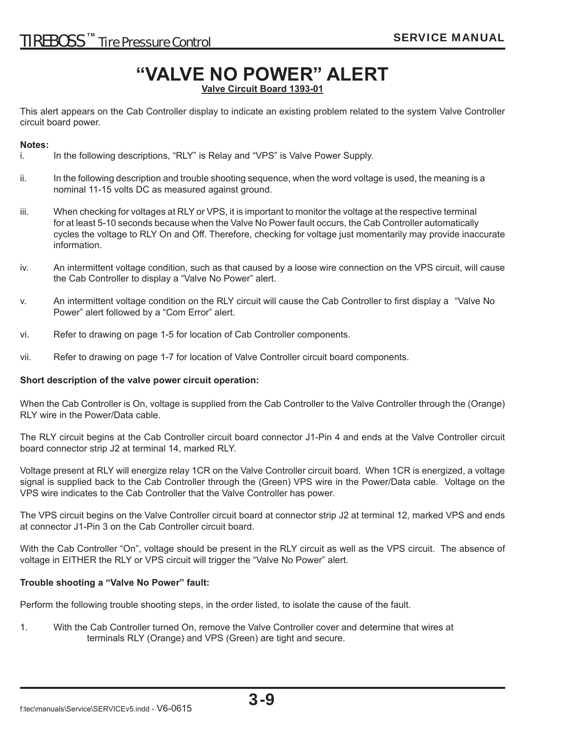# "VALVE NO POWER" ALERT

**Valve Circuit Board 1393-01**

This alert appears on the Cab Controller display to indicate an existing problem related to the system Valve Controller circuit board power.

**Notes:**

i. In the following descriptions, "RLY" is Relay and "VPS" is Valve Power Supply.

ii. In the following description and trouble shooting sequence, when the word voltage is used, the meaning is a nominal 11-15 volts DC as measured against ground.

iii. When checking for voltages at RLY or VPS, it is important to monitor the voltage at the respective terminal for at least 5-10 seconds because when the Valve No Power fault occurs, the Cab Controller automatically cycles the voltage to RLY On and Off. Therefore, checking for voltage just momentarily may provide inaccurate information.

iv. An intermittent voltage condition, such as that caused by a loose wire connection on the VPS circuit, will cause the Cab Controller to display a "Valve No Power" alert.

v. An intermittent voltage condition on the RLY circuit will cause the Cab Controller to first display a "Valve No Power" alert followed by a "Com Error" alert.

vi. Refer to drawing on page 1-5 for location of Cab Controller components.

vii. Refer to drawing on page 1-7 for location of Valve Controller circuit board components.

**Short description of the valve power circuit operation:**

When the Cab Controller is On, voltage is supplied from the Cab Controller to the Valve Controller through the (Orange) RLY wire in the Power/Data cable.

The RLY circuit begins at the Cab Controller circuit board connector J1-Pin 4 and ends at the Valve Controller circuit board connector strip J2 at terminal 14, marked RLY.

Voltage present at RLY will energize relay 1CR on the Valve Controller circuit board. When 1CR is energized, a voltage signal is supplied back to the Cab Controller through the (Green) VPS wire in the Power/Data cable. Voltage on the VPS wire indicates to the Cab Controller that the Valve Controller has power.

The VPS circuit begins on the Valve Controller circuit board at connector strip J2 at terminal 12, marked VPS and ends at connector J1-Pin 3 on the Cab Controller circuit board.

With the Cab Controller "On", voltage should be present in the RLY circuit as well as the VPS circuit. The absence of voltage in EITHER the RLY or VPS circuit will trigger the "Valve No Power" alert.

**Trouble shooting a "Valve No Power" fault:**

Perform the following trouble shooting steps, in the order listed, to isolate the cause of the fault.

1. With the Cab Controller turned On, remove the Valve Controller cover and determine that wires at terminals RLY (Orange) and VPS (Green) are tight and secure.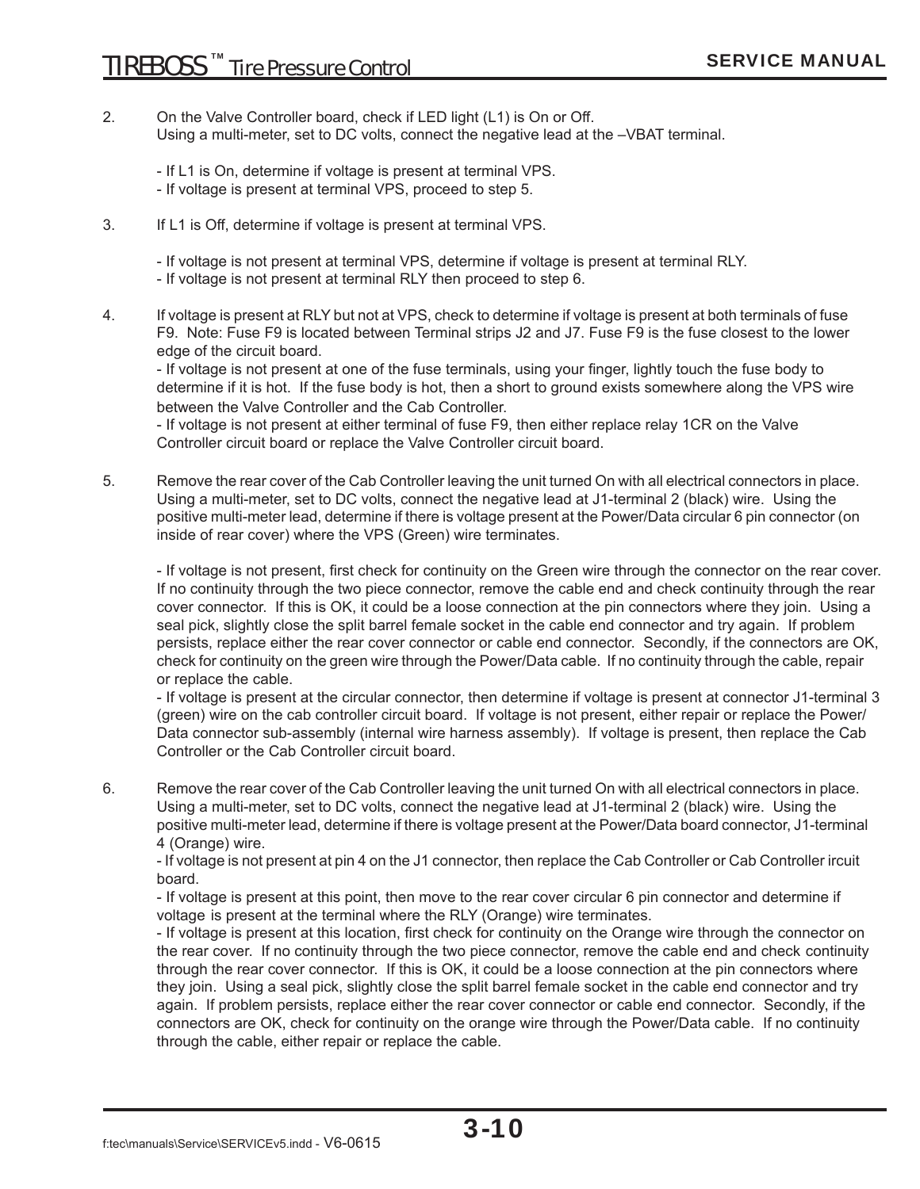2. On the Valve Controller board, check if LED light (L1) is On or Off.
   Using a multi-meter, set to DC volts, connect the negative lead at the –VBAT terminal.

   - If L1 is On, determine if voltage is present at terminal VPS.
   - If voltage is present at terminal VPS, proceed to step 5.

3. If L1 is Off, determine if voltage is present at terminal VPS.

   - If voltage is not present at terminal VPS, determine if voltage is present at terminal RLY.
   - If voltage is not present at terminal RLY then proceed to step 6.

4. If voltage is present at RLY but not at VPS, check to determine if voltage is present at both terminals of fuse F9. Note: Fuse F9 is located between Terminal strips J2 and J7. Fuse F9 is the fuse closest to the lower edge of the circuit board.
   - If voltage is not present at one of the fuse terminals, using your finger, lightly touch the fuse body to determine if it is hot. If the fuse body is hot, then a short to ground exists somewhere along the VPS wire between the Valve Controller and the Cab Controller.
   - If voltage is not present at either terminal of fuse F9, then either replace relay 1CR on the Valve Controller circuit board or replace the Valve Controller circuit board.

5. Remove the rear cover of the Cab Controller leaving the unit turned On with all electrical connectors in place. Using a multi-meter, set to DC volts, connect the negative lead at J1-terminal 2 (black) wire. Using the positive multi-meter lead, determine if there is voltage present at the Power/Data circular 6 pin connector (on inside of rear cover) where the VPS (Green) wire terminates.

   - If voltage is not present, first check for continuity on the Green wire through the connector on the rear cover. If no continuity through the two piece connector, remove the cable end and check continuity through the rear cover connector. If this is OK, it could be a loose connection at the pin connectors where they join. Using a seal pick, slightly close the split barrel female socket in the cable end connector and try again. If problem persists, replace either the rear cover connector or cable end connector. Secondly, if the connectors are OK, check for continuity on the green wire through the Power/Data cable. If no continuity through the cable, repair or replace the cable.
   - If voltage is present at the circular connector, then determine if voltage is present at connector J1-terminal 3 (green) wire on the cab controller circuit board. If voltage is not present, either repair or replace the Power/Data connector sub-assembly (internal wire harness assembly). If voltage is present, then replace the Cab Controller or the Cab Controller circuit board.

6. Remove the rear cover of the Cab Controller leaving the unit turned On with all electrical connectors in place. Using a multi-meter, set to DC volts, connect the negative lead at J1-terminal 2 (black) wire. Using the positive multi-meter lead, determine if there is voltage present at the Power/Data board connector, J1-terminal 4 (Orange) wire.
   - If voltage is not present at pin 4 on the J1 connector, then replace the Cab Controller or Cab Controller ircuit board.
   - If voltage is present at this point, then move to the rear cover circular 6 pin connector and determine if voltage is present at the terminal where the RLY (Orange) wire terminates.
   - If voltage is present at this location, first check for continuity on the Orange wire through the connector on the rear cover. If no continuity through the two piece connector, remove the cable end and check continuity through the rear cover connector. If this is OK, it could be a loose connection at the pin connectors where they join. Using a seal pick, slightly close the split barrel female socket in the cable end connector and try again. If problem persists, replace either the rear cover connector or cable end connector. Secondly, if the connectors are OK, check for continuity on the orange wire through the Power/Data cable. If no continuity through the cable, either repair or replace the cable.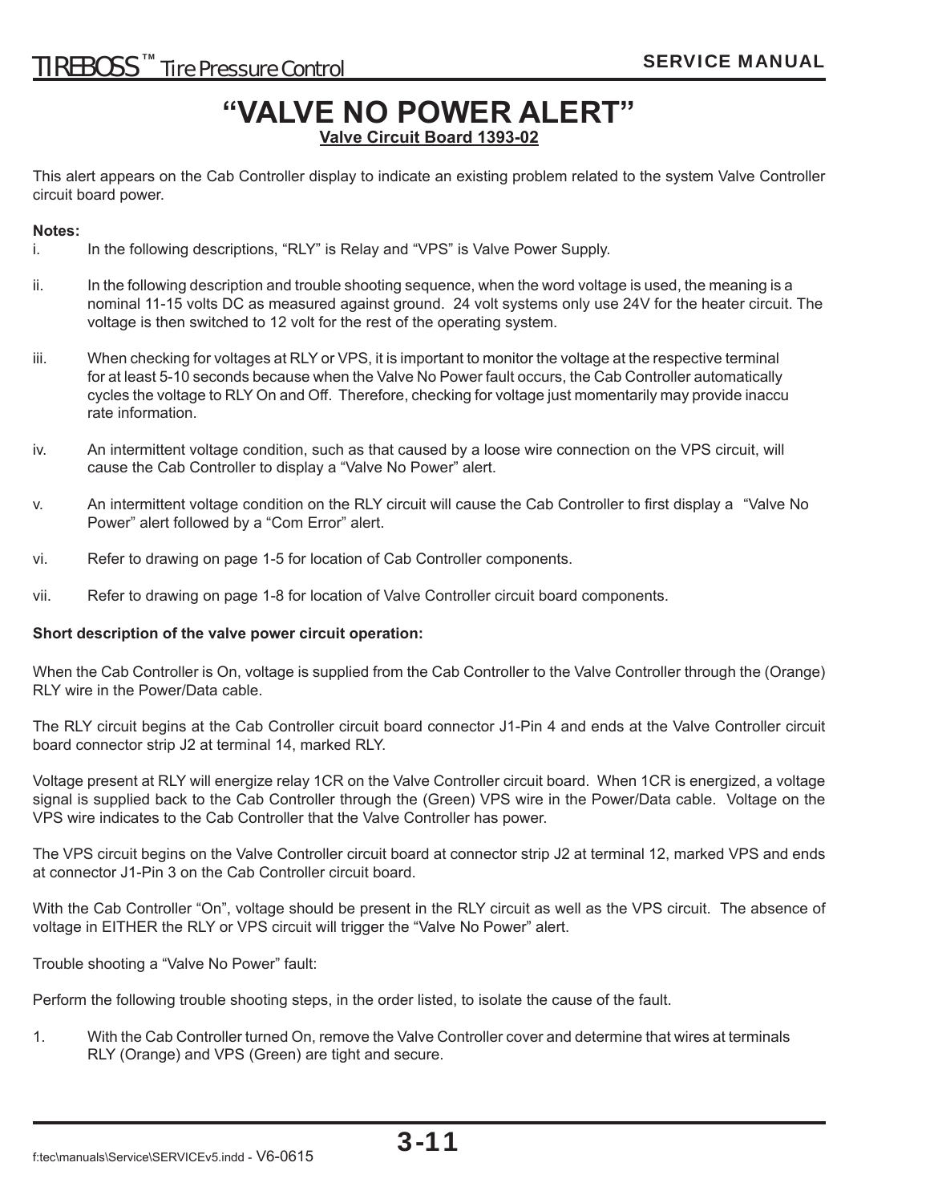# "VALVE NO POWER ALERT"

**Valve Circuit Board 1393-02**

This alert appears on the Cab Controller display to indicate an existing problem related to the system Valve Controller circuit board power.

**Notes:**

i. In the following descriptions, "RLY" is Relay and "VPS" is Valve Power Supply.

ii. In the following description and trouble shooting sequence, when the word voltage is used, the meaning is a nominal 11-15 volts DC as measured against ground. 24 volt systems only use 24V for the heater circuit. The voltage is then switched to 12 volt for the rest of the operating system.

iii. When checking for voltages at RLY or VPS, it is important to monitor the voltage at the respective terminal for at least 5-10 seconds because when the Valve No Power fault occurs, the Cab Controller automatically cycles the voltage to RLY On and Off. Therefore, checking for voltage just momentarily may provide inaccurate information.

iv. An intermittent voltage condition, such as that caused by a loose wire connection on the VPS circuit, will cause the Cab Controller to display a "Valve No Power" alert.

v. An intermittent voltage condition on the RLY circuit will cause the Cab Controller to first display a "Valve No Power" alert followed by a "Com Error" alert.

vi. Refer to drawing on page 1-5 for location of Cab Controller components.

vii. Refer to drawing on page 1-8 for location of Valve Controller circuit board components.

**Short description of the valve power circuit operation:**

When the Cab Controller is On, voltage is supplied from the Cab Controller to the Valve Controller through the (Orange) RLY wire in the Power/Data cable.

The RLY circuit begins at the Cab Controller circuit board connector J1-Pin 4 and ends at the Valve Controller circuit board connector strip J2 at terminal 14, marked RLY.

Voltage present at RLY will energize relay 1CR on the Valve Controller circuit board. When 1CR is energized, a voltage signal is supplied back to the Cab Controller through the (Green) VPS wire in the Power/Data cable. Voltage on the VPS wire indicates to the Cab Controller that the Valve Controller has power.

The VPS circuit begins on the Valve Controller circuit board at connector strip J2 at terminal 12, marked VPS and ends at connector J1-Pin 3 on the Cab Controller circuit board.

With the Cab Controller "On", voltage should be present in the RLY circuit as well as the VPS circuit. The absence of voltage in EITHER the RLY or VPS circuit will trigger the "Valve No Power" alert.

Trouble shooting a "Valve No Power" fault:

Perform the following trouble shooting steps, in the order listed, to isolate the cause of the fault.

1. With the Cab Controller turned On, remove the Valve Controller cover and determine that wires at terminals RLY (Orange) and VPS (Green) are tight and secure.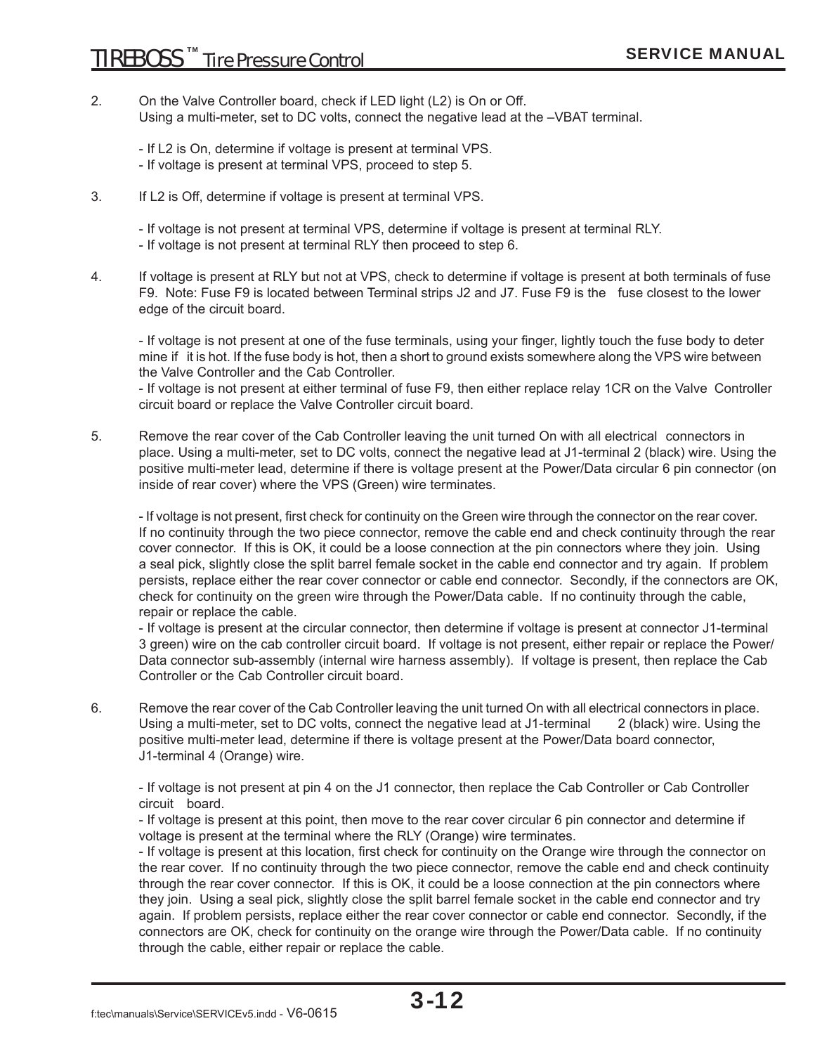2. On the Valve Controller board, check if LED light (L2) is On or Off. Using a multi-meter, set to DC volts, connect the negative lead at the –VBAT terminal.

   - If L2 is On, determine if voltage is present at terminal VPS.
   - If voltage is present at terminal VPS, proceed to step 5.

3. If L2 is Off, determine if voltage is present at terminal VPS.

   - If voltage is not present at terminal VPS, determine if voltage is present at terminal RLY.
   - If voltage is not present at terminal RLY then proceed to step 6.

4. If voltage is present at RLY but not at VPS, check to determine if voltage is present at both terminals of fuse F9. Note: Fuse F9 is located between Terminal strips J2 and J7. Fuse F9 is the fuse closest to the lower edge of the circuit board.

   - If voltage is not present at one of the fuse terminals, using your finger, lightly touch the fuse body to determine if it is hot. If the fuse body is hot, then a short to ground exists somewhere along the VPS wire between the Valve Controller and the Cab Controller.
   - If voltage is not present at either terminal of fuse F9, then either replace relay 1CR on the Valve Controller circuit board or replace the Valve Controller circuit board.

5. Remove the rear cover of the Cab Controller leaving the unit turned On with all electrical connectors in place. Using a multi-meter, set to DC volts, connect the negative lead at J1-terminal 2 (black) wire. Using the positive multi-meter lead, determine if there is voltage present at the Power/Data circular 6 pin connector (on inside of rear cover) where the VPS (Green) wire terminates.

   - If voltage is not present, first check for continuity on the Green wire through the connector on the rear cover. If no continuity through the two piece connector, remove the cable end and check continuity through the rear cover connector. If this is OK, it could be a loose connection at the pin connectors where they join. Using a seal pick, slightly close the split barrel female socket in the cable end connector and try again. If problem persists, replace either the rear cover connector or cable end connector. Secondly, if the connectors are OK, check for continuity on the green wire through the Power/Data cable. If no continuity through the cable, repair or replace the cable.
   - If voltage is present at the circular connector, then determine if voltage is present at connector J1-terminal 3 green) wire on the cab controller circuit board. If voltage is not present, either repair or replace the Power/Data connector sub-assembly (internal wire harness assembly). If voltage is present, then replace the Cab Controller or the Cab Controller circuit board.

6. Remove the rear cover of the Cab Controller leaving the unit turned On with all electrical connectors in place. Using a multi-meter, set to DC volts, connect the negative lead at J1-terminal 2 (black) wire. Using the positive multi-meter lead, determine if there is voltage present at the Power/Data board connector, J1-terminal 4 (Orange) wire.

   - If voltage is not present at pin 4 on the J1 connector, then replace the Cab Controller or Cab Controller circuit board.
   - If voltage is present at this point, then move to the rear cover circular 6 pin connector and determine if voltage is present at the terminal where the RLY (Orange) wire terminates.
   - If voltage is present at this location, first check for continuity on the Orange wire through the connector on the rear cover. If no continuity through the two piece connector, remove the cable end and check continuity through the rear cover connector. If this is OK, it could be a loose connection at the pin connectors where they join. Using a seal pick, slightly close the split barrel female socket in the cable end connector and try again. If problem persists, replace either the rear cover connector or cable end connector. Secondly, if the connectors are OK, check for continuity on the orange wire through the Power/Data cable. If no continuity through the cable, either repair or replace the cable.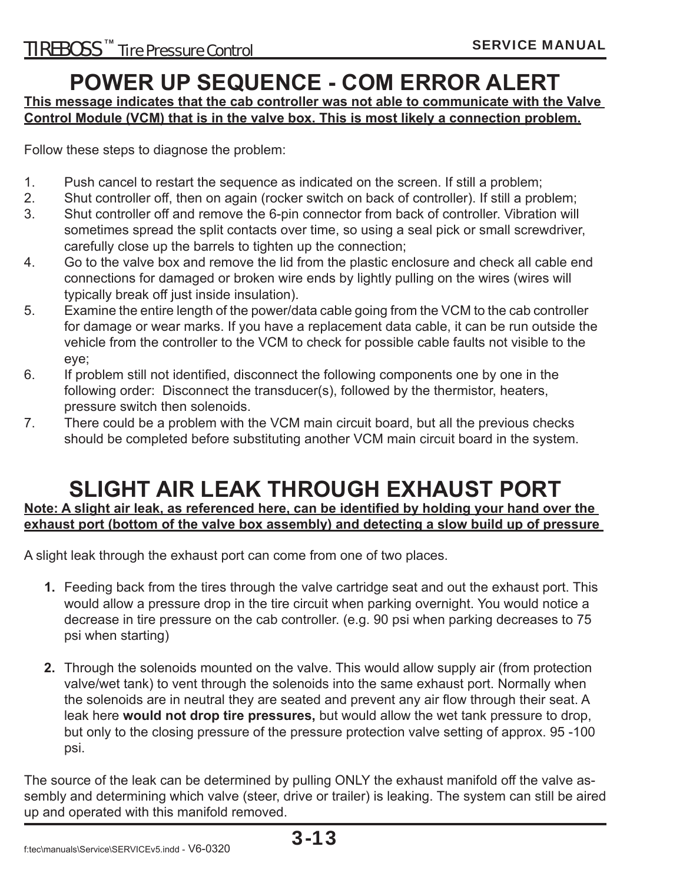# POWER UP SEQUENCE - COM ERROR ALERT

**This message indicates that the cab controller was not able to communicate with the Valve Control Module (VCM) that is in the valve box. This is most likely a connection problem.**

Follow these steps to diagnose the problem:

1. Push cancel to restart the sequence as indicated on the screen. If still a problem;
2. Shut controller off, then on again (rocker switch on back of controller). If still a problem;
3. Shut controller off and remove the 6-pin connector from back of controller. Vibration will sometimes spread the split contacts over time, so using a seal pick or small screwdriver, carefully close up the barrels to tighten up the connection;
4. Go to the valve box and remove the lid from the plastic enclosure and check all cable end connections for damaged or broken wire ends by lightly pulling on the wires (wires will typically break off just inside insulation).
5. Examine the entire length of the power/data cable going from the VCM to the cab controller for damage or wear marks. If you have a replacement data cable, it can be run outside the vehicle from the controller to the VCM to check for possible cable faults not visible to the eye;
6. If problem still not identified, disconnect the following components one by one in the following order: Disconnect the transducer(s), followed by the thermistor, heaters, pressure switch then solenoids.
7. There could be a problem with the VCM main circuit board, but all the previous checks should be completed before substituting another VCM main circuit board in the system.

# SLIGHT AIR LEAK THROUGH EXHAUST PORT

**Note: A slight air leak, as referenced here, can be identified by holding your hand over the exhaust port (bottom of the valve box assembly) and detecting a slow build up of pressure**

A slight leak through the exhaust port can come from one of two places.

1. Feeding back from the tires through the valve cartridge seat and out the exhaust port. This would allow a pressure drop in the tire circuit when parking overnight. You would notice a decrease in tire pressure on the cab controller. (e.g. 90 psi when parking decreases to 75 psi when starting)

2. Through the solenoids mounted on the valve. This would allow supply air (from protection valve/wet tank) to vent through the solenoids into the same exhaust port. Normally when the solenoids are in neutral they are seated and prevent any air flow through their seat. A leak here **would not drop tire pressures,** but would allow the wet tank pressure to drop, but only to the closing pressure of the pressure protection valve setting of approx. 95 -100 psi.

The source of the leak can be determined by pulling ONLY the exhaust manifold off the valve assembly and determining which valve (steer, drive or trailer) is leaking. The system can still be aired up and operated with this manifold removed.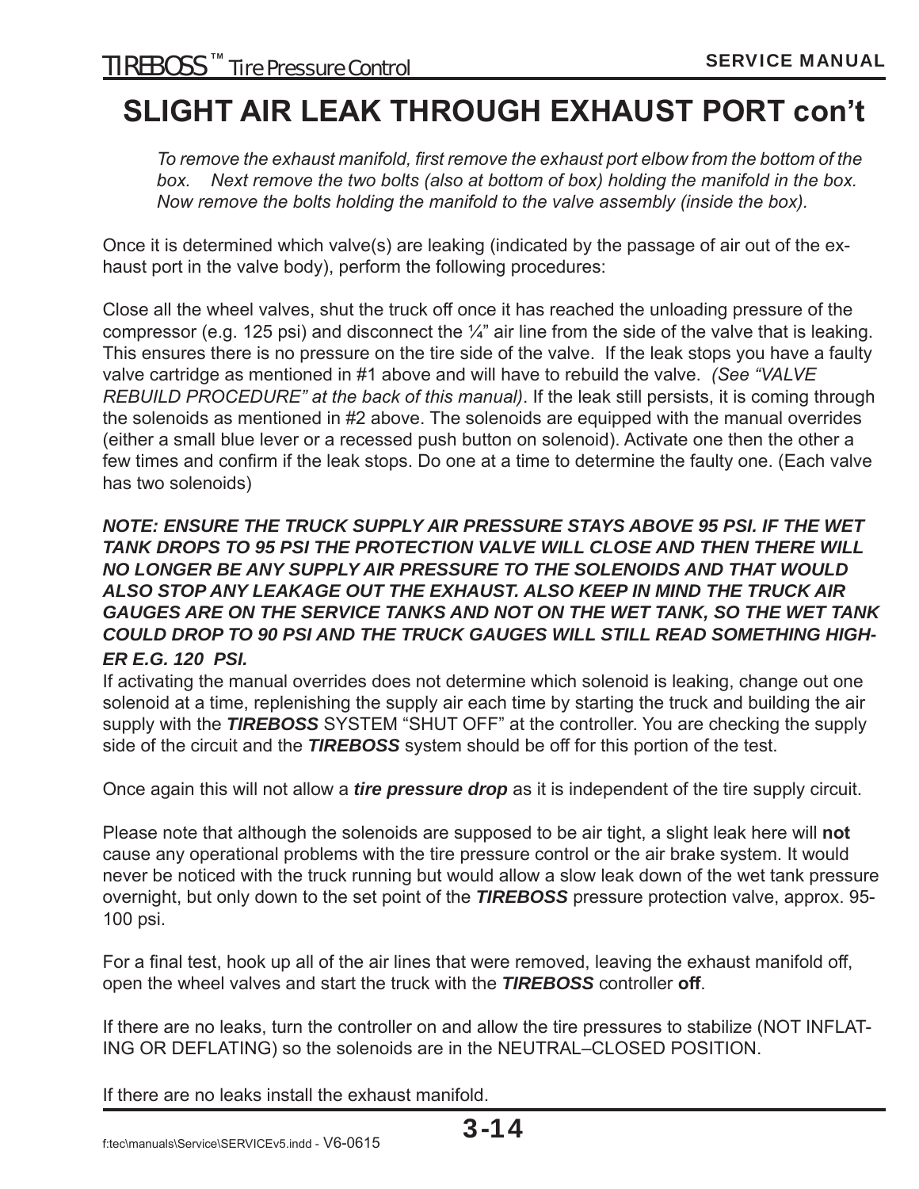# SLIGHT AIR LEAK THROUGH EXHAUST PORT con't

*To remove the exhaust manifold, first remove the exhaust port elbow from the bottom of the box. Next remove the two bolts (also at bottom of box) holding the manifold in the box. Now remove the bolts holding the manifold to the valve assembly (inside the box).*

Once it is determined which valve(s) are leaking (indicated by the passage of air out of the exhaust port in the valve body), perform the following procedures:

Close all the wheel valves, shut the truck off once it has reached the unloading pressure of the compressor (e.g. 125 psi) and disconnect the ¼" air line from the side of the valve that is leaking. This ensures there is no pressure on the tire side of the valve. If the leak stops you have a faulty valve cartridge as mentioned in #1 above and will have to rebuild the valve. *(See "VALVE REBUILD PROCEDURE" at the back of this manual)*. If the leak still persists, it is coming through the solenoids as mentioned in #2 above. The solenoids are equipped with the manual overrides (either a small blue lever or a recessed push button on solenoid). Activate one then the other a few times and confirm if the leak stops. Do one at a time to determine the faulty one. (Each valve has two solenoids)

***NOTE: ENSURE THE TRUCK SUPPLY AIR PRESSURE STAYS ABOVE 95 PSI. IF THE WET TANK DROPS TO 95 PSI THE PROTECTION VALVE WILL CLOSE AND THEN THERE WILL NO LONGER BE ANY SUPPLY AIR PRESSURE TO THE SOLENOIDS AND THAT WOULD ALSO STOP ANY LEAKAGE OUT THE EXHAUST. ALSO KEEP IN MIND THE TRUCK AIR GAUGES ARE ON THE SERVICE TANKS AND NOT ON THE WET TANK, SO THE WET TANK COULD DROP TO 90 PSI AND THE TRUCK GAUGES WILL STILL READ SOMETHING HIGHER E.G. 120 PSI.***

If activating the manual overrides does not determine which solenoid is leaking, change out one solenoid at a time, replenishing the supply air each time by starting the truck and building the air supply with the ***TIREBOSS*** SYSTEM "SHUT OFF" at the controller. You are checking the supply side of the circuit and the ***TIREBOSS*** system should be off for this portion of the test.

Once again this will not allow a ***tire pressure drop*** as it is independent of the tire supply circuit.

Please note that although the solenoids are supposed to be air tight, a slight leak here will **not** cause any operational problems with the tire pressure control or the air brake system. It would never be noticed with the truck running but would allow a slow leak down of the wet tank pressure overnight, but only down to the set point of the ***TIREBOSS*** pressure protection valve, approx. 95-100 psi.

For a final test, hook up all of the air lines that were removed, leaving the exhaust manifold off, open the wheel valves and start the truck with the ***TIREBOSS*** controller **off**.

If there are no leaks, turn the controller on and allow the tire pressures to stabilize (NOT INFLATING OR DEFLATING) so the solenoids are in the NEUTRAL–CLOSED POSITION.

If there are no leaks install the exhaust manifold.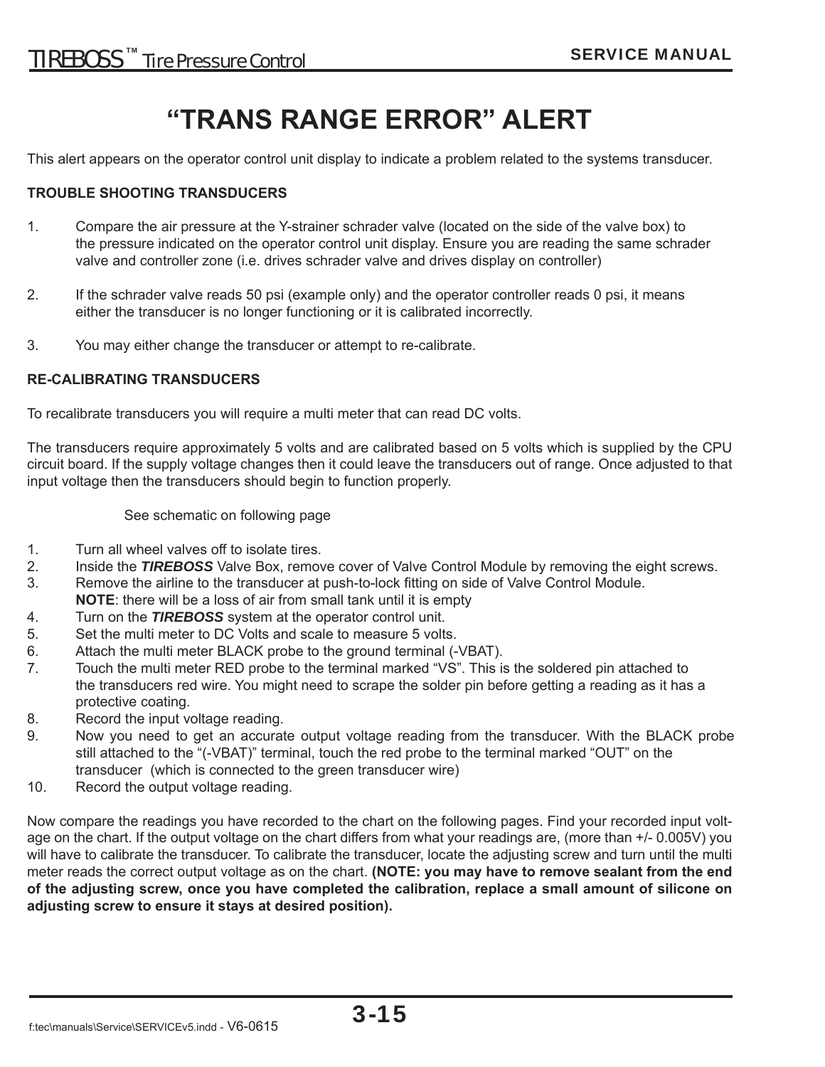# “TRANS RANGE ERROR” ALERT

This alert appears on the operator control unit display to indicate a problem related to the systems transducer.

**TROUBLE SHOOTING TRANSDUCERS**

1. Compare the air pressure at the Y-strainer schrader valve (located on the side of the valve box) to the pressure indicated on the operator control unit display. Ensure you are reading the same schrader valve and controller zone (i.e. drives schrader valve and drives display on controller)

2. If the schrader valve reads 50 psi (example only) and the operator controller reads 0 psi, it means either the transducer is no longer functioning or it is calibrated incorrectly.

3. You may either change the transducer or attempt to re-calibrate.

**RE-CALIBRATING TRANSDUCERS**

To recalibrate transducers you will require a multi meter that can read DC volts.

The transducers require approximately 5 volts and are calibrated based on 5 volts which is supplied by the CPU circuit board. If the supply voltage changes then it could leave the transducers out of range. Once adjusted to that input voltage then the transducers should begin to function properly.

See schematic on following page

1. Turn all wheel valves off to isolate tires.
2. Inside the ***TIREBOSS*** Valve Box, remove cover of Valve Control Module by removing the eight screws.
3. Remove the airline to the transducer at push-to-lock fitting on side of Valve Control Module.
   **NOTE**: there will be a loss of air from small tank until it is empty
4. Turn on the ***TIREBOSS*** system at the operator control unit.
5. Set the multi meter to DC Volts and scale to measure 5 volts.
6. Attach the multi meter BLACK probe to the ground terminal (-VBAT).
7. Touch the multi meter RED probe to the terminal marked “VS”. This is the soldered pin attached to the transducers red wire. You might need to scrape the solder pin before getting a reading as it has a protective coating.
8. Record the input voltage reading.
9. Now you need to get an accurate output voltage reading from the transducer. With the BLACK probe still attached to the “(-VBAT)” terminal, touch the red probe to the terminal marked “OUT” on the transducer (which is connected to the green transducer wire)
10. Record the output voltage reading.

Now compare the readings you have recorded to the chart on the following pages. Find your recorded input voltage on the chart. If the output voltage on the chart differs from what your readings are, (more than +/- 0.005V) you will have to calibrate the transducer. To calibrate the transducer, locate the adjusting screw and turn until the multi meter reads the correct output voltage as on the chart. **(NOTE: you may have to remove sealant from the end of the adjusting screw, once you have completed the calibration, replace a small amount of silicone on adjusting screw to ensure it stays at desired position).**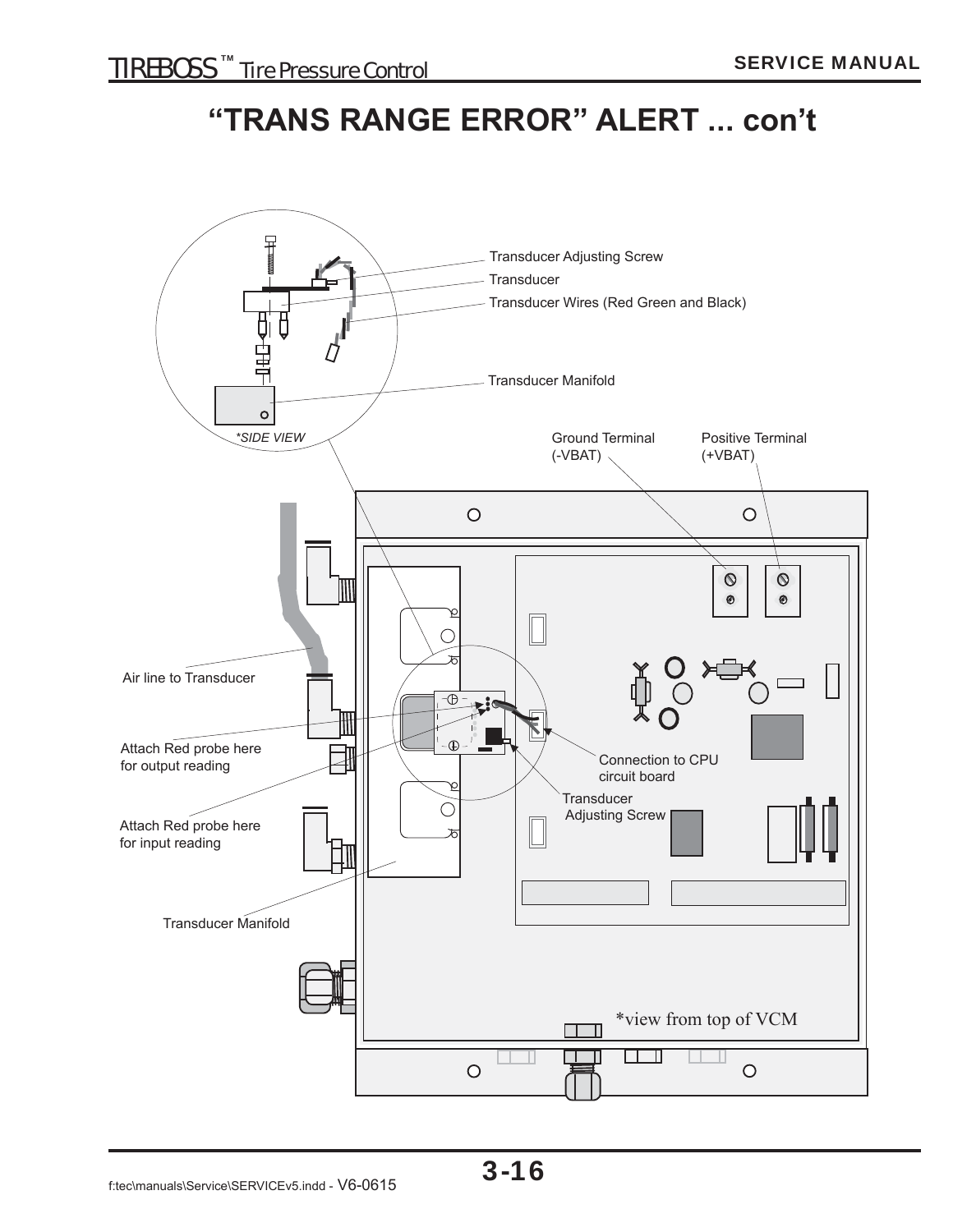# "TRANS RANGE ERROR" ALERT ... con't

Transducer Adjusting Screw

Transducer

Transducer Wires (Red Green and Black)

Transducer Manifold

*SIDE VIEW

Ground Terminal (-VBAT)

Positive Terminal (+VBAT)

Air line to Transducer

Attach Red probe here for output reading

Attach Red probe here for input reading

Transducer Manifold

Connection to CPU circuit board

Transducer Adjusting Screw

*view from top of VCM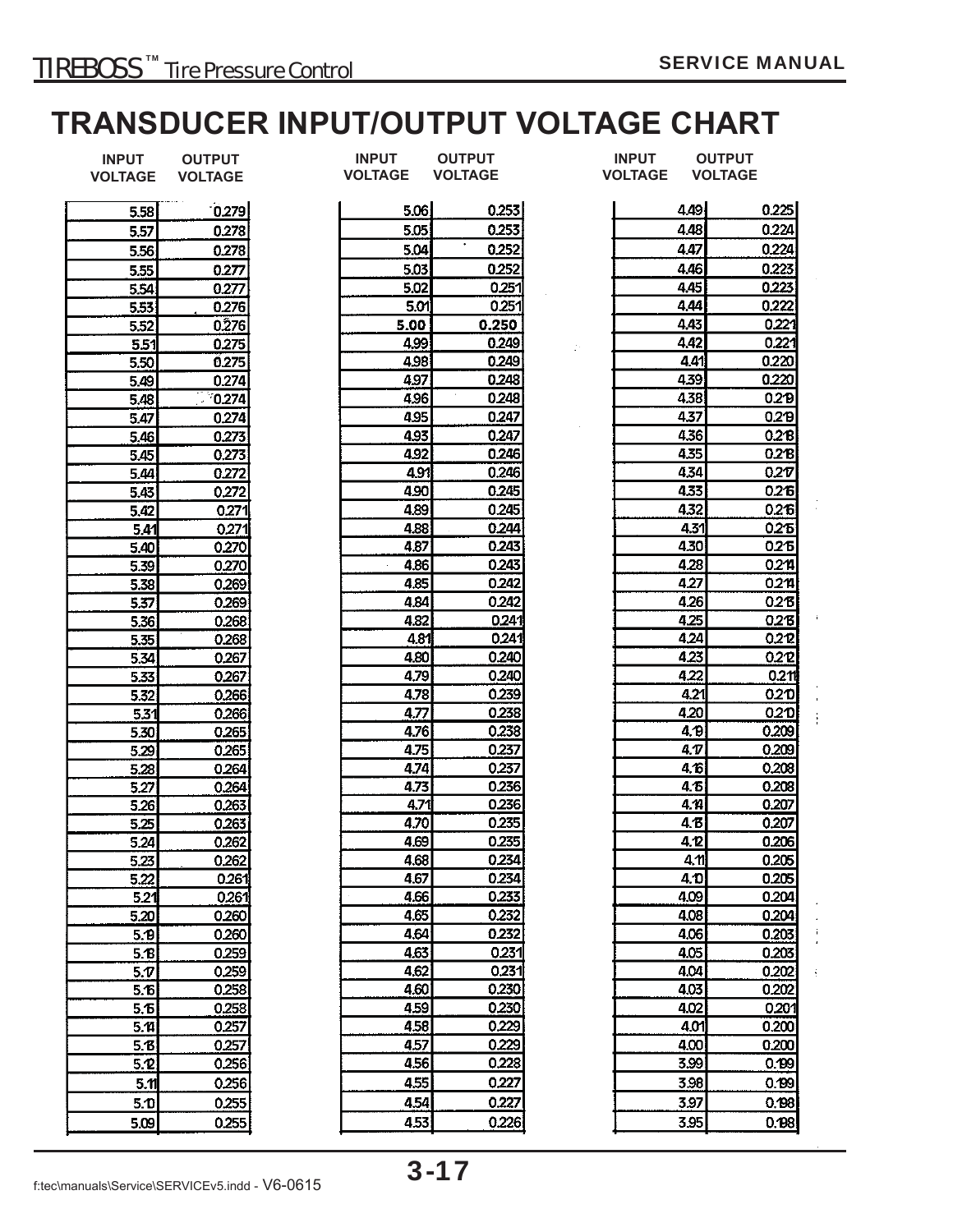# TRANSDUCER INPUT/OUTPUT VOLTAGE CHART

| INPUT VOLTAGE | OUTPUT VOLTAGE | INPUT VOLTAGE | OUTPUT VOLTAGE | INPUT VOLTAGE | OUTPUT VOLTAGE |
|---|---|---|---|---|---|
| 5.58 | 0.279 | 5.06 | 0.253 | 4.49 | 0.225 |
| 5.57 | 0.278 | 5.05 | 0.253 | 4.48 | 0.224 |
| 5.56 | 0.278 | 5.04 | 0.252 | 4.47 | 0.224 |
| 5.55 | 0.277 | 5.03 | 0.252 | 4.46 | 0.223 |
| 5.54 | 0.277 | 5.02 | 0.251 | 4.45 | 0.223 |
| 5.53 | 0.276 | 5.01 | 0.251 | 4.44 | 0.222 |
| 5.52 | 0.276 | **5.00** | **0.250** | 4.43 | 0.221 |
| 5.51 | 0.275 | 4.99 | 0.249 | 4.42 | 0.221 |
| 5.50 | 0.275 | 4.98 | 0.249 | 4.41 | 0.220 |
| 5.49 | 0.274 | 4.97 | 0.248 | 4.39 | 0.220 |
| 5.48 | 0.274 | 4.96 | 0.248 | 4.38 | 0.219 |
| 5.47 | 0.274 | 4.95 | 0.247 | 4.37 | 0.219 |
| 5.46 | 0.273 | 4.93 | 0.247 | 4.36 | 0.218 |
| 5.45 | 0.273 | 4.92 | 0.246 | 4.35 | 0.218 |
| 5.44 | 0.272 | 4.91 | 0.246 | 4.34 | 0.217 |
| 5.43 | 0.272 | 4.90 | 0.245 | 4.33 | 0.216 |
| 5.42 | 0.271 | 4.89 | 0.245 | 4.32 | 0.216 |
| 5.41 | 0.271 | 4.88 | 0.244 | 4.31 | 0.215 |
| 5.40 | 0.270 | 4.87 | 0.243 | 4.30 | 0.215 |
| 5.39 | 0.270 | 4.86 | 0.243 | 4.28 | 0.214 |
| 5.38 | 0.269 | 4.85 | 0.242 | 4.27 | 0.214 |
| 5.37 | 0.269 | 4.84 | 0.242 | 4.26 | 0.213 |
| 5.36 | 0.268 | 4.82 | 0.241 | 4.25 | 0.213 |
| 5.35 | 0.268 | 4.81 | 0.241 | 4.24 | 0.212 |
| 5.34 | 0.267 | 4.80 | 0.240 | 4.23 | 0.212 |
| 5.33 | 0.267 | 4.79 | 0.240 | 4.22 | 0.211 |
| 5.32 | 0.266 | 4.78 | 0.239 | 4.21 | 0.210 |
| 5.31 | 0.266 | 4.77 | 0.238 | 4.20 | 0.210 |
| 5.30 | 0.265 | 4.76 | 0.238 | 4.19 | 0.209 |
| 5.29 | 0.265 | 4.75 | 0.237 | 4.17 | 0.209 |
| 5.28 | 0.264 | 4.74 | 0.237 | 4.16 | 0.208 |
| 5.27 | 0.264 | 4.73 | 0.236 | 4.15 | 0.208 |
| 5.26 | 0.263 | 4.71 | 0.236 | 4.14 | 0.207 |
| 5.25 | 0.263 | 4.70 | 0.235 | 4.13 | 0.207 |
| 5.24 | 0.262 | 4.69 | 0.235 | 4.12 | 0.206 |
| 5.23 | 0.262 | 4.68 | 0.234 | 4.11 | 0.205 |
| 5.22 | 0.261 | 4.67 | 0.234 | 4.10 | 0.205 |
| 5.21 | 0.261 | 4.66 | 0.233 | 4.09 | 0.204 |
| 5.20 | 0.260 | 4.65 | 0.232 | 4.08 | 0.204 |
| 5.19 | 0.260 | 4.64 | 0.232 | 4.06 | 0.203 |
| 5.18 | 0.259 | 4.63 | 0.231 | 4.05 | 0.203 |
| 5.17 | 0.259 | 4.62 | 0.231 | 4.04 | 0.202 |
| 5.16 | 0.258 | 4.60 | 0.230 | 4.03 | 0.202 |
| 5.15 | 0.258 | 4.59 | 0.230 | 4.02 | 0.201 |
| 5.14 | 0.257 | 4.58 | 0.229 | 4.01 | 0.200 |
| 5.13 | 0.257 | 4.57 | 0.229 | 4.00 | 0.200 |
| 5.12 | 0.256 | 4.56 | 0.228 | 3.99 | 0.199 |
| 5.11 | 0.256 | 4.55 | 0.227 | 3.98 | 0.199 |
| 5.10 | 0.255 | 4.54 | 0.227 | 3.97 | 0.198 |
| 5.09 | 0.255 | 4.53 | 0.226 | 3.95 | 0.198 |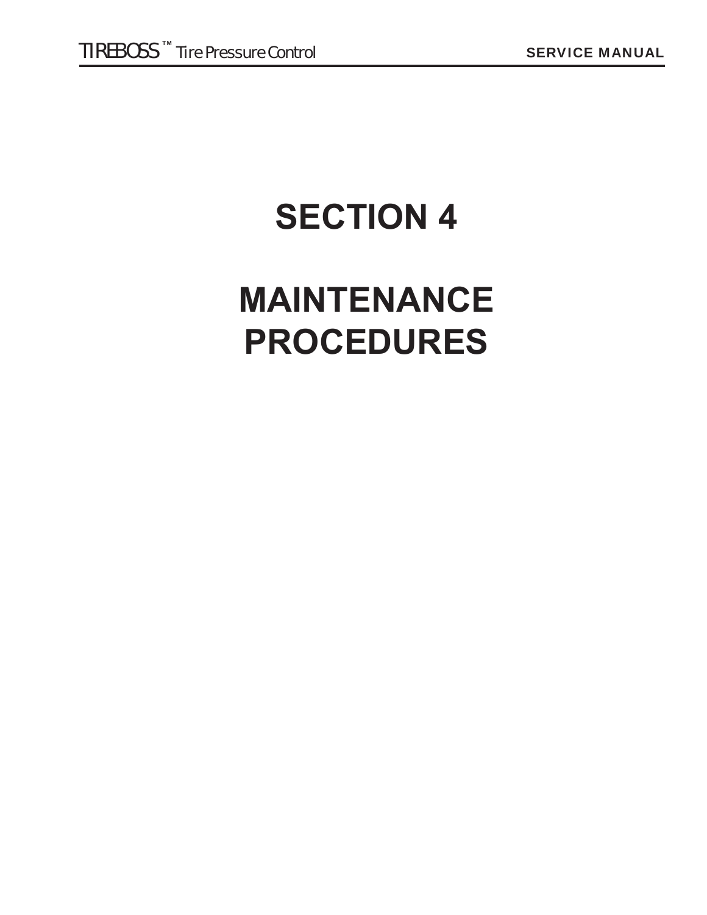# SECTION 4

# MAINTENANCE PROCEDURES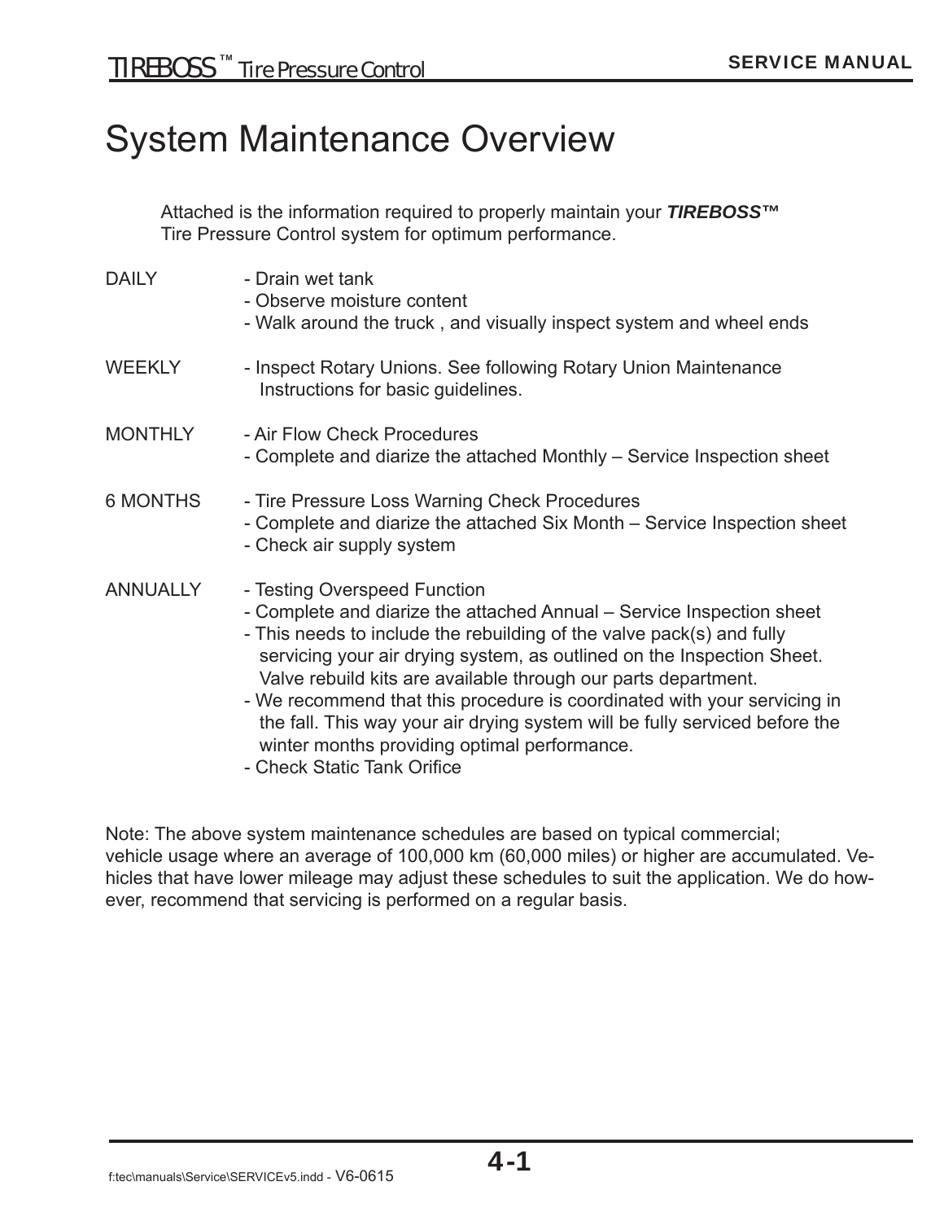# System Maintenance Overview

Attached is the information required to properly maintain your ***TIREBOSS™*** Tire Pressure Control system for optimum performance.

| | |
|---|---|
| DAILY | - Drain wet tank<br>- Observe moisture content<br>- Walk around the truck , and visually inspect system and wheel ends |
| WEEKLY | - Inspect Rotary Unions. See following Rotary Union Maintenance Instructions for basic guidelines. |
| MONTHLY | - Air Flow Check Procedures<br>- Complete and diarize the attached Monthly – Service Inspection sheet |
| 6 MONTHS | - Tire Pressure Loss Warning Check Procedures<br>- Complete and diarize the attached Six Month – Service Inspection sheet<br>- Check air supply system |
| ANNUALLY | - Testing Overspeed Function<br>- Complete and diarize the attached Annual – Service Inspection sheet<br>- This needs to include the rebuilding of the valve pack(s) and fully servicing your air drying system, as outlined on the Inspection Sheet. Valve rebuild kits are available through our parts department.<br>- We recommend that this procedure is coordinated with your servicing in the fall. This way your air drying system will be fully serviced before the winter months providing optimal performance.<br>- Check Static Tank Orifice |

Note: The above system maintenance schedules are based on typical commercial; vehicle usage where an average of 100,000 km (60,000 miles) or higher are accumulated. Vehicles that have lower mileage may adjust these schedules to suit the application. We do however, recommend that servicing is performed on a regular basis.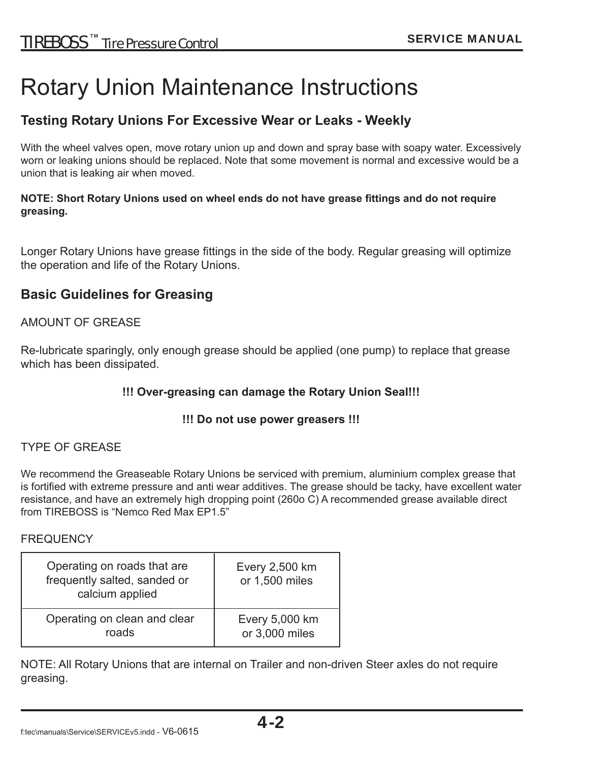# Rotary Union Maintenance Instructions

## Testing Rotary Unions For Excessive Wear or Leaks - Weekly

With the wheel valves open, move rotary union up and down and spray base with soapy water. Excessively worn or leaking unions should be replaced. Note that some movement is normal and excessive would be a union that is leaking air when moved.

**NOTE: Short Rotary Unions used on wheel ends do not have grease fittings and do not require greasing.**

Longer Rotary Unions have grease fittings in the side of the body. Regular greasing will optimize the operation and life of the Rotary Unions.

## Basic Guidelines for Greasing

AMOUNT OF GREASE

Re-lubricate sparingly, only enough grease should be applied (one pump) to replace that grease which has been dissipated.

**!!! Over-greasing can damage the Rotary Union Seal!!!**

**!!! Do not use power greasers !!!**

TYPE OF GREASE

We recommend the Greaseable Rotary Unions be serviced with premium, aluminium complex grease that is fortified with extreme pressure and anti wear additives. The grease should be tacky, have excellent water resistance, and have an extremely high dropping point (260o C) A recommended grease available direct from TIREBOSS is “Nemco Red Max EP1.5”

FREQUENCY

| Operating on roads that are frequently salted, sanded or calcium applied | Every 2,500 km or 1,500 miles |
|---|---|
| Operating on clean and clear roads | Every 5,000 km or 3,000 miles |

NOTE: All Rotary Unions that are internal on Trailer and non-driven Steer axles do not require greasing.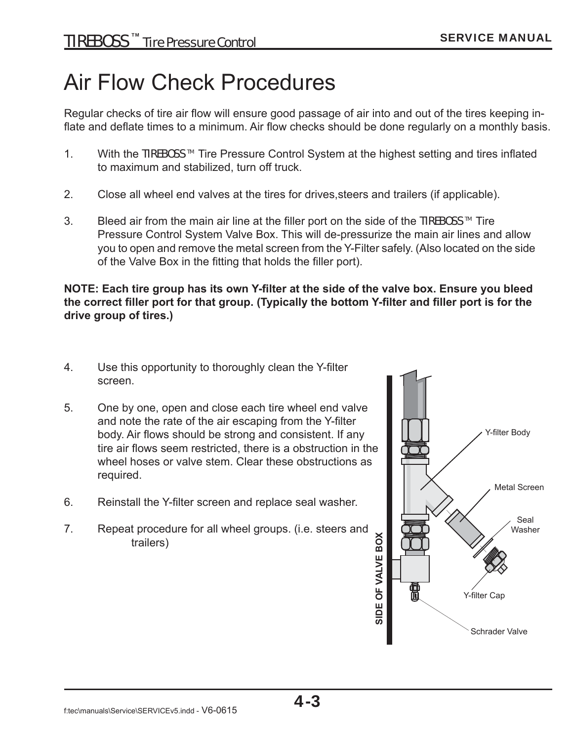# Air Flow Check Procedures

Regular checks of tire air flow will ensure good passage of air into and out of the tires keeping inflate and deflate times to a minimum. Air flow checks should be done regularly on a monthly basis.

1. With the TIREBOSS™ Tire Pressure Control System at the highest setting and tires inflated to maximum and stabilized, turn off truck.

2. Close all wheel end valves at the tires for drives,steers and trailers (if applicable).

3. Bleed air from the main air line at the filler port on the side of the TIREBOSS™ Tire Pressure Control System Valve Box. This will de-pressurize the main air lines and allow you to open and remove the metal screen from the Y-Filter safely. (Also located on the side of the Valve Box in the fitting that holds the filler port).

**NOTE: Each tire group has its own Y-filter at the side of the valve box. Ensure you bleed the correct filler port for that group. (Typically the bottom Y-filter and filler port is for the drive group of tires.)**

4. Use this opportunity to thoroughly clean the Y-filter screen.

5. One by one, open and close each tire wheel end valve and note the rate of the air escaping from the Y-filter body. Air flows should be strong and consistent. If any tire air flows seem restricted, there is a obstruction in the wheel hoses or valve stem. Clear these obstructions as required.

6. Reinstall the Y-filter screen and replace seal washer.

7. Repeat procedure for all wheel groups. (i.e. steers and trailers)

Y-filter Body

Metal Screen

Seal Washer

Y-filter Cap

Schrader Valve

SIDE OF VALVE BOX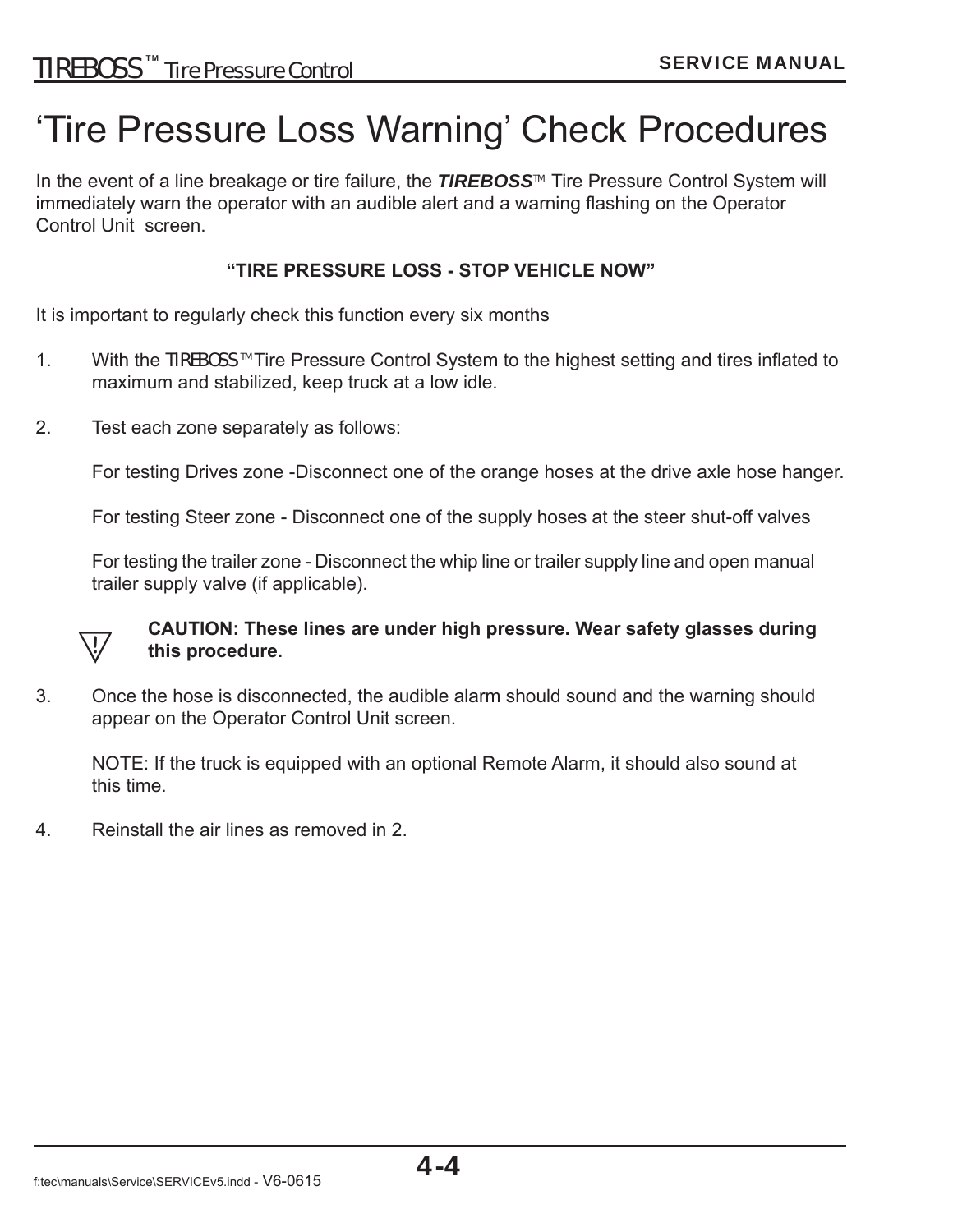# ‘Tire Pressure Loss Warning’ Check Procedures

In the event of a line breakage or tire failure, the ***TIREBOSS***™ Tire Pressure Control System will immediately warn the operator with an audible alert and a warning flashing on the Operator Control Unit screen.

**“TIRE PRESSURE LOSS - STOP VEHICLE NOW”**

It is important to regularly check this function every six months

1. With the TIREBOSS™ Tire Pressure Control System to the highest setting and tires inflated to maximum and stabilized, keep truck at a low idle.

2. Test each zone separately as follows:

   For testing Drives zone -Disconnect one of the orange hoses at the drive axle hose hanger.

   For testing Steer zone - Disconnect one of the supply hoses at the steer shut-off valves

   For testing the trailer zone - Disconnect the whip line or trailer supply line and open manual trailer supply valve (if applicable).

   **CAUTION: These lines are under high pressure. Wear safety glasses during this procedure.**

3. Once the hose is disconnected, the audible alarm should sound and the warning should appear on the Operator Control Unit screen.

   NOTE: If the truck is equipped with an optional Remote Alarm, it should also sound at this time.

4. Reinstall the air lines as removed in 2.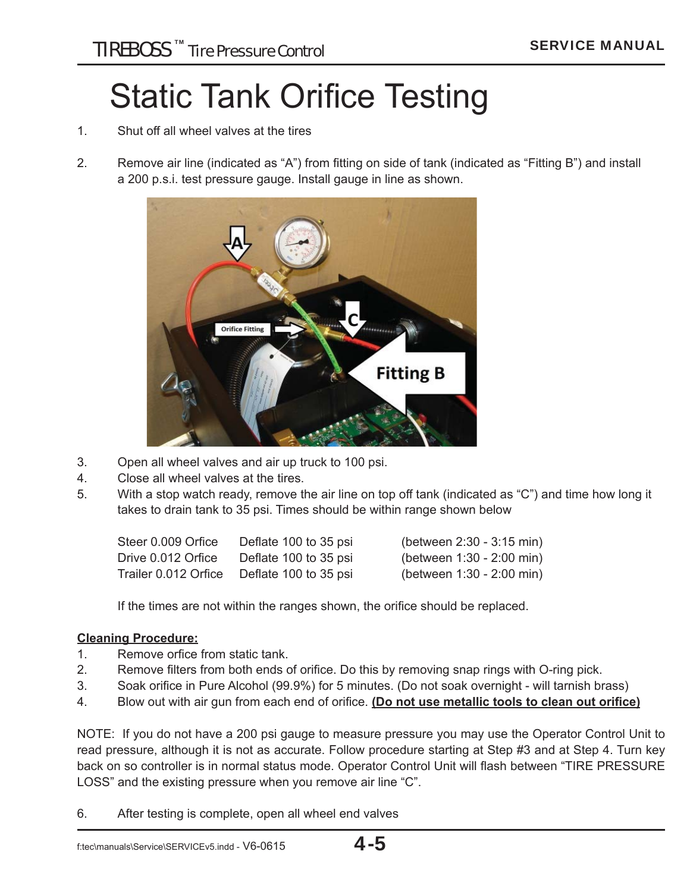# Static Tank Orifice Testing

1. Shut off all wheel valves at the tires

2. Remove air line (indicated as "A") from fitting on side of tank (indicated as "Fitting B") and install a 200 p.s.i. test pressure gauge. Install gauge in line as shown.

3. Open all wheel valves and air up truck to 100 psi.
4. Close all wheel valves at the tires.
5. With a stop watch ready, remove the air line on top off tank (indicated as "C") and time how long it takes to drain tank to 35 psi. Times should be within range shown below

| | | |
|---|---|---|
| Steer 0.009 Orfice | Deflate 100 to 35 psi | (between 2:30 - 3:15 min) |
| Drive 0.012 Orfice | Deflate 100 to 35 psi | (between 1:30 - 2:00 min) |
| Trailer 0.012 Orfice | Deflate 100 to 35 psi | (between 1:30 - 2:00 min) |

If the times are not within the ranges shown, the orifice should be replaced.

**Cleaning Procedure:**

1. Remove orfice from static tank.
2. Remove filters from both ends of orifice. Do this by removing snap rings with O-ring pick.
3. Soak orifice in Pure Alcohol (99.9%) for 5 minutes. (Do not soak overnight - will tarnish brass)
4. Blow out with air gun from each end of orifice. **(Do not use metallic tools to clean out orifice)**

NOTE: If you do not have a 200 psi gauge to measure pressure you may use the Operator Control Unit to read pressure, although it is not as accurate. Follow procedure starting at Step #3 and at Step 4. Turn key back on so controller is in normal status mode. Operator Control Unit will flash between "TIRE PRESSURE LOSS" and the existing pressure when you remove air line "C".

6. After testing is complete, open all wheel end valves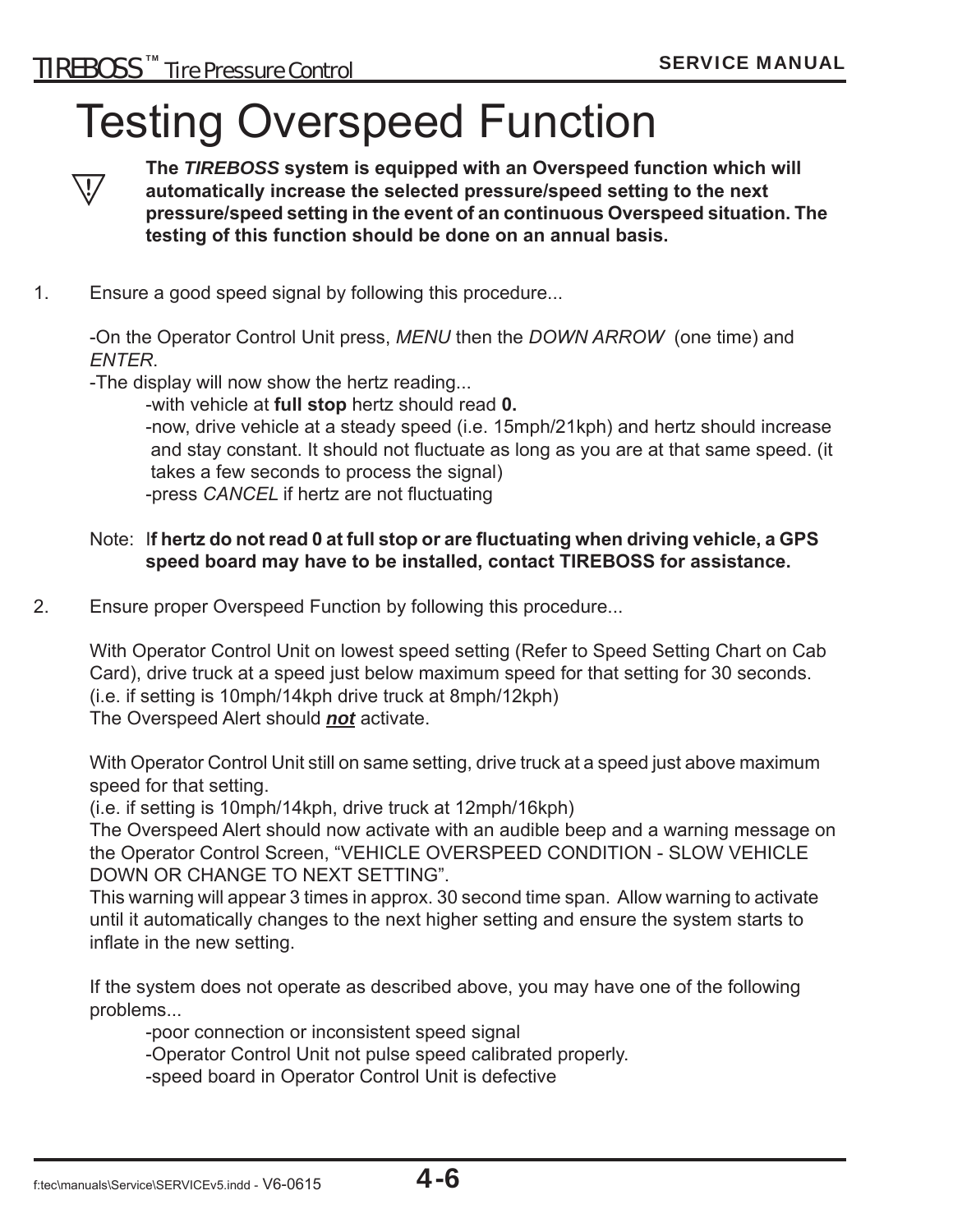# Testing Overspeed Function

**The *TIREBOSS* system is equipped with an Overspeed function which will automatically increase the selected pressure/speed setting to the next pressure/speed setting in the event of an continuous Overspeed situation. The testing of this function should be done on an annual basis.**

1. Ensure a good speed signal by following this procedure...

   -On the Operator Control Unit press, *MENU* then the *DOWN ARROW* (one time) and *ENTER*.
   -The display will now show the hertz reading...
   -with vehicle at **full stop** hertz should read **0.**
   -now, drive vehicle at a steady speed (i.e. 15mph/21kph) and hertz should increase and stay constant. It should not fluctuate as long as you are at that same speed. (it takes a few seconds to process the signal)
   -press *CANCEL* if hertz are not fluctuating

   Note: I**f hertz do not read 0 at full stop or are fluctuating when driving vehicle, a GPS speed board may have to be installed, contact TIREBOSS for assistance.**

2. Ensure proper Overspeed Function by following this procedure...

   With Operator Control Unit on lowest speed setting (Refer to Speed Setting Chart on Cab Card), drive truck at a speed just below maximum speed for that setting for 30 seconds. (i.e. if setting is 10mph/14kph drive truck at 8mph/12kph)
   The Overspeed Alert should ***not*** activate.

   With Operator Control Unit still on same setting, drive truck at a speed just above maximum speed for that setting.
   (i.e. if setting is 10mph/14kph, drive truck at 12mph/16kph)
   The Overspeed Alert should now activate with an audible beep and a warning message on the Operator Control Screen, "VEHICLE OVERSPEED CONDITION - SLOW VEHICLE DOWN OR CHANGE TO NEXT SETTING".
   This warning will appear 3 times in approx. 30 second time span. Allow warning to activate until it automatically changes to the next higher setting and ensure the system starts to inflate in the new setting.

   If the system does not operate as described above, you may have one of the following problems...
   -poor connection or inconsistent speed signal
   -Operator Control Unit not pulse speed calibrated properly.
   -speed board in Operator Control Unit is defective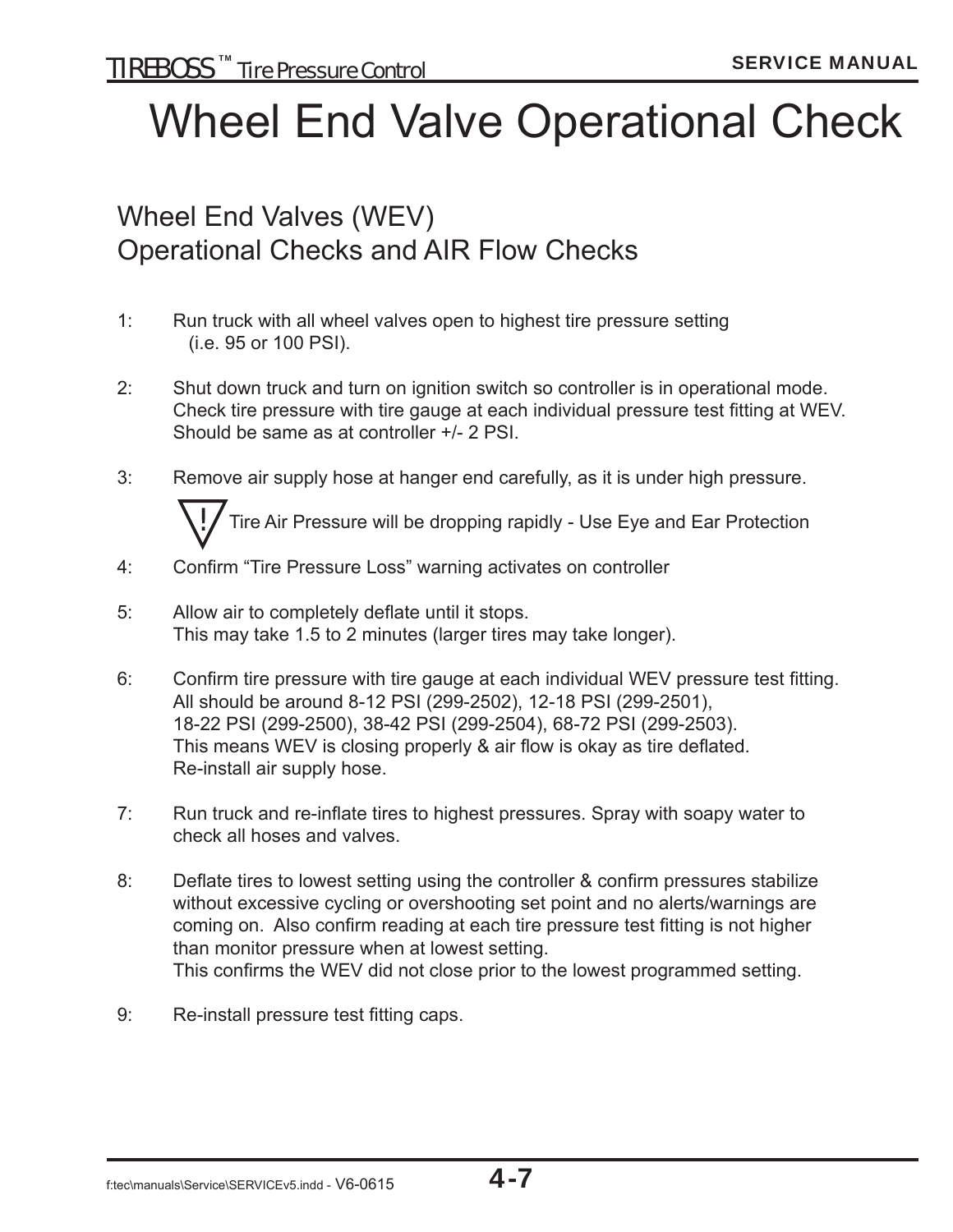# Wheel End Valve Operational Check

## Wheel End Valves (WEV)
## Operational Checks and AIR Flow Checks

1: Run truck with all wheel valves open to highest tire pressure setting (i.e. 95 or 100 PSI).

2: Shut down truck and turn on ignition switch so controller is in operational mode. Check tire pressure with tire gauge at each individual pressure test fitting at WEV. Should be same as at controller +/- 2 PSI.

3: Remove air supply hose at hanger end carefully, as it is under high pressure.

   ⚠ Tire Air Pressure will be dropping rapidly - Use Eye and Ear Protection

4: Confirm "Tire Pressure Loss" warning activates on controller

5: Allow air to completely deflate until it stops.
   This may take 1.5 to 2 minutes (larger tires may take longer).

6: Confirm tire pressure with tire gauge at each individual WEV pressure test fitting.
   All should be around 8-12 PSI (299-2502), 12-18 PSI (299-2501),
   18-22 PSI (299-2500), 38-42 PSI (299-2504), 68-72 PSI (299-2503).
   This means WEV is closing properly & air flow is okay as tire deflated.
   Re-install air supply hose.

7: Run truck and re-inflate tires to highest pressures. Spray with soapy water to check all hoses and valves.

8: Deflate tires to lowest setting using the controller & confirm pressures stabilize without excessive cycling or overshooting set point and no alerts/warnings are coming on. Also confirm reading at each tire pressure test fitting is not higher than monitor pressure when at lowest setting.
   This confirms the WEV did not close prior to the lowest programmed setting.

9: Re-install pressure test fitting caps.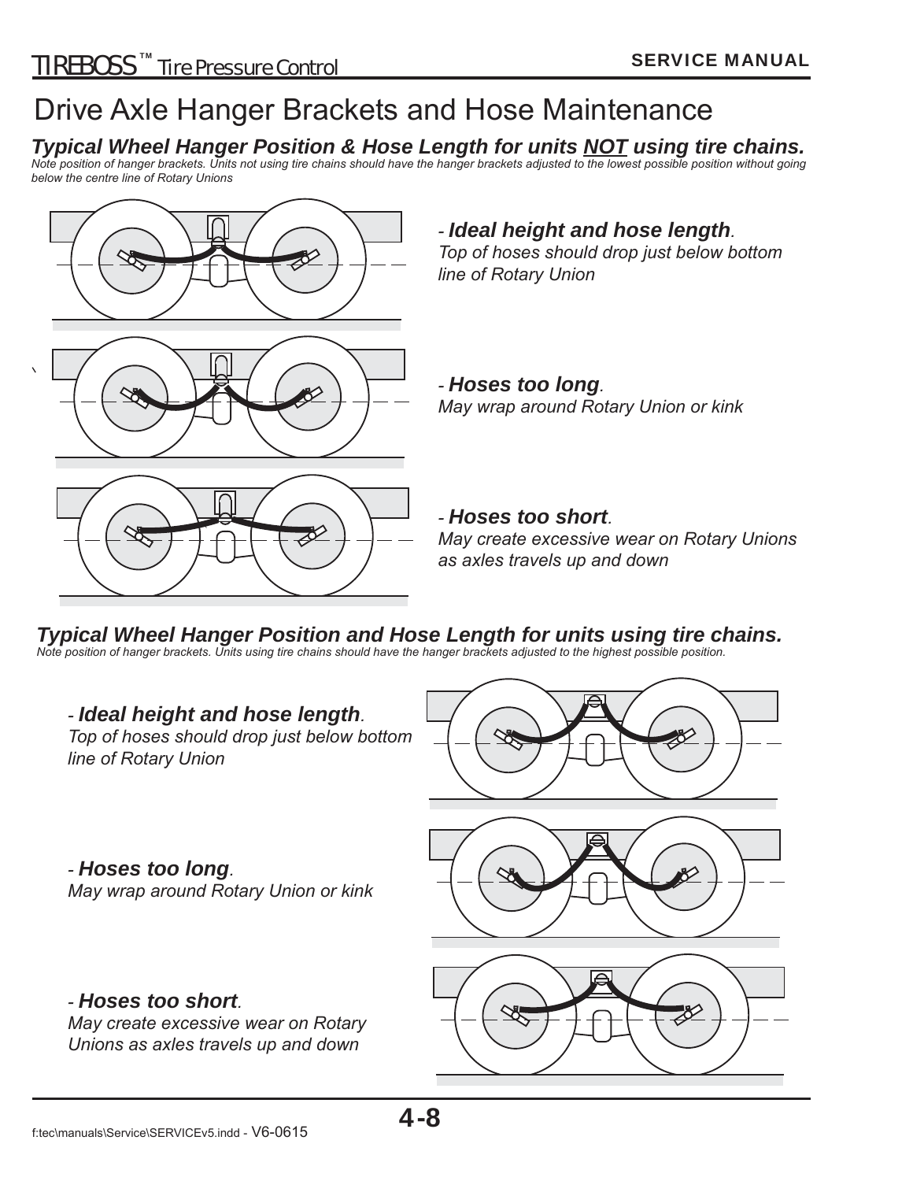# Drive Axle Hanger Brackets and Hose Maintenance

## *Typical Wheel Hanger Position & Hose Length for units NOT using tire chains.*

*Note position of hanger brackets. Units not using tire chains should have the hanger brackets adjusted to the lowest possible position without going below the centre line of Rotary Unions*

- ***Ideal height and hose length**. Top of hoses should drop just below bottom line of Rotary Union*

- ***Hoses too long**. May wrap around Rotary Union or kink*

- ***Hoses too short**. May create excessive wear on Rotary Unions as axles travels up and down*

## *Typical Wheel Hanger Position and Hose Length for units using tire chains.*

*Note position of hanger brackets. Units using tire chains should have the hanger brackets adjusted to the highest possible position.*

- ***Ideal height and hose length**. Top of hoses should drop just below bottom line of Rotary Union*

- ***Hoses too long**. May wrap around Rotary Union or kink*

- ***Hoses too short**. May create excessive wear on Rotary Unions as axles travels up and down*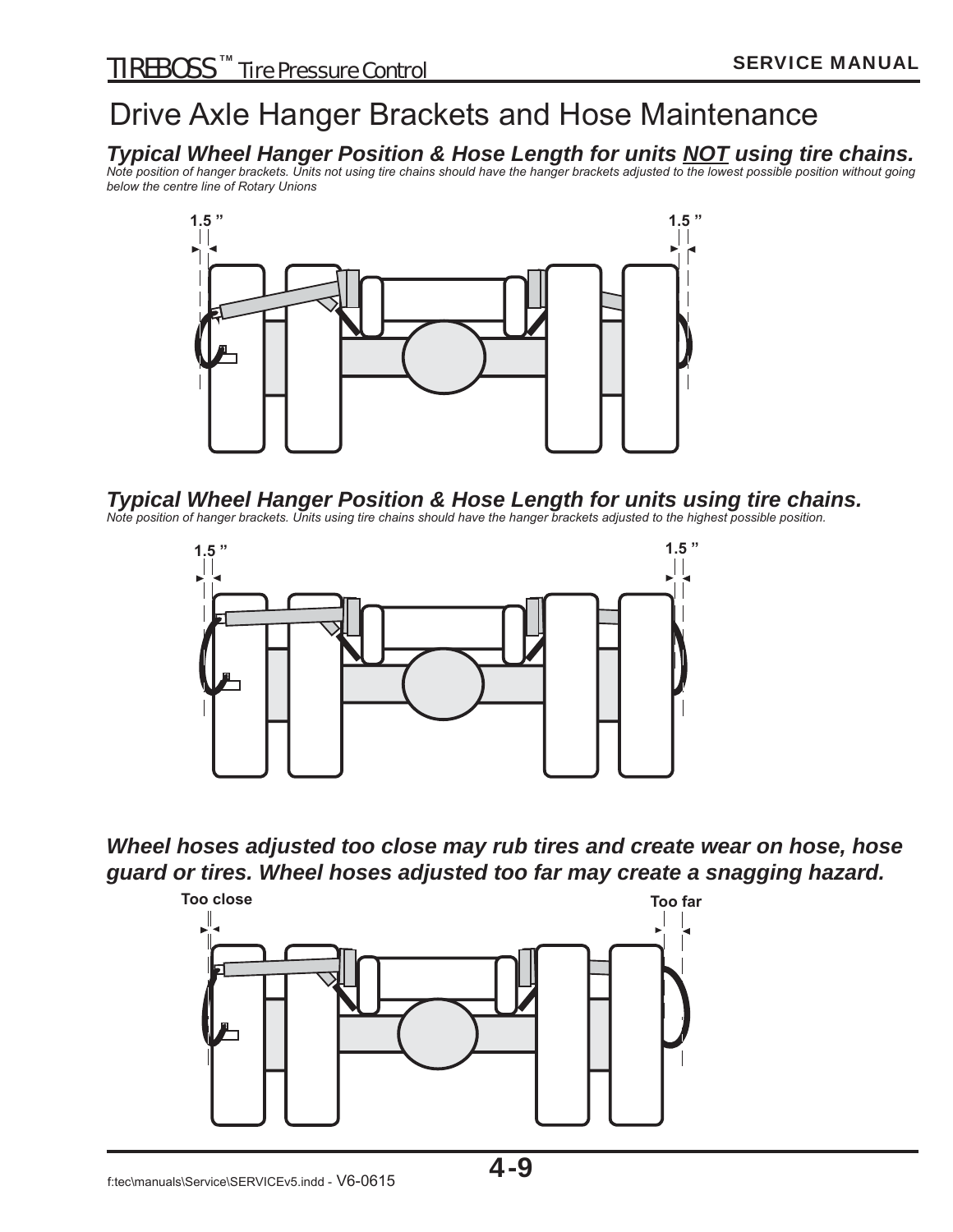# Drive Axle Hanger Brackets and Hose Maintenance

## *Typical Wheel Hanger Position & Hose Length for units NOT using tire chains.*

*Note position of hanger brackets. Units not using tire chains should have the hanger brackets adjusted to the lowest possible position without going below the centre line of Rotary Unions*

1.5 ”  1.5 ”

## *Typical Wheel Hanger Position & Hose Length for units using tire chains.*

*Note position of hanger brackets. Units using tire chains should have the hanger brackets adjusted to the highest possible position.*

1.5 ”  1.5 ”

***Wheel hoses adjusted too close may rub tires and create wear on hose, hose guard or tires. Wheel hoses adjusted too far may create a snagging hazard.***

**Too close**  **Too far**

f:tec\manuals\Service\SERVICEv5.indd - V6-0615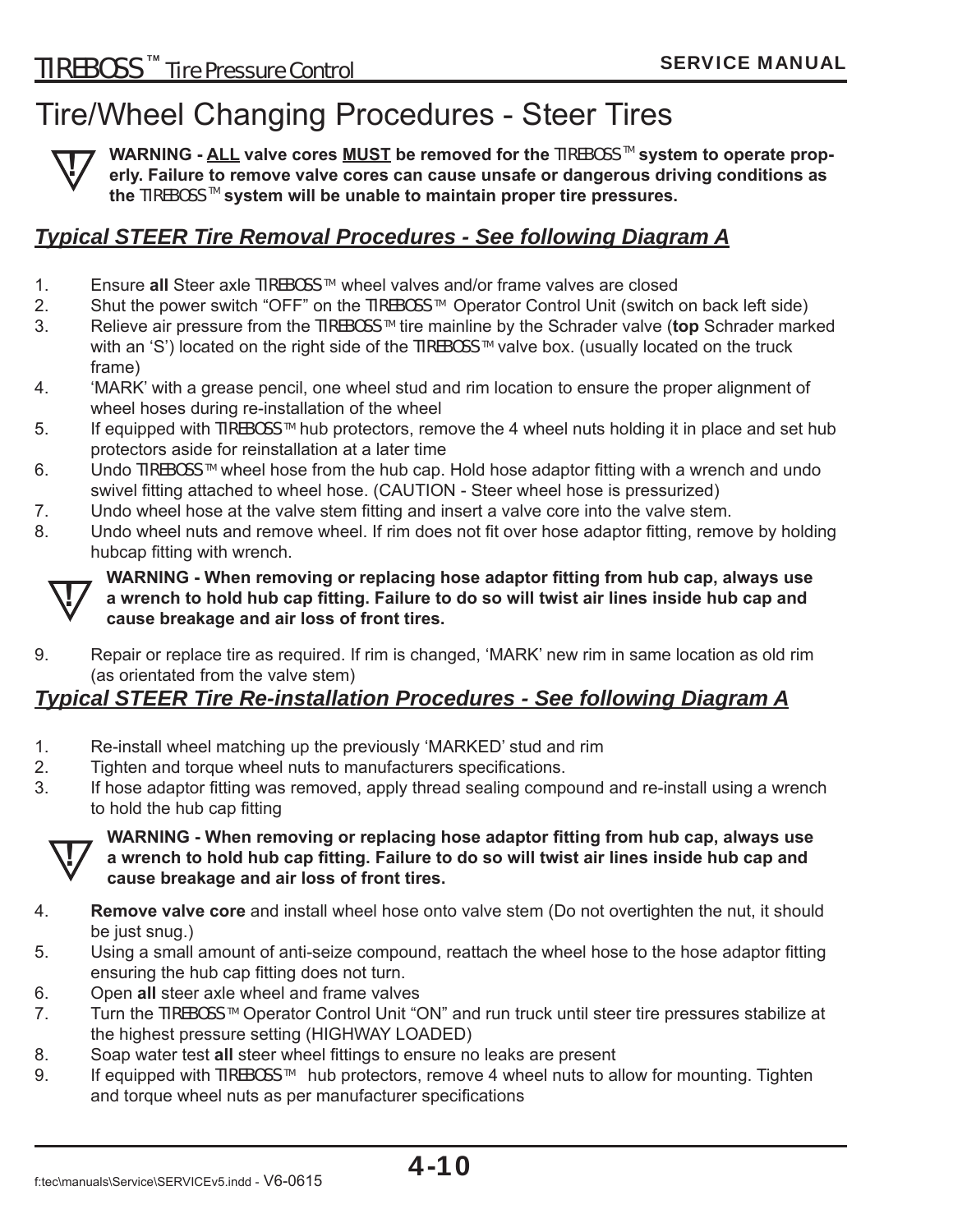# Tire/Wheel Changing Procedures - Steer Tires

**WARNING - ALL valve cores MUST be removed for the TIREBOSS™ system to operate properly. Failure to remove valve cores can cause unsafe or dangerous driving conditions as the TIREBOSS™ system will be unable to maintain proper tire pressures.**

## *Typical STEER Tire Removal Procedures - See following Diagram A*

1. Ensure **all** Steer axle TIREBOSS™ wheel valves and/or frame valves are closed
2. Shut the power switch "OFF" on the TIREBOSS™ Operator Control Unit (switch on back left side)
3. Relieve air pressure from the TIREBOSS™ tire mainline by the Schrader valve (**top** Schrader marked with an 'S') located on the right side of the TIREBOSS™ valve box. (usually located on the truck frame)
4. 'MARK' with a grease pencil, one wheel stud and rim location to ensure the proper alignment of wheel hoses during re-installation of the wheel
5. If equipped with TIREBOSS™ hub protectors, remove the 4 wheel nuts holding it in place and set hub protectors aside for reinstallation at a later time
6. Undo TIREBOSS™ wheel hose from the hub cap. Hold hose adaptor fitting with a wrench and undo swivel fitting attached to wheel hose. (CAUTION - Steer wheel hose is pressurized)
7. Undo wheel hose at the valve stem fitting and insert a valve core into the valve stem.
8. Undo wheel nuts and remove wheel. If rim does not fit over hose adaptor fitting, remove by holding hubcap fitting with wrench.

**WARNING - When removing or replacing hose adaptor fitting from hub cap, always use a wrench to hold hub cap fitting. Failure to do so will twist air lines inside hub cap and cause breakage and air loss of front tires.**

9. Repair or replace tire as required. If rim is changed, 'MARK' new rim in same location as old rim (as orientated from the valve stem)

## *Typical STEER Tire Re-installation Procedures - See following Diagram A*

1. Re-install wheel matching up the previously 'MARKED' stud and rim
2. Tighten and torque wheel nuts to manufacturers specifications.
3. If hose adaptor fitting was removed, apply thread sealing compound and re-install using a wrench to hold the hub cap fitting

**WARNING - When removing or replacing hose adaptor fitting from hub cap, always use a wrench to hold hub cap fitting. Failure to do so will twist air lines inside hub cap and cause breakage and air loss of front tires.**

4. **Remove valve core** and install wheel hose onto valve stem (Do not overtighten the nut, it should be just snug.)
5. Using a small amount of anti-seize compound, reattach the wheel hose to the hose adaptor fitting ensuring the hub cap fitting does not turn.
6. Open **all** steer axle wheel and frame valves
7. Turn the TIREBOSS™ Operator Control Unit "ON" and run truck until steer tire pressures stabilize at the highest pressure setting (HIGHWAY LOADED)
8. Soap water test **all** steer wheel fittings to ensure no leaks are present
9. If equipped with TIREBOSS™ hub protectors, remove 4 wheel nuts to allow for mounting. Tighten and torque wheel nuts as per manufacturer specifications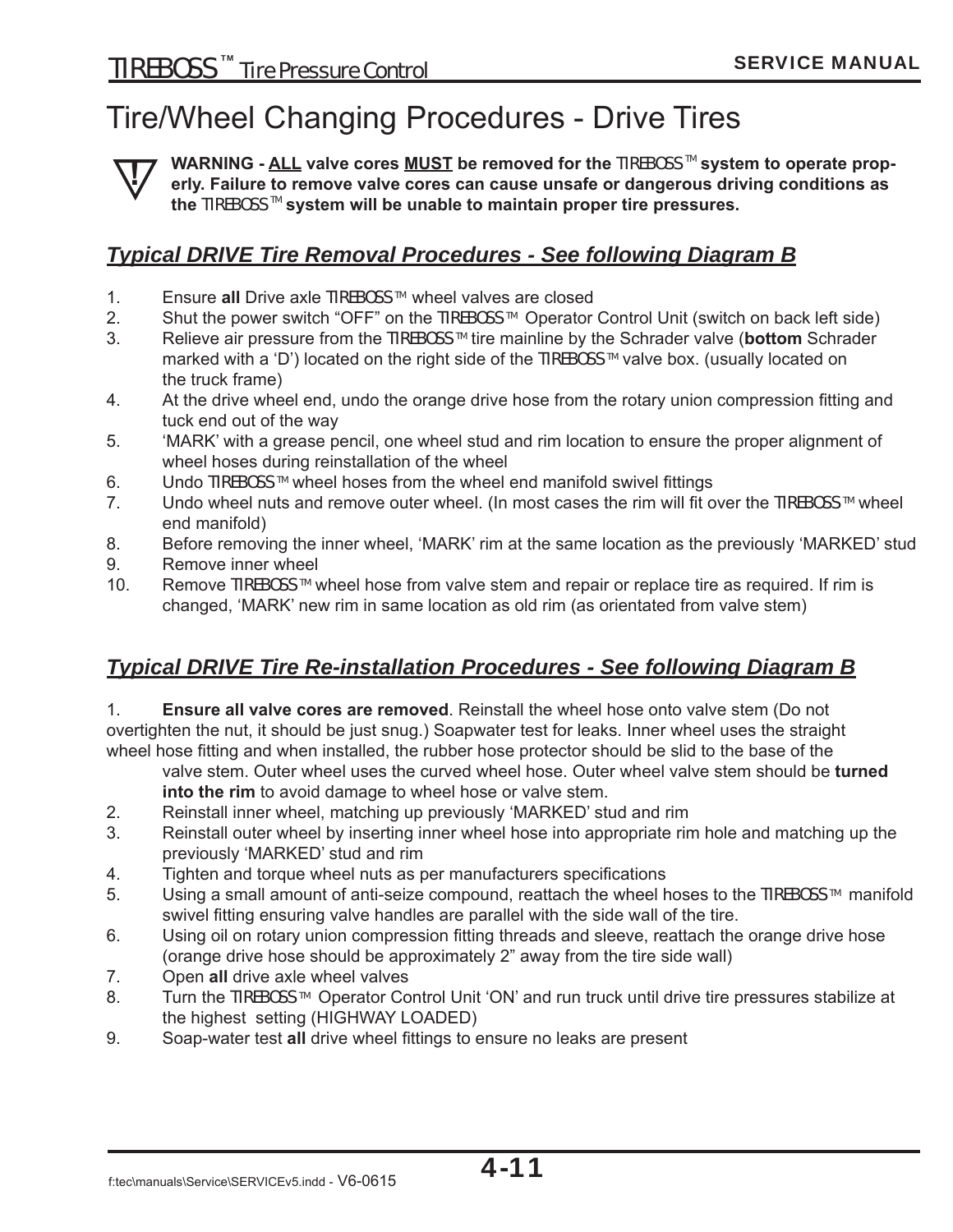# Tire/Wheel Changing Procedures - Drive Tires

**WARNING - ALL valve cores MUST be removed for the TIREBOSS™ system to operate properly. Failure to remove valve cores can cause unsafe or dangerous driving conditions as the TIREBOSS™ system will be unable to maintain proper tire pressures.**

## *Typical DRIVE Tire Removal Procedures - See following Diagram B*

1. Ensure **all** Drive axle TIREBOSS™ wheel valves are closed
2. Shut the power switch "OFF" on the TIREBOSS™ Operator Control Unit (switch on back left side)
3. Relieve air pressure from the TIREBOSS™ tire mainline by the Schrader valve (**bottom** Schrader marked with a 'D') located on the right side of the TIREBOSS™ valve box. (usually located on the truck frame)
4. At the drive wheel end, undo the orange drive hose from the rotary union compression fitting and tuck end out of the way
5. 'MARK' with a grease pencil, one wheel stud and rim location to ensure the proper alignment of wheel hoses during reinstallation of the wheel
6. Undo TIREBOSS™ wheel hoses from the wheel end manifold swivel fittings
7. Undo wheel nuts and remove outer wheel. (In most cases the rim will fit over the TIREBOSS™ wheel end manifold)
8. Before removing the inner wheel, 'MARK' rim at the same location as the previously 'MARKED' stud
9. Remove inner wheel
10. Remove TIREBOSS™ wheel hose from valve stem and repair or replace tire as required. If rim is changed, 'MARK' new rim in same location as old rim (as orientated from valve stem)

## *Typical DRIVE Tire Re-installation Procedures - See following Diagram B*

1. **Ensure all valve cores are removed**. Reinstall the wheel hose onto valve stem (Do not overtighten the nut, it should be just snug.) Soapwater test for leaks. Inner wheel uses the straight wheel hose fitting and when installed, the rubber hose protector should be slid to the base of the valve stem. Outer wheel uses the curved wheel hose. Outer wheel valve stem should be **turned into the rim** to avoid damage to wheel hose or valve stem.
2. Reinstall inner wheel, matching up previously 'MARKED' stud and rim
3. Reinstall outer wheel by inserting inner wheel hose into appropriate rim hole and matching up the previously 'MARKED' stud and rim
4. Tighten and torque wheel nuts as per manufacturers specifications
5. Using a small amount of anti-seize compound, reattach the wheel hoses to the TIREBOSS™ manifold swivel fitting ensuring valve handles are parallel with the side wall of the tire.
6. Using oil on rotary union compression fitting threads and sleeve, reattach the orange drive hose (orange drive hose should be approximately 2" away from the tire side wall)
7. Open **all** drive axle wheel valves
8. Turn the TIREBOSS™ Operator Control Unit 'ON' and run truck until drive tire pressures stabilize at the highest setting (HIGHWAY LOADED)
9. Soap-water test **all** drive wheel fittings to ensure no leaks are present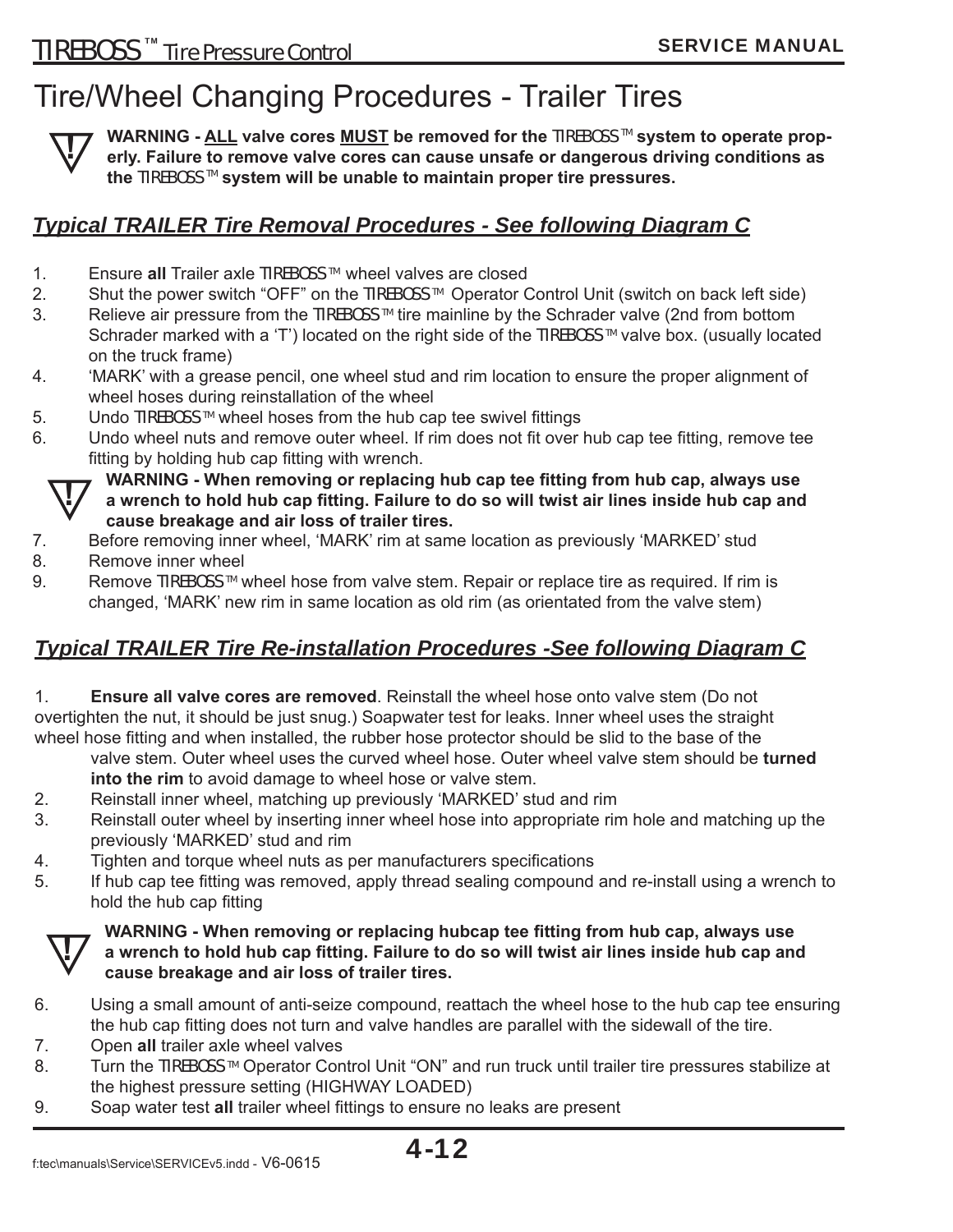# Tire/Wheel Changing Procedures - Trailer Tires

**WARNING - <u>ALL</u> valve cores <u>MUST</u> be removed for the TIREBOSS™ system to operate properly. Failure to remove valve cores can cause unsafe or dangerous driving conditions as the TIREBOSS™ system will be unable to maintain proper tire pressures.**

## *Typical TRAILER Tire Removal Procedures - See following Diagram C*

1. Ensure **all** Trailer axle TIREBOSS™ wheel valves are closed
2. Shut the power switch "OFF" on the TIREBOSS™ Operator Control Unit (switch on back left side)
3. Relieve air pressure from the TIREBOSS™ tire mainline by the Schrader valve (2nd from bottom Schrader marked with a 'T') located on the right side of the TIREBOSS™ valve box. (usually located on the truck frame)
4. 'MARK' with a grease pencil, one wheel stud and rim location to ensure the proper alignment of wheel hoses during reinstallation of the wheel
5. Undo TIREBOSS™ wheel hoses from the hub cap tee swivel fittings
6. Undo wheel nuts and remove outer wheel. If rim does not fit over hub cap tee fitting, remove tee fitting by holding hub cap fitting with wrench.

   **WARNING - When removing or replacing hub cap tee fitting from hub cap, always use a wrench to hold hub cap fitting. Failure to do so will twist air lines inside hub cap and cause breakage and air loss of trailer tires.**

7. Before removing inner wheel, 'MARK' rim at same location as previously 'MARKED' stud
8. Remove inner wheel
9. Remove TIREBOSS™ wheel hose from valve stem. Repair or replace tire as required. If rim is changed, 'MARK' new rim in same location as old rim (as orientated from the valve stem)

## *Typical TRAILER Tire Re-installation Procedures -See following Diagram C*

1. **Ensure all valve cores are removed**. Reinstall the wheel hose onto valve stem (Do not overtighten the nut, it should be just snug.) Soapwater test for leaks. Inner wheel uses the straight wheel hose fitting and when installed, the rubber hose protector should be slid to the base of the valve stem. Outer wheel uses the curved wheel hose. Outer wheel valve stem should be **turned into the rim** to avoid damage to wheel hose or valve stem.
2. Reinstall inner wheel, matching up previously 'MARKED' stud and rim
3. Reinstall outer wheel by inserting inner wheel hose into appropriate rim hole and matching up the previously 'MARKED' stud and rim
4. Tighten and torque wheel nuts as per manufacturers specifications
5. If hub cap tee fitting was removed, apply thread sealing compound and re-install using a wrench to hold the hub cap fitting

   **WARNING - When removing or replacing hubcap tee fitting from hub cap, always use a wrench to hold hub cap fitting. Failure to do so will twist air lines inside hub cap and cause breakage and air loss of trailer tires.**

6. Using a small amount of anti-seize compound, reattach the wheel hose to the hub cap tee ensuring the hub cap fitting does not turn and valve handles are parallel with the sidewall of the tire.
7. Open **all** trailer axle wheel valves
8. Turn the TIREBOSS™ Operator Control Unit "ON" and run truck until trailer tire pressures stabilize at the highest pressure setting (HIGHWAY LOADED)
9. Soap water test **all** trailer wheel fittings to ensure no leaks are present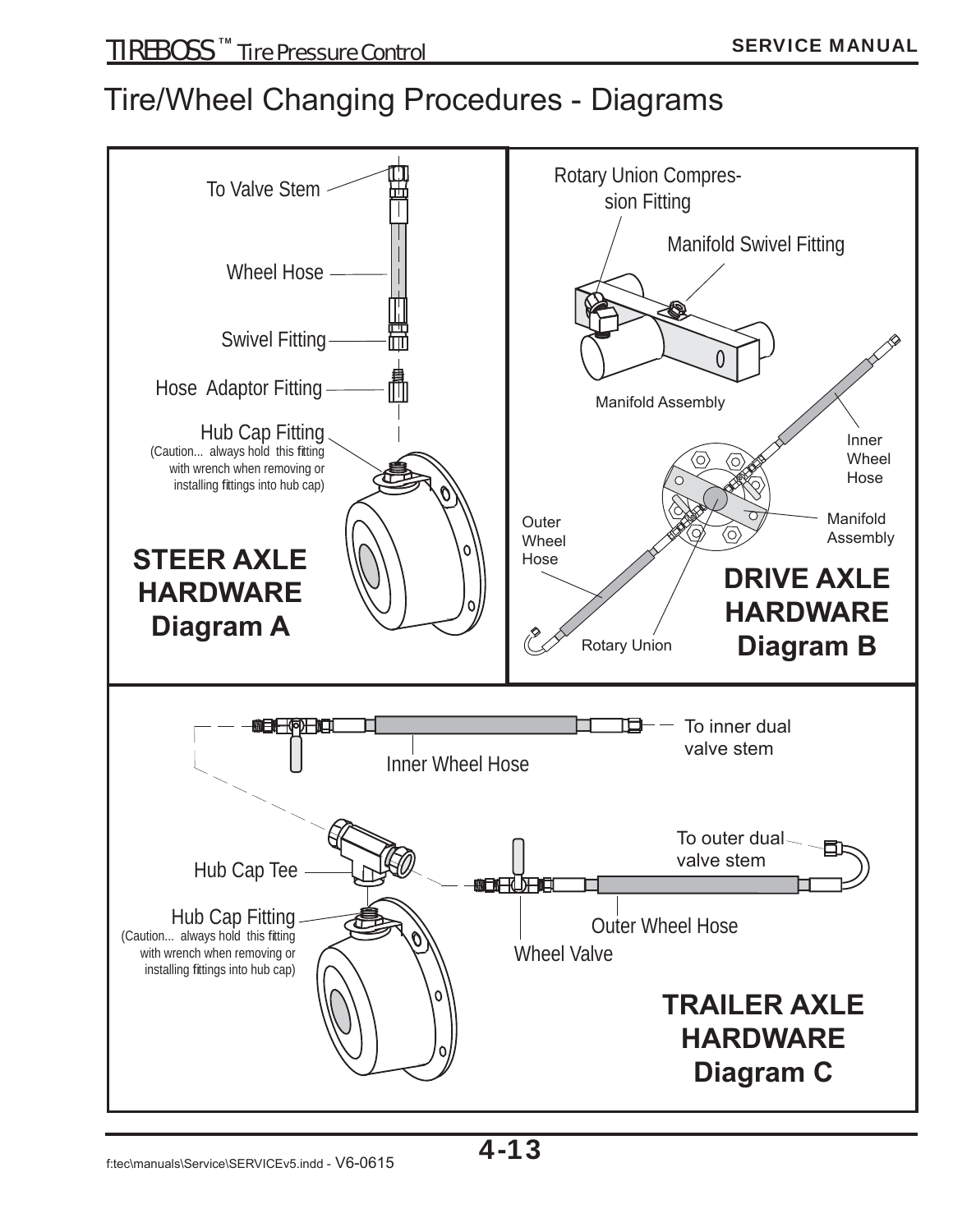# Tire/Wheel Changing Procedures - Diagrams

To Valve Stem

Wheel Hose

Swivel Fitting

Hose Adaptor Fitting

Hub Cap Fitting
(Caution... always hold this fitting with wrench when removing or installing fittings into hub cap)

**STEER AXLE HARDWARE Diagram A**

Rotary Union Compression Fitting

Manifold Swivel Fitting

Manifold Assembly

Inner Wheel Hose

Manifold Assembly

Outer Wheel Hose

Rotary Union

**DRIVE AXLE HARDWARE Diagram B**

To inner dual valve stem

Inner Wheel Hose

To outer dual valve stem

Hub Cap Tee

Hub Cap Fitting
(Caution... always hold this fitting with wrench when removing or installing fittings into hub cap)

Outer Wheel Hose

Wheel Valve

**TRAILER AXLE HARDWARE Diagram C**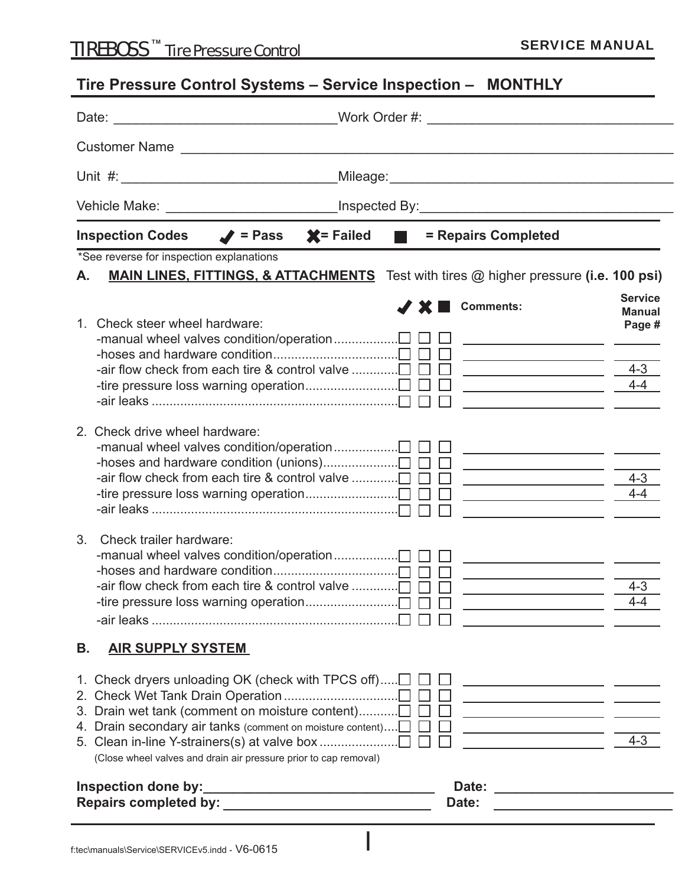## Tire Pressure Control Systems – Service Inspection – MONTHLY

Date: ______________________________ Work Order #: ________________________________

Customer Name ______________________________________________________________

Unit #: ______________________________ Mileage: ______________________________________

Vehicle Make: ______________________ Inspected By: _________________________________

**Inspection Codes** ✔ **= Pass** ✖ **= Failed** ■ **= Repairs Completed**

*See reverse for inspection explanations

**A. MAIN LINES, FITTINGS, & ATTACHMENTS** Test with tires @ higher pressure **(i.e. 100 psi)**

| | ✔ | ✖ | ■ | Comments: | Service Manual Page # |
|---|---|---|---|---|---|
| 1. Check steer wheel hardware: | | | | | |
| -manual wheel valves condition/operation | ☐ | ☐ | ☐ | | |
| -hoses and hardware condition | ☐ | ☐ | ☐ | | |
| -air flow check from each tire & control valve | ☐ | ☐ | ☐ | | 4-3 |
| -tire pressure loss warning operation | ☐ | ☐ | ☐ | | 4-4 |
| -air leaks | ☐ | ☐ | ☐ | | |
| 2. Check drive wheel hardware: | | | | | |
| -manual wheel valves condition/operation | ☐ | ☐ | ☐ | | |
| -hoses and hardware condition (unions) | ☐ | ☐ | ☐ | | |
| -air flow check from each tire & control valve | ☐ | ☐ | ☐ | | 4-3 |
| -tire pressure loss warning operation | ☐ | ☐ | ☐ | | 4-4 |
| -air leaks | ☐ | ☐ | ☐ | | |
| 3. Check trailer hardware: | | | | | |
| -manual wheel valves condition/operation | ☐ | ☐ | ☐ | | |
| -hoses and hardware condition | ☐ | ☐ | ☐ | | |
| -air flow check from each tire & control valve | ☐ | ☐ | ☐ | | 4-3 |
| -tire pressure loss warning operation | ☐ | ☐ | ☐ | | 4-4 |
| -air leaks | ☐ | ☐ | ☐ | | |

**B. AIR SUPPLY SYSTEM**

| | ✔ | ✖ | ■ | Comments: | Service Manual Page # |
|---|---|---|---|---|---|
| 1. Check dryers unloading OK (check with TPCS off) | ☐ | ☐ | ☐ | | |
| 2. Check Wet Tank Drain Operation | ☐ | ☐ | ☐ | | |
| 3. Drain wet tank (comment on moisture content) | ☐ | ☐ | ☐ | | |
| 4. Drain secondary air tanks (comment on moisture content) | ☐ | ☐ | ☐ | | |
| 5. Clean in-line Y-strainers(s) at valve box (Close wheel valves and drain air pressure prior to cap removal) | ☐ | ☐ | ☐ | | 4-3 |

**Inspection done by:** ______________________________ **Date:** ________________________

**Repairs completed by:** ____________________________ **Date:** ________________________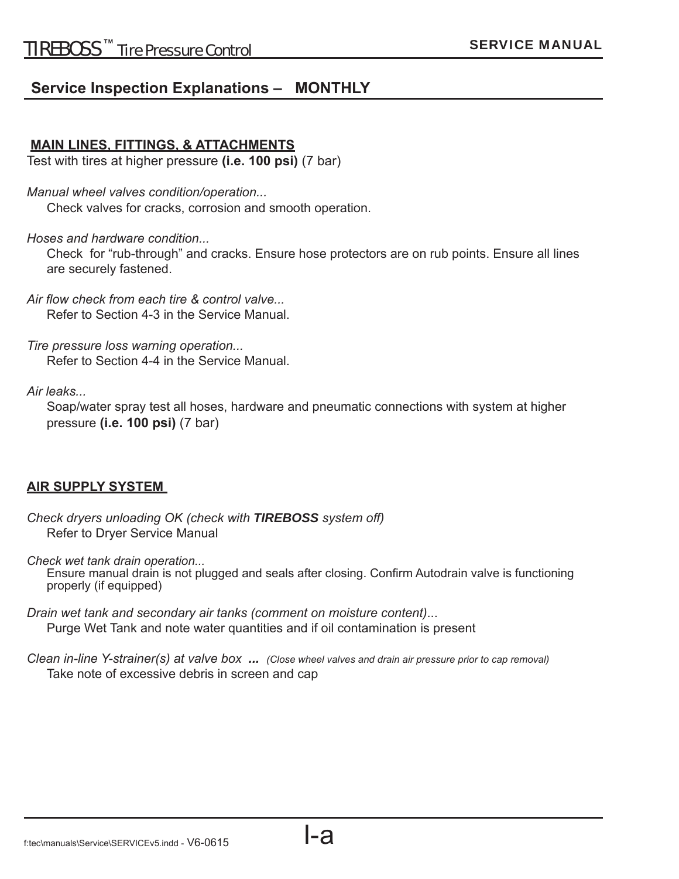## Service Inspection Explanations – MONTHLY

### MAIN LINES, FITTINGS, & ATTACHMENTS

Test with tires at higher pressure **(i.e. 100 psi)** (7 bar)

*Manual wheel valves condition/operation...*
Check valves for cracks, corrosion and smooth operation.

*Hoses and hardware condition...*
Check for "rub-through" and cracks. Ensure hose protectors are on rub points. Ensure all lines are securely fastened.

*Air flow check from each tire & control valve...*
Refer to Section 4-3 in the Service Manual.

*Tire pressure loss warning operation...*
Refer to Section 4-4 in the Service Manual.

*Air leaks...*
Soap/water spray test all hoses, hardware and pneumatic connections with system at higher pressure **(i.e. 100 psi)** (7 bar)

### AIR SUPPLY SYSTEM

*Check dryers unloading OK (check with **TIREBOSS** system off)*
Refer to Dryer Service Manual

*Check wet tank drain operation...*
Ensure manual drain is not plugged and seals after closing. Confirm Autodrain valve is functioning properly (if equipped)

*Drain wet tank and secondary air tanks (comment on moisture content)...*
Purge Wet Tank and note water quantities and if oil contamination is present

*Clean in-line Y-strainer(s) at valve box ...* *(Close wheel valves and drain air pressure prior to cap removal)*
Take note of excessive debris in screen and cap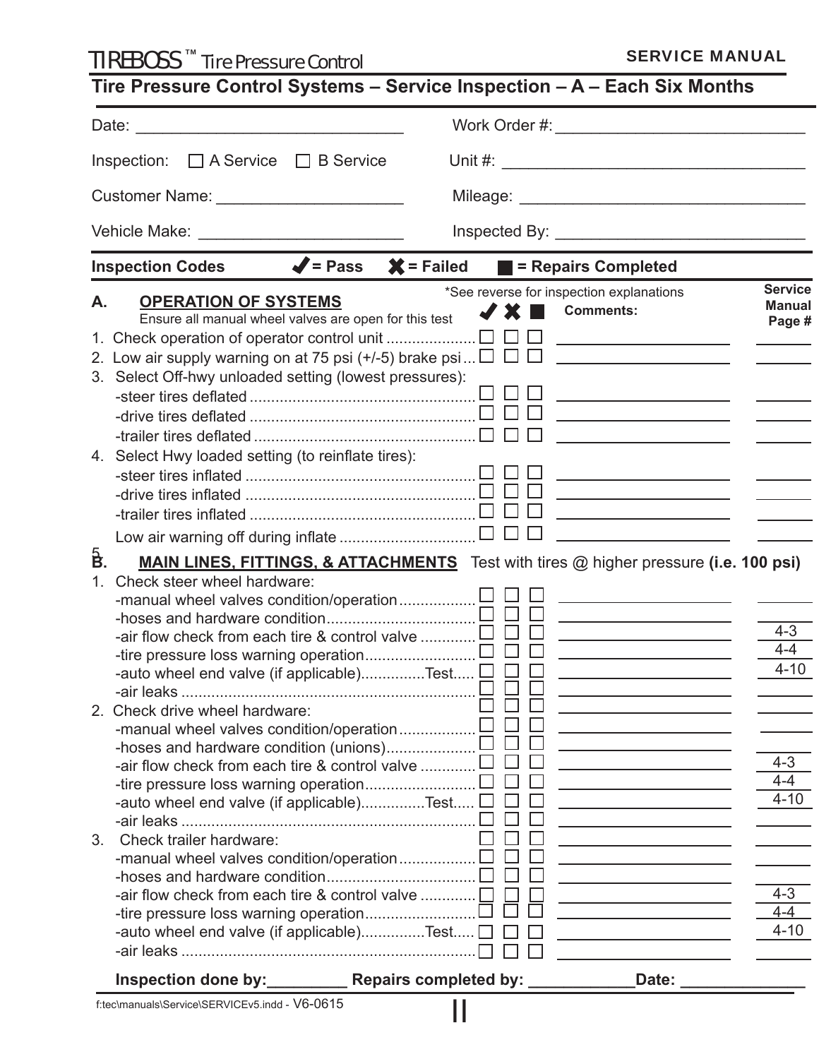# Tire Pressure Control Systems – Service Inspection – A – Each Six Months

Date: ______________________________ Work Order #: ____________________________

Inspection: ☐ A Service ☐ B Service Unit #: __________________________________

Customer Name: ____________________ Mileage: ________________________________

Vehicle Make: ______________________ Inspected By: ____________________________

**Inspection Codes** ✔ = Pass ✖ = Failed ■ = Repairs Completed

*See reverse for inspection explanations

| | ✔ | ✖ | ■ | Comments: | Service Manual Page # |
|---|---|---|---|---|---|
| **A. OPERATION OF SYSTEMS** Ensure all manual wheel valves are open for this test | | | | | |
| 1. Check operation of operator control unit | ☐ | ☐ | ☐ | | |
| 2. Low air supply warning on at 75 psi (+/-5) brake psi | ☐ | ☐ | ☐ | | |
| 3. Select Off-hwy unloaded setting (lowest pressures): | | | | | |
| -steer tires deflated | ☐ | ☐ | ☐ | | |
| -drive tires deflated | ☐ | ☐ | ☐ | | |
| -trailer tires deflated | ☐ | ☐ | ☐ | | |
| 4. Select Hwy loaded setting (to reinflate tires): | | | | | |
| -steer tires inflated | ☐ | ☐ | ☐ | | |
| -drive tires inflated | ☐ | ☐ | ☐ | | |
| -trailer tires inflated | ☐ | ☐ | ☐ | | |
| 5. Low air warning off during inflate | ☐ | ☐ | ☐ | | |
| **B. MAIN LINES, FITTINGS, & ATTACHMENTS** Test with tires @ higher pressure **(i.e. 100 psi)** | | | | | |
| 1. Check steer wheel hardware: | | | | | |
| -manual wheel valves condition/operation | ☐ | ☐ | ☐ | | |
| -hoses and hardware condition | ☐ | ☐ | ☐ | | |
| -air flow check from each tire & control valve | ☐ | ☐ | ☐ | | 4-3 |
| -tire pressure loss warning operation | ☐ | ☐ | ☐ | | 4-4 |
| -auto wheel end valve (if applicable)...Test | ☐ | ☐ | ☐ | | 4-10 |
| -air leaks | ☐ | ☐ | ☐ | | |
| 2. Check drive wheel hardware: | ☐ | ☐ | ☐ | | |
| -manual wheel valves condition/operation | ☐ | ☐ | ☐ | | |
| -hoses and hardware condition (unions) | ☐ | ☐ | ☐ | | |
| -air flow check from each tire & control valve | ☐ | ☐ | ☐ | | 4-3 |
| -tire pressure loss warning operation | ☐ | ☐ | ☐ | | 4-4 |
| -auto wheel end valve (if applicable)...Test | ☐ | ☐ | ☐ | | 4-10 |
| -air leaks | ☐ | ☐ | ☐ | | |
| 3. Check trailer hardware: | ☐ | ☐ | ☐ | | |
| -manual wheel valves condition/operation | ☐ | ☐ | ☐ | | |
| -hoses and hardware condition | ☐ | ☐ | ☐ | | |
| -air flow check from each tire & control valve | ☐ | ☐ | ☐ | | 4-3 |
| -tire pressure loss warning operation | ☐ | ☐ | ☐ | | 4-4 |
| -auto wheel end valve (if applicable)...Test | ☐ | ☐ | ☐ | | 4-10 |
| -air leaks | ☐ | ☐ | ☐ | | |

**Inspection done by:_________ Repairs completed by: ____________Date: ______________**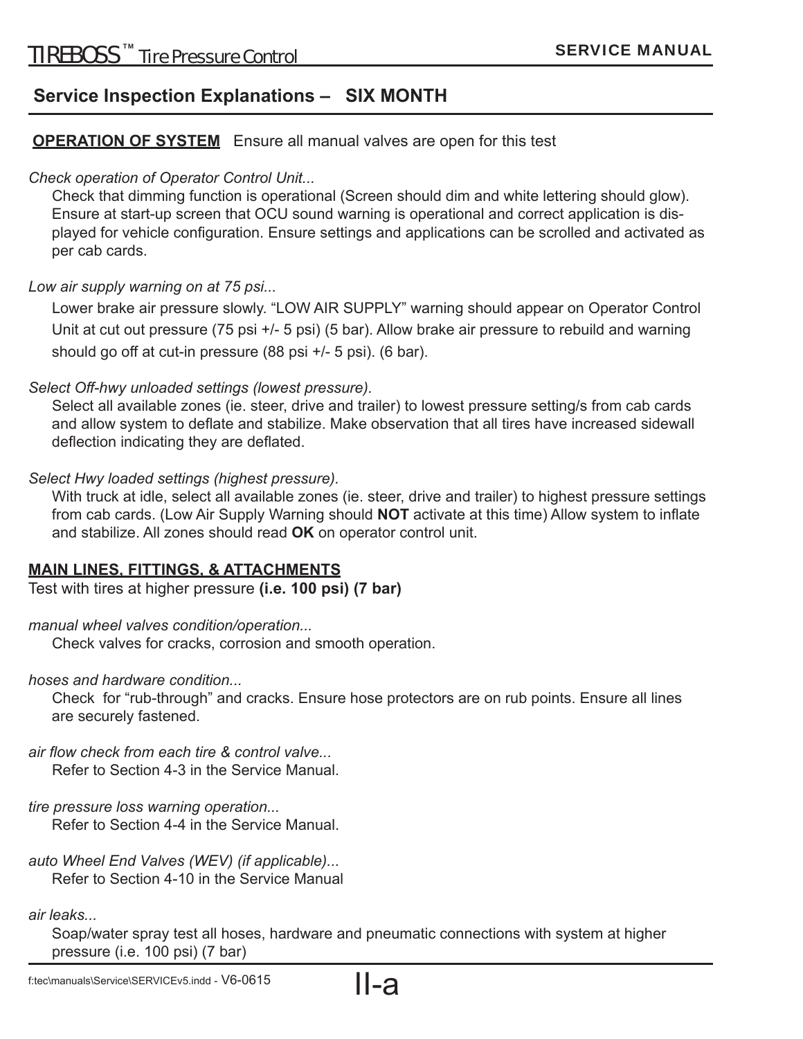## Service Inspection Explanations – SIX MONTH

**OPERATION OF SYSTEM** Ensure all manual valves are open for this test

*Check operation of Operator Control Unit...*

Check that dimming function is operational (Screen should dim and white lettering should glow). Ensure at start-up screen that OCU sound warning is operational and correct application is displayed for vehicle configuration. Ensure settings and applications can be scrolled and activated as per cab cards.

*Low air supply warning on at 75 psi...*

Lower brake air pressure slowly. "LOW AIR SUPPLY" warning should appear on Operator Control Unit at cut out pressure (75 psi +/- 5 psi) (5 bar). Allow brake air pressure to rebuild and warning should go off at cut-in pressure (88 psi +/- 5 psi). (6 bar).

*Select Off-hwy unloaded settings (lowest pressure).*

Select all available zones (ie. steer, drive and trailer) to lowest pressure setting/s from cab cards and allow system to deflate and stabilize. Make observation that all tires have increased sidewall deflection indicating they are deflated.

*Select Hwy loaded settings (highest pressure).*

With truck at idle, select all available zones (ie. steer, drive and trailer) to highest pressure settings from cab cards. (Low Air Supply Warning should **NOT** activate at this time) Allow system to inflate and stabilize. All zones should read **OK** on operator control unit.

**MAIN LINES, FITTINGS, & ATTACHMENTS**

Test with tires at higher pressure **(i.e. 100 psi) (7 bar)**

*manual wheel valves condition/operation...*

Check valves for cracks, corrosion and smooth operation.

*hoses and hardware condition...*

Check for "rub-through" and cracks. Ensure hose protectors are on rub points. Ensure all lines are securely fastened.

*air flow check from each tire & control valve...*

Refer to Section 4-3 in the Service Manual.

*tire pressure loss warning operation...*

Refer to Section 4-4 in the Service Manual.

*auto Wheel End Valves (WEV) (if applicable)...*

Refer to Section 4-10 in the Service Manual

*air leaks...*

Soap/water spray test all hoses, hardware and pneumatic connections with system at higher pressure (i.e. 100 psi) (7 bar)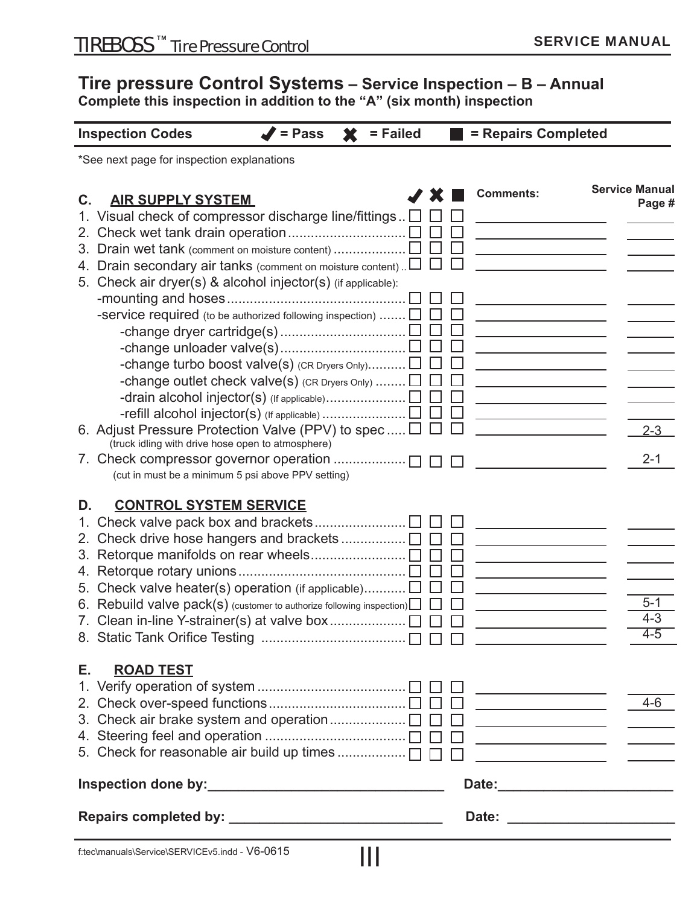# Tire pressure Control Systems – Service Inspection – B – Annual

**Complete this inspection in addition to the "A" (six month) inspection**

**Inspection Codes** ✔ = Pass ✖ = Failed ■ = Repairs Completed

*See next page for inspection explanations

| C. AIR SUPPLY SYSTEM | ✔ | ✖ | ■ | Comments: | Service Manual Page # |
|---|---|---|---|---|---|
| 1. Visual check of compressor discharge line/fittings | ☐ | ☐ | ☐ | | |
| 2. Check wet tank drain operation | ☐ | ☐ | ☐ | | |
| 3. Drain wet tank (comment on moisture content) | ☐ | ☐ | ☐ | | |
| 4. Drain secondary air tanks (comment on moisture content) | ☐ | ☐ | ☐ | | |
| 5. Check air dryer(s) & alcohol injector(s) (if applicable): | | | | | |
| -mounting and hoses | ☐ | ☐ | ☐ | | |
| -service required (to be authorized following inspection) | ☐ | ☐ | ☐ | | |
| -change dryer cartridge(s) | ☐ | ☐ | ☐ | | |
| -change unloader valve(s) | ☐ | ☐ | ☐ | | |
| -change turbo boost valve(s) (CR Dryers Only) | ☐ | ☐ | ☐ | | |
| -change outlet check valve(s) (CR Dryers Only) | ☐ | ☐ | ☐ | | |
| -drain alcohol injector(s) (If applicable) | ☐ | ☐ | ☐ | | |
| -refill alcohol injector(s) (If applicable) | ☐ | ☐ | ☐ | | |
| 6. Adjust Pressure Protection Valve (PPV) to spec (truck idling with drive hose open to atmosphere) | ☐ | ☐ | ☐ | | 2-3 |
| 7. Check compressor governor operation (cut in must be a minimum 5 psi above PPV setting) | ☐ | ☐ | ☐ | | 2-1 |

| D. CONTROL SYSTEM SERVICE | ✔ | ✖ | ■ | Comments: | Service Manual Page # |
|---|---|---|---|---|---|
| 1. Check valve pack box and brackets | ☐ | ☐ | ☐ | | |
| 2. Check drive hose hangers and brackets | ☐ | ☐ | ☐ | | |
| 3. Retorque manifolds on rear wheels | ☐ | ☐ | ☐ | | |
| 4. Retorque rotary unions | ☐ | ☐ | ☐ | | |
| 5. Check valve heater(s) operation (if applicable) | ☐ | ☐ | ☐ | | |
| 6. Rebuild valve pack(s) (customer to authorize following inspection) | ☐ | ☐ | ☐ | | 5-1 |
| 7. Clean in-line Y-strainer(s) at valve box | ☐ | ☐ | ☐ | | 4-3 |
| 8. Static Tank Orifice Testing | ☐ | ☐ | ☐ | | 4-5 |

| E. ROAD TEST | ✔ | ✖ | ■ | Comments: | Service Manual Page # |
|---|---|---|---|---|---|
| 1. Verify operation of system | ☐ | ☐ | ☐ | | |
| 2. Check over-speed functions | ☐ | ☐ | ☐ | | 4-6 |
| 3. Check air brake system and operation | ☐ | ☐ | ☐ | | |
| 4. Steering feel and operation | ☐ | ☐ | ☐ | | |
| 5. Check for reasonable air build up times | ☐ | ☐ | ☐ | | |

**Inspection done by:**_______________________________ **Date:**_______________________

**Repairs completed by:** ____________________________ **Date:** ______________________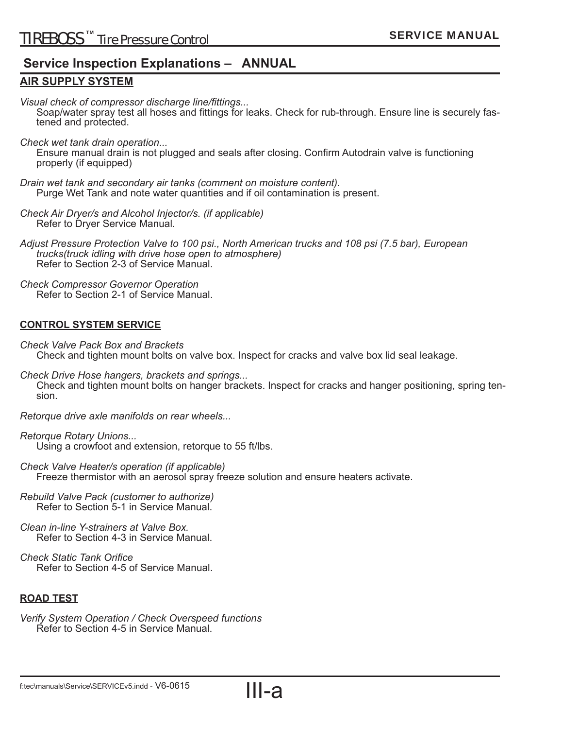## Service Inspection Explanations – ANNUAL

### AIR SUPPLY SYSTEM

*Visual check of compressor discharge line/fittings...*
Soap/water spray test all hoses and fittings for leaks. Check for rub-through. Ensure line is securely fastened and protected.

*Check wet tank drain operation...*
Ensure manual drain is not plugged and seals after closing. Confirm Autodrain valve is functioning properly (if equipped)

*Drain wet tank and secondary air tanks (comment on moisture content).*
Purge Wet Tank and note water quantities and if oil contamination is present.

*Check Air Dryer/s and Alcohol Injector/s. (if applicable)*
Refer to Dryer Service Manual.

*Adjust Pressure Protection Valve to 100 psi., North American trucks and 108 psi (7.5 bar), European trucks(truck idling with drive hose open to atmosphere)*
Refer to Section 2-3 of Service Manual.

*Check Compressor Governor Operation*
Refer to Section 2-1 of Service Manual.

### CONTROL SYSTEM SERVICE

*Check Valve Pack Box and Brackets*
Check and tighten mount bolts on valve box. Inspect for cracks and valve box lid seal leakage.

*Check Drive Hose hangers, brackets and springs...*
Check and tighten mount bolts on hanger brackets. Inspect for cracks and hanger positioning, spring tension.

*Retorque drive axle manifolds on rear wheels...*

*Retorque Rotary Unions...*
Using a crowfoot and extension, retorque to 55 ft/lbs.

*Check Valve Heater/s operation (if applicable)*
Freeze thermistor with an aerosol spray freeze solution and ensure heaters activate.

*Rebuild Valve Pack (customer to authorize)*
Refer to Section 5-1 in Service Manual.

*Clean in-line Y-strainers at Valve Box.*
Refer to Section 4-3 in Service Manual.

*Check Static Tank Orifice*
Refer to Section 4-5 of Service Manual.

### ROAD TEST

*Verify System Operation / Check Overspeed functions*
Refer to Section 4-5 in Service Manual.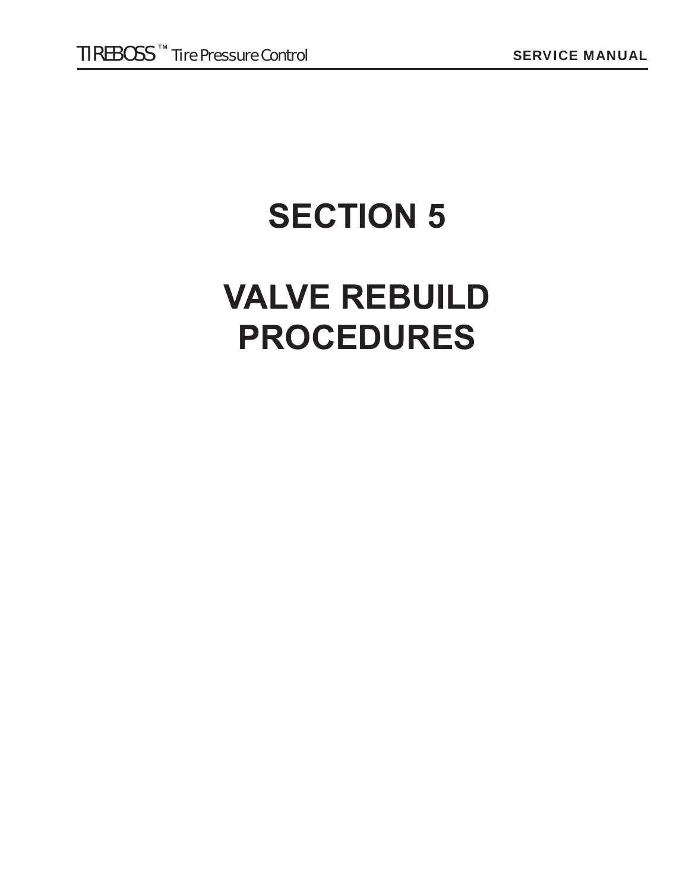# SECTION 5

# VALVE REBUILD PROCEDURES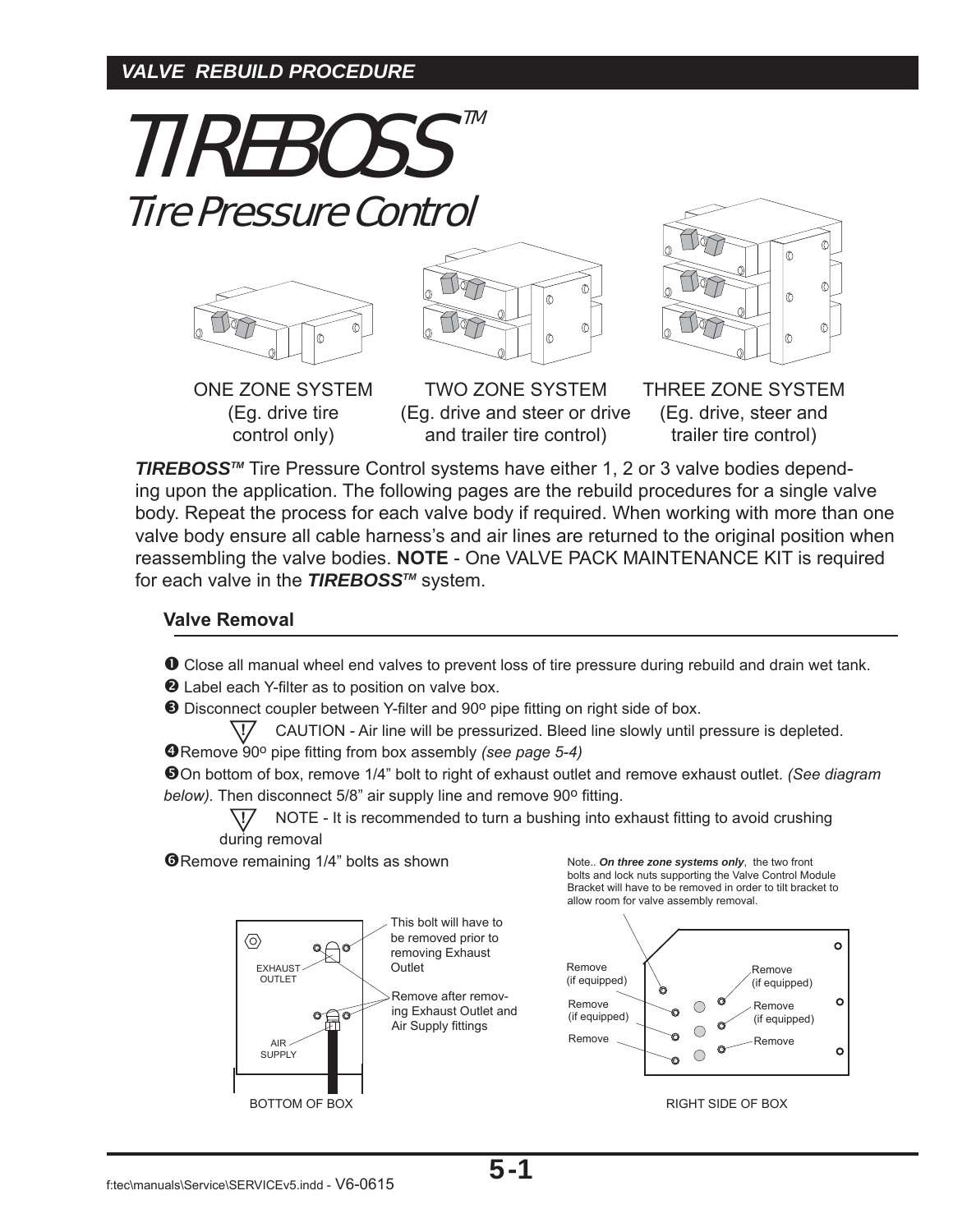## VALVE REBUILD PROCEDURE

# TIREBOSS™
## Tire Pressure Control

ONE ZONE SYSTEM
(Eg. drive tire control only)

TWO ZONE SYSTEM
(Eg. drive and steer or drive and trailer tire control)

THREE ZONE SYSTEM
(Eg. drive, steer and trailer tire control)

***TIREBOSS™*** Tire Pressure Control systems have either 1, 2 or 3 valve bodies depending upon the application. The following pages are the rebuild procedures for a single valve body. Repeat the process for each valve body if required. When working with more than one valve body ensure all cable harness's and air lines are returned to the original position when reassembling the valve bodies. **NOTE** - One VALVE PACK MAINTENANCE KIT is required for each valve in the ***TIREBOSS™*** system.

### Valve Removal

1. Close all manual wheel end valves to prevent loss of tire pressure during rebuild and drain wet tank.
2. Label each Y-filter as to position on valve box.
3. Disconnect coupler between Y-filter and 90º pipe fitting on right side of box.

   ⚠ CAUTION - Air line will be pressurized. Bleed line slowly until pressure is depleted.
4. Remove 90º pipe fitting from box assembly *(see page 5-4)*
5. On bottom of box, remove 1/4" bolt to right of exhaust outlet and remove exhaust outlet. *(See diagram below)*. Then disconnect 5/8" air supply line and remove 90º fitting.

   ⚠ NOTE - It is recommended to turn a bushing into exhaust fitting to avoid crushing during removal
6. Remove remaining 1/4" bolts as shown

Note.. ***On three zone systems only***, the two front bolts and lock nuts supporting the Valve Control Module Bracket will have to be removed in order to tilt bracket to allow room for valve assembly removal.

BOTTOM OF BOX: EXHAUST OUTLET; AIR SUPPLY; This bolt will have to be removed prior to removing Exhaust Outlet; Remove after removing Exhaust Outlet and Air Supply fittings

RIGHT SIDE OF BOX: Remove (if equipped); Remove (if equipped); Remove; Remove (if equipped); Remove (if equipped); Remove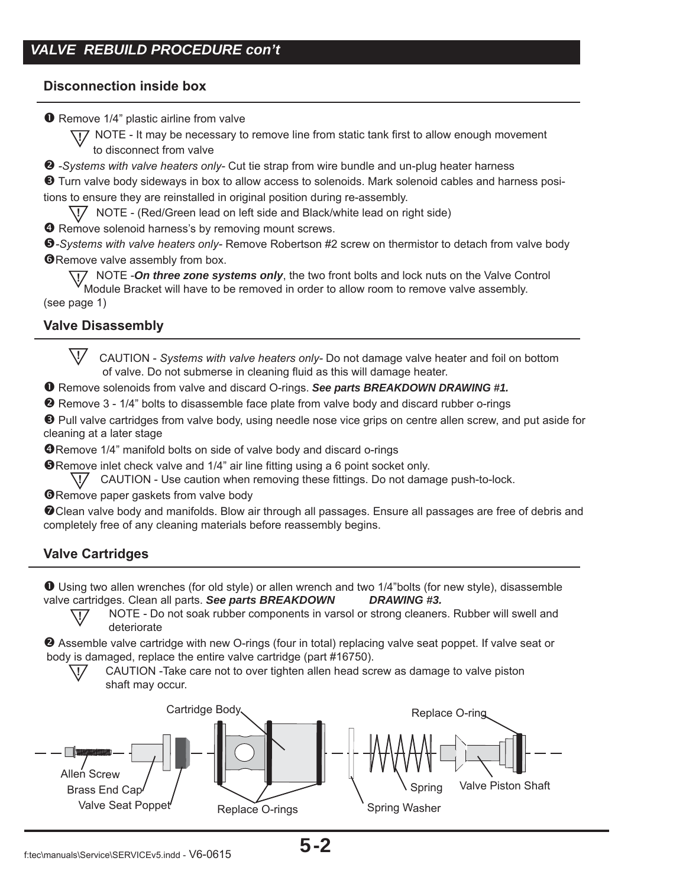## VALVE REBUILD PROCEDURE con't

### Disconnection inside box

1. Remove 1/4" plastic airline from valve

   ⚠ NOTE - It may be necessary to remove line from static tank first to allow enough movement to disconnect from valve

2. *-Systems with valve heaters only-* Cut tie strap from wire bundle and un-plug heater harness
3. Turn valve body sideways in box to allow access to solenoids. Mark solenoid cables and harness positions to ensure they are reinstalled in original position during re-assembly.

   ⚠ NOTE - (Red/Green lead on left side and Black/white lead on right side)

4. Remove solenoid harness's by removing mount screws.
5. *-Systems with valve heaters only-* Remove Robertson #2 screw on thermistor to detach from valve body
6. Remove valve assembly from box.

   ⚠ NOTE -***On three zone systems only***, the two front bolts and lock nuts on the Valve Control Module Bracket will have to be removed in order to allow room to remove valve assembly. (see page 1)

### Valve Disassembly

⚠ CAUTION - *Systems with valve heaters only-* Do not damage valve heater and foil on bottom of valve. Do not submerse in cleaning fluid as this will damage heater.

1. Remove solenoids from valve and discard O-rings. ***See parts BREAKDOWN DRAWING #1.***
2. Remove 3 - 1/4" bolts to disassemble face plate from valve body and discard rubber o-rings
3. Pull valve cartridges from valve body, using needle nose vice grips on centre allen screw, and put aside for cleaning at a later stage
4. Remove 1/4" manifold bolts on side of valve body and discard o-rings
5. Remove inlet check valve and 1/4" air line fitting using a 6 point socket only.

   ⚠ CAUTION - Use caution when removing these fittings. Do not damage push-to-lock.

6. Remove paper gaskets from valve body
7. Clean valve body and manifolds. Blow air through all passages. Ensure all passages are free of debris and completely free of any cleaning materials before reassembly begins.

### Valve Cartridges

1. Using two allen wrenches (for old style) or allen wrench and two 1/4"bolts (for new style), disassemble valve cartridges. Clean all parts. ***See parts BREAKDOWN DRAWING #3.***

   ⚠ NOTE - Do not soak rubber components in varsol or strong cleaners. Rubber will swell and deteriorate

2. Assemble valve cartridge with new O-rings (four in total) replacing valve seat poppet. If valve seat or body is damaged, replace the entire valve cartridge (part #16750).

   ⚠ CAUTION -Take care not to over tighten allen head screw as damage to valve piston shaft may occur.

Cartridge Body, Replace O-ring, Allen Screw, Brass End Cap, Valve Seat Poppet, Replace O-rings, Spring Washer, Spring, Valve Piston Shaft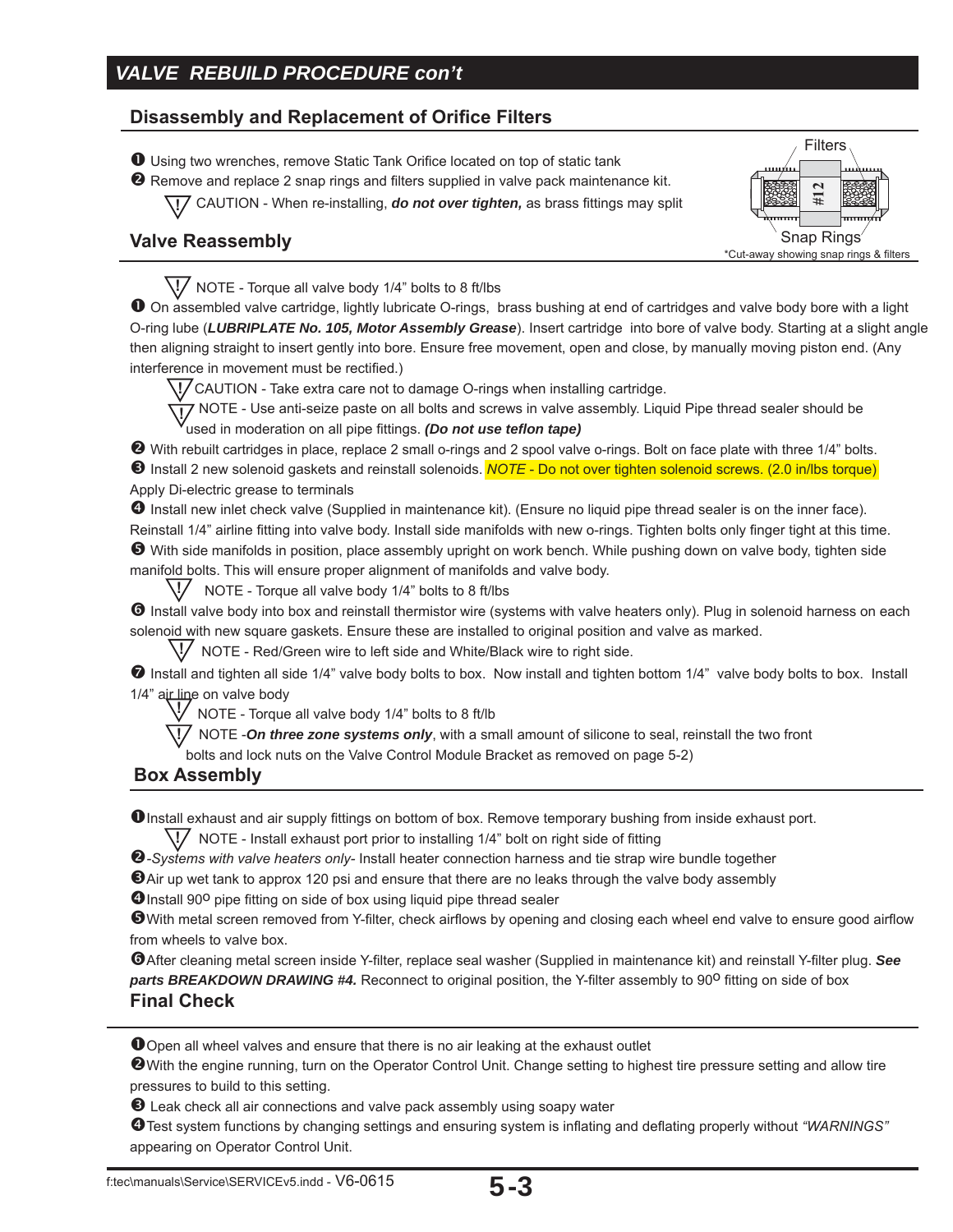## VALVE REBUILD PROCEDURE con't

### Disassembly and Replacement of Orifice Filters

❶ Using two wrenches, remove Static Tank Orifice located on top of static tank

❷ Remove and replace 2 snap rings and filters supplied in valve pack maintenance kit.

⚠ CAUTION - When re-installing, ***do not over tighten,*** as brass fittings may split

Filters

#12

Snap Rings

*Cut-away showing snap rings & filters

### Valve Reassembly

⚠ NOTE - Torque all valve body 1/4" bolts to 8 ft/lbs

❶ On assembled valve cartridge, lightly lubricate O-rings, brass bushing at end of cartridges and valve body bore with a light O-ring lube (***LUBRIPLATE No. 105, Motor Assembly Grease***). Insert cartridge into bore of valve body. Starting at a slight angle then aligning straight to insert gently into bore. Ensure free movement, open and close, by manually moving piston end. (Any interference in movement must be rectified.)

⚠ CAUTION - Take extra care not to damage O-rings when installing cartridge.

⚠ NOTE - Use anti-seize paste on all bolts and screws in valve assembly. Liquid Pipe thread sealer should be used in moderation on all pipe fittings. ***(Do not use teflon tape)***

❷ With rebuilt cartridges in place, replace 2 small o-rings and 2 spool valve o-rings. Bolt on face plate with three 1/4" bolts.

❸ Install 2 new solenoid gaskets and reinstall solenoids. *NOTE* - Do not over tighten solenoid screws. (2.0 in/lbs torque) Apply Di-electric grease to terminals

❹ Install new inlet check valve (Supplied in maintenance kit). (Ensure no liquid pipe thread sealer is on the inner face). Reinstall 1/4" airline fitting into valve body. Install side manifolds with new o-rings. Tighten bolts only finger tight at this time.

❺ With side manifolds in position, place assembly upright on work bench. While pushing down on valve body, tighten side manifold bolts. This will ensure proper alignment of manifolds and valve body.

⚠ NOTE - Torque all valve body 1/4" bolts to 8 ft/lbs

❻ Install valve body into box and reinstall thermistor wire (systems with valve heaters only). Plug in solenoid harness on each solenoid with new square gaskets. Ensure these are installed to original position and valve as marked.

⚠ NOTE - Red/Green wire to left side and White/Black wire to right side.

❼ Install and tighten all side 1/4" valve body bolts to box. Now install and tighten bottom 1/4" valve body bolts to box. Install 1/4" air line on valve body

⚠ NOTE - Torque all valve body 1/4" bolts to 8 ft/lb

⚠ NOTE -***On three zone systems only***, with a small amount of silicone to seal, reinstall the two front bolts and lock nuts on the Valve Control Module Bracket as removed on page 5-2)

### Box Assembly

❶ Install exhaust and air supply fittings on bottom of box. Remove temporary bushing from inside exhaust port.

⚠ NOTE - Install exhaust port prior to installing 1/4" bolt on right side of fitting

❷ -*Systems with valve heaters only*- Install heater connection harness and tie strap wire bundle together

❸ Air up wet tank to approx 120 psi and ensure that there are no leaks through the valve body assembly

❹ Install 90° pipe fitting on side of box using liquid pipe thread sealer

❺ With metal screen removed from Y-filter, check airflows by opening and closing each wheel end valve to ensure good airflow from wheels to valve box.

❻ After cleaning metal screen inside Y-filter, replace seal washer (Supplied in maintenance kit) and reinstall Y-filter plug. ***See parts BREAKDOWN DRAWING #4.*** Reconnect to original position, the Y-filter assembly to 90° fitting on side of box

### Final Check

❶ Open all wheel valves and ensure that there is no air leaking at the exhaust outlet

❷ With the engine running, turn on the Operator Control Unit. Change setting to highest tire pressure setting and allow tire pressures to build to this setting.

❸ Leak check all air connections and valve pack assembly using soapy water

❹ Test system functions by changing settings and ensuring system is inflating and deflating properly without *"WARNINGS"* appearing on Operator Control Unit.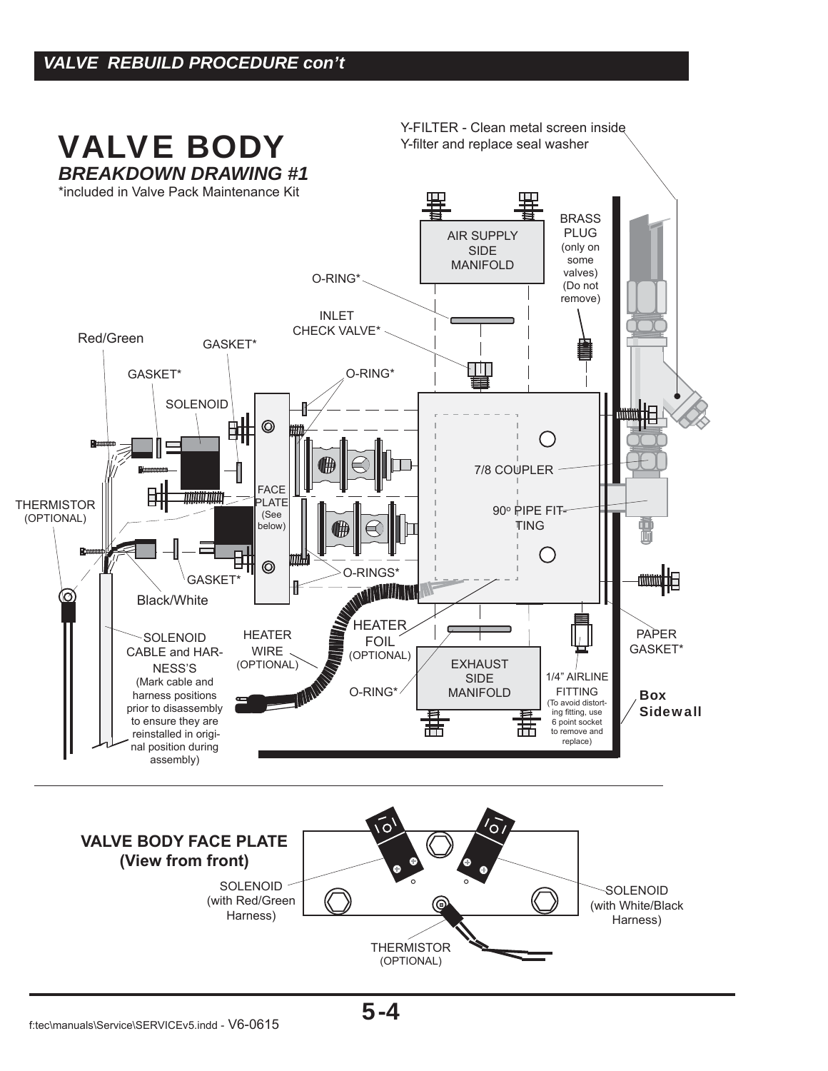## VALVE REBUILD PROCEDURE con't

# VALVE BODY

### *BREAKDOWN DRAWING #1*

*included in Valve Pack Maintenance Kit

Y-FILTER - Clean metal screen inside Y-filter and replace seal washer

AIR SUPPLY SIDE MANIFOLD

BRASS PLUG (only on some valves) (Do not remove)

O-RING*

INLET CHECK VALVE*

Red/Green

GASKET*

GASKET*

O-RING*

SOLENOID

7/8 COUPLER

THERMISTOR (OPTIONAL)

FACE PLATE (See below)

90° PIPE FITTING

GASKET*

O-RINGS*

Black/White

HEATER FOIL (OPTIONAL)

PAPER GASKET*

SOLENOID CABLE and HARNESS'S (Mark cable and harness positions prior to disassembly to ensure they are reinstalled in original position during assembly)

HEATER WIRE (OPTIONAL)

EXHAUST SIDE MANIFOLD

O-RING*

1/4" AIRLINE FITTING (To avoid distorting fitting, use 6 point socket to remove and replace)

**Box Sidewall**

---

**VALVE BODY FACE PLATE (View from front)**

SOLENOID (with Red/Green Harness)

SOLENOID (with White/Black Harness)

THERMISTOR (OPTIONAL)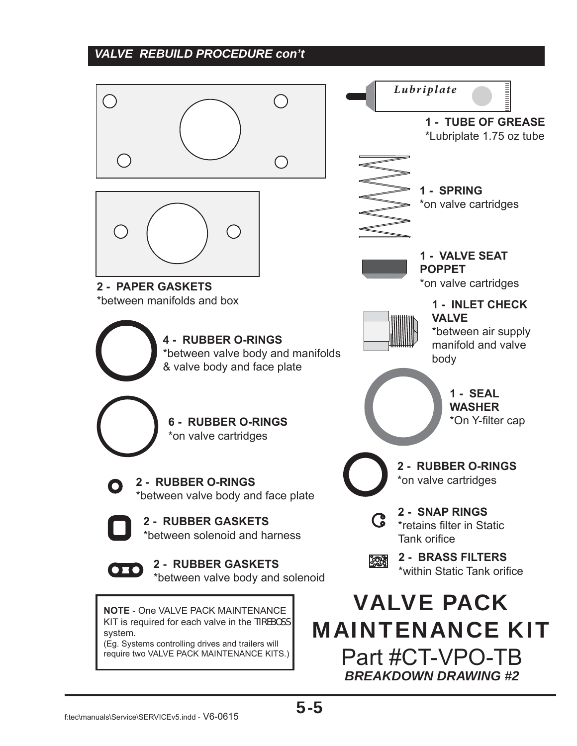## *VALVE REBUILD PROCEDURE con't*

*Lubriplate*

**1 - TUBE OF GREASE**
*Lubriplate 1.75 oz tube

**1 - SPRING**
*on valve cartridges

**1 - VALVE SEAT POPPET**
*on valve cartridges

**2 - PAPER GASKETS**
*between manifolds and box

**1 - INLET CHECK VALVE**
*between air supply manifold and valve body

**4 - RUBBER O-RINGS**
*between valve body and manifolds & valve body and face plate

**1 - SEAL WASHER**
*On Y-filter cap

**6 - RUBBER O-RINGS**
*on valve cartridges

**2 - RUBBER O-RINGS**
*on valve cartridges

**2 - RUBBER O-RINGS**
*between valve body and face plate

**2 - SNAP RINGS**
*retains filter in Static Tank orifice

**2 - RUBBER GASKETS**
*between solenoid and harness

**2 - BRASS FILTERS**
*within Static Tank orifice

**2 - RUBBER GASKETS**
*between valve body and solenoid

**NOTE** - One VALVE PACK MAINTENANCE KIT is required for each valve in the TIREBOSS system.
(Eg. Systems controlling drives and trailers will require two VALVE PACK MAINTENANCE KITS.)

# VALVE PACK MAINTENANCE KIT

## Part #CT-VPO-TB

***BREAKDOWN DRAWING #2***

f:tec\manuals\Service\SERVICEv5.indd - V6-0615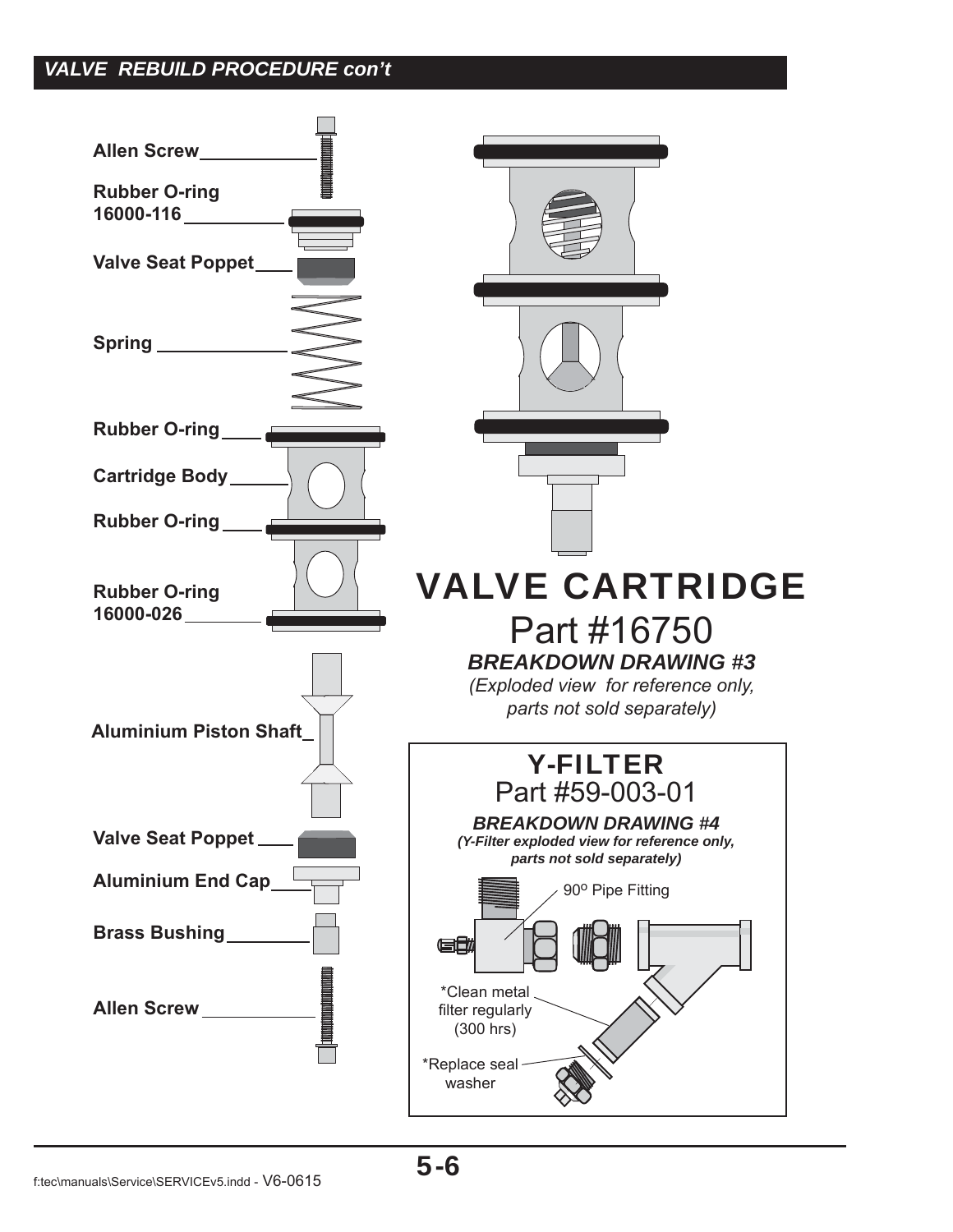## *VALVE REBUILD PROCEDURE con't*

- Allen Screw
- Rubber O-ring 16000-116
- Valve Seat Poppet
- Spring
- Rubber O-ring
- Cartridge Body
- Rubber O-ring
- Rubber O-ring 16000-026
- Aluminium Piston Shaft
- Valve Seat Poppet
- Aluminium End Cap
- Brass Bushing
- Allen Screw

# VALVE CARTRIDGE

## Part #16750

***BREAKDOWN DRAWING #3***

*(Exploded view for reference only, parts not sold separately)*

## Y-FILTER

### Part #59-003-01

***BREAKDOWN DRAWING #4***

***(Y-Filter exploded view for reference only, parts not sold separately)***

- 90º Pipe Fitting
- *Clean metal filter regularly (300 hrs)
- *Replace seal washer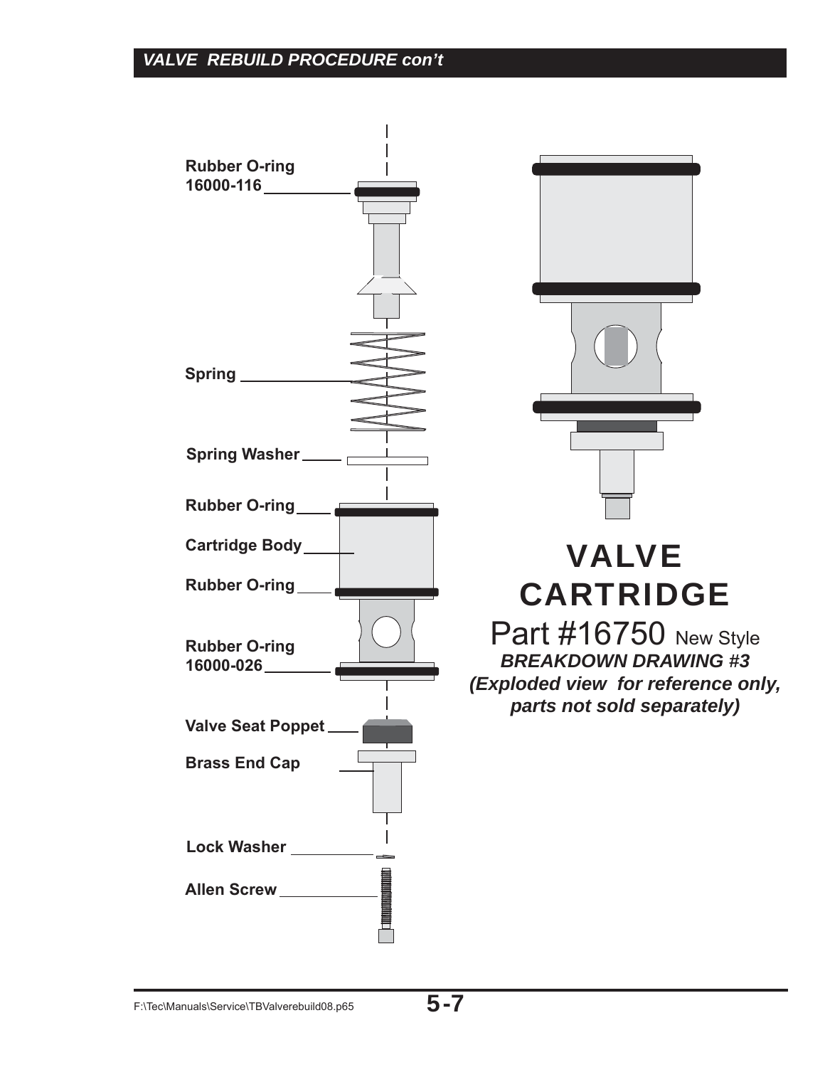## VALVE REBUILD PROCEDURE con't

Rubber O-ring
16000-116

Spring

Spring Washer

Rubber O-ring

Cartridge Body

Rubber O-ring

Rubber O-ring
16000-026

Valve Seat Poppet

Brass End Cap

Lock Washer

Allen Screw

# VALVE CARTRIDGE

Part #16750 New Style

***BREAKDOWN DRAWING #3***

***(Exploded view for reference only, parts not sold separately)***

F:\Tec\Manuals\Service\TBValverebuild08.p65